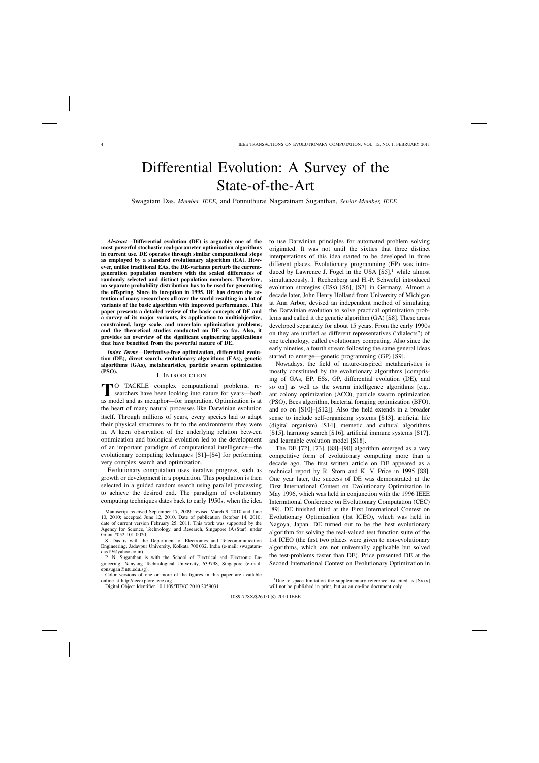# Differential Evolution: A Survey of the State-of-the-Art

Swagatam Das, *Member, IEEE,* and Ponnuthurai Nagaratnam Suganthan, *Senior Member, IEEE*

***Abstract*—Differential evolution (DE) is arguably one of the most powerful stochastic real-parameter optimization algorithms in current use. DE operates through similar computational steps as employed by a standard evolutionary algorithm (EA). However, unlike traditional EAs, the DE-variants perturb the current-generation population members with the scaled differences of randomly selected and distinct population members. Therefore, no separate probability distribution has to be used for generating the offspring. Since its inception in 1995, DE has drawn the attention of many researchers all over the world resulting in a lot of variants of the basic algorithm with improved performance. This paper presents a detailed review of the basic concepts of DE and a survey of its major variants, its application to multiobjective, constrained, large scale, and uncertain optimization problems, and the theoretical studies conducted on DE so far. Also, it provides an overview of the significant engineering applications that have benefited from the powerful nature of DE.**

***Index Terms*—Derivative-free optimization, differential evolution (DE), direct search, evolutionary algorithms (EAs), genetic algorithms (GAs), metaheuristics, particle swarm optimization (PSO).**

## I. Introduction

To tackle complex computational problems, researchers have been looking into nature for years—both as model and as metaphor—for inspiration. Optimization is at the heart of many natural processes like Darwinian evolution itself. Through millions of years, every species had to adapt their physical structures to fit to the environments they were in. A keen observation of the underlying relation between optimization and biological evolution led to the development of an important paradigm of computational intelligence—the evolutionary computing techniques [S1]–[S4] for performing very complex search and optimization.

Evolutionary computation uses iterative progress, such as growth or development in a population. This population is then selected in a guided random search using parallel processing to achieve the desired end. The paradigm of evolutionary computing techniques dates back to early 1950s, when the idea to use Darwinian principles for automated problem solving originated. It was not until the sixties that three distinct interpretations of this idea started to be developed in three different places. Evolutionary programming (EP) was introduced by Lawrence J. Fogel in the USA [S5],[1] while almost simultaneously. I. Rechenberg and H.-P. Schwefel introduced evolution strategies (ESs) [S6], [S7] in Germany. Almost a decade later, John Henry Holland from University of Michigan at Ann Arbor, devised an independent method of simulating the Darwinian evolution to solve practical optimization problems and called it the genetic algorithm (GA) [S8]. These areas developed separately for about 15 years. From the early 1990s on they are unified as different representatives ("dialects") of one technology, called evolutionary computing. Also since the early nineties, a fourth stream following the same general ideas started to emerge—genetic programming (GP) [S9].

Nowadays, the field of nature-inspired metaheuristics is mostly constituted by the evolutionary algorithms [comprising of GAs, EP, ESs, GP, differential evolution (DE), and so on] as well as the swarm intelligence algorithms [e.g., ant colony optimization (ACO), particle swarm optimization (PSO), Bees algorithm, bacterial foraging optimization (BFO), and so on [S10]–[S12]]. Also the field extends in a broader sense to include self-organizing systems [S13], artificial life (digital organism) [S14], memetic and cultural algorithms [S15], harmony search [S16], artificial immune systems [S17], and learnable evolution model [S18].

The DE [72], [73], [88]–[90] algorithm emerged as a very competitive form of evolutionary computing more than a decade ago. The first written article on DE appeared as a technical report by R. Storn and K. V. Price in 1995 [88]. One year later, the success of DE was demonstrated at the First International Contest on Evolutionary Optimization in May 1996, which was held in conjunction with the 1996 IEEE International Conference on Evolutionary Computation (CEC) [89]. DE finished third at the First International Contest on Evolutionary Optimization (1st ICEO), which was held in Nagoya, Japan. DE turned out to be the best evolutionary algorithm for solving the real-valued test function suite of the 1st ICEO (the first two places were given to non-evolutionary algorithms, which are not universally applicable but solved the test-problems faster than DE). Price presented DE at the Second International Contest on Evolutionary Optimization in

---

Manuscript received September 17, 2009; revised March 9, 2010 and June 10, 2010; accepted June 12, 2010. Date of publication October 14, 2010; date of current version February 25, 2011. This work was supported by the Agency for Science, Technology, and Research, Singapore (A∗Star), under Grant #052 101 0020.

S. Das is with the Department of Electronics and Telecommunication Engineering, Jadavpur University, Kolkata 700 032, India (e-mail: swagatamdas19@yahoo.co.in).

P. N. Suganthan is with the School of Electrical and Electronic Engineering, Nanyang Technological University, 639798, Singapore (e-mail: epnsugan@ntu.edu.sg).

Color versions of one or more of the figures in this paper are available online at http://ieeexplore.ieee.org.

Digital Object Identifier 10.1109/TEVC.2010.2059031

[1] Due to space limitation the supplementary reference list cited as [Sxxx] will not be published in print, but as an on-line document only.

1089-778X/$26.00 © 2010 IEEE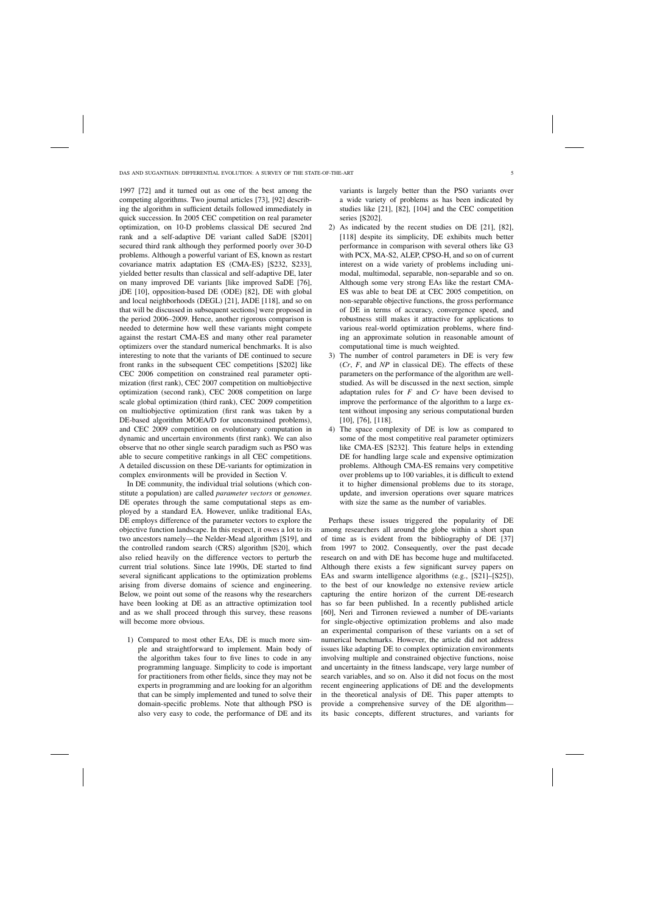1997 [72] and it turned out as one of the best among the competing algorithms. Two journal articles [73], [92] describing the algorithm in sufficient details followed immediately in quick succession. In 2005 CEC competition on real parameter optimization, on 10-D problems classical DE secured 2nd rank and a self-adaptive DE variant called SaDE [S201] secured third rank although they performed poorly over 30-D problems. Although a powerful variant of ES, known as restart covariance matrix adaptation ES (CMA-ES) [S232, S233], yielded better results than classical and self-adaptive DE, later on many improved DE variants [like improved SaDE [76], jDE [10], opposition-based DE (ODE) [82], DE with global and local neighborhoods (DEGL) [21], JADE [118], and so on that will be discussed in subsequent sections] were proposed in the period 2006–2009. Hence, another rigorous comparison is needed to determine how well these variants might compete against the restart CMA-ES and many other real parameter optimizers over the standard numerical benchmarks. It is also interesting to note that the variants of DE continued to secure front ranks in the subsequent CEC competitions [S202] like CEC 2006 competition on constrained real parameter optimization (first rank), CEC 2007 competition on multiobjective optimization (second rank), CEC 2008 competition on large scale global optimization (third rank), CEC 2009 competition on multiobjective optimization (first rank was taken by a DE-based algorithm MOEA/D for unconstrained problems), and CEC 2009 competition on evolutionary computation in dynamic and uncertain environments (first rank). We can also observe that no other single search paradigm such as PSO was able to secure competitive rankings in all CEC competitions. A detailed discussion on these DE-variants for optimization in complex environments will be provided in Section V.

In DE community, the individual trial solutions (which constitute a population) are called *parameter vectors* or *genomes*. DE operates through the same computational steps as employed by a standard EA. However, unlike traditional EAs, DE employs difference of the parameter vectors to explore the objective function landscape. In this respect, it owes a lot to its two ancestors namely—the Nelder-Mead algorithm [S19], and the controlled random search (CRS) algorithm [S20], which also relied heavily on the difference vectors to perturb the current trial solutions. Since late 1990s, DE started to find several significant applications to the optimization problems arising from diverse domains of science and engineering. Below, we point out some of the reasons why the researchers have been looking at DE as an attractive optimization tool and as we shall proceed through this survey, these reasons will become more obvious.

1) Compared to most other EAs, DE is much more simple and straightforward to implement. Main body of the algorithm takes four to five lines to code in any programming language. Simplicity to code is important for practitioners from other fields, since they may not be experts in programming and are looking for an algorithm that can be simply implemented and tuned to solve their domain-specific problems. Note that although PSO is also very easy to code, the performance of DE and its variants is largely better than the PSO variants over a wide variety of problems as has been indicated by studies like [21], [82], [104] and the CEC competition series [S202].
2) As indicated by the recent studies on DE [21], [82], [118] despite its simplicity, DE exhibits much better performance in comparison with several others like G3 with PCX, MA-S2, ALEP, CPSO-H, and so on of current interest on a wide variety of problems including unimodal, multimodal, separable, non-separable and so on. Although some very strong EAs like the restart CMA-ES was able to beat DE at CEC 2005 competition, on non-separable objective functions, the gross performance of DE in terms of accuracy, convergence speed, and robustness still makes it attractive for applications to various real-world optimization problems, where finding an approximate solution in reasonable amount of computational time is much weighted.
3) The number of control parameters in DE is very few ($Cr$, $F$, and $NP$ in classical DE). The effects of these parameters on the performance of the algorithm are well-studied. As will be discussed in the next section, simple adaptation rules for $F$ and $Cr$ have been devised to improve the performance of the algorithm to a large extent without imposing any serious computational burden [10], [76], [118].
4) The space complexity of DE is low as compared to some of the most competitive real parameter optimizers like CMA-ES [S232]. This feature helps in extending DE for handling large scale and expensive optimization problems. Although CMA-ES remains very competitive over problems up to 100 variables, it is difficult to extend it to higher dimensional problems due to its storage, update, and inversion operations over square matrices with size the same as the number of variables.

Perhaps these issues triggered the popularity of DE among researchers all around the globe within a short span of time as is evident from the bibliography of DE [37] from 1997 to 2002. Consequently, over the past decade research on and with DE has become huge and multifaceted. Although there exists a few significant survey papers on EAs and swarm intelligence algorithms (e.g., [S21]–[S25]), to the best of our knowledge no extensive review article capturing the entire horizon of the current DE-research has so far been published. In a recently published article [60], Neri and Tirronen reviewed a number of DE-variants for single-objective optimization problems and also made an experimental comparison of these variants on a set of numerical benchmarks. However, the article did not address issues like adapting DE to complex optimization environments involving multiple and constrained objective functions, noise and uncertainty in the fitness landscape, very large number of search variables, and so on. Also it did not focus on the most recent engineering applications of DE and the developments in the theoretical analysis of DE. This paper attempts to provide a comprehensive survey of the DE algorithm—its basic concepts, different structures, and variants for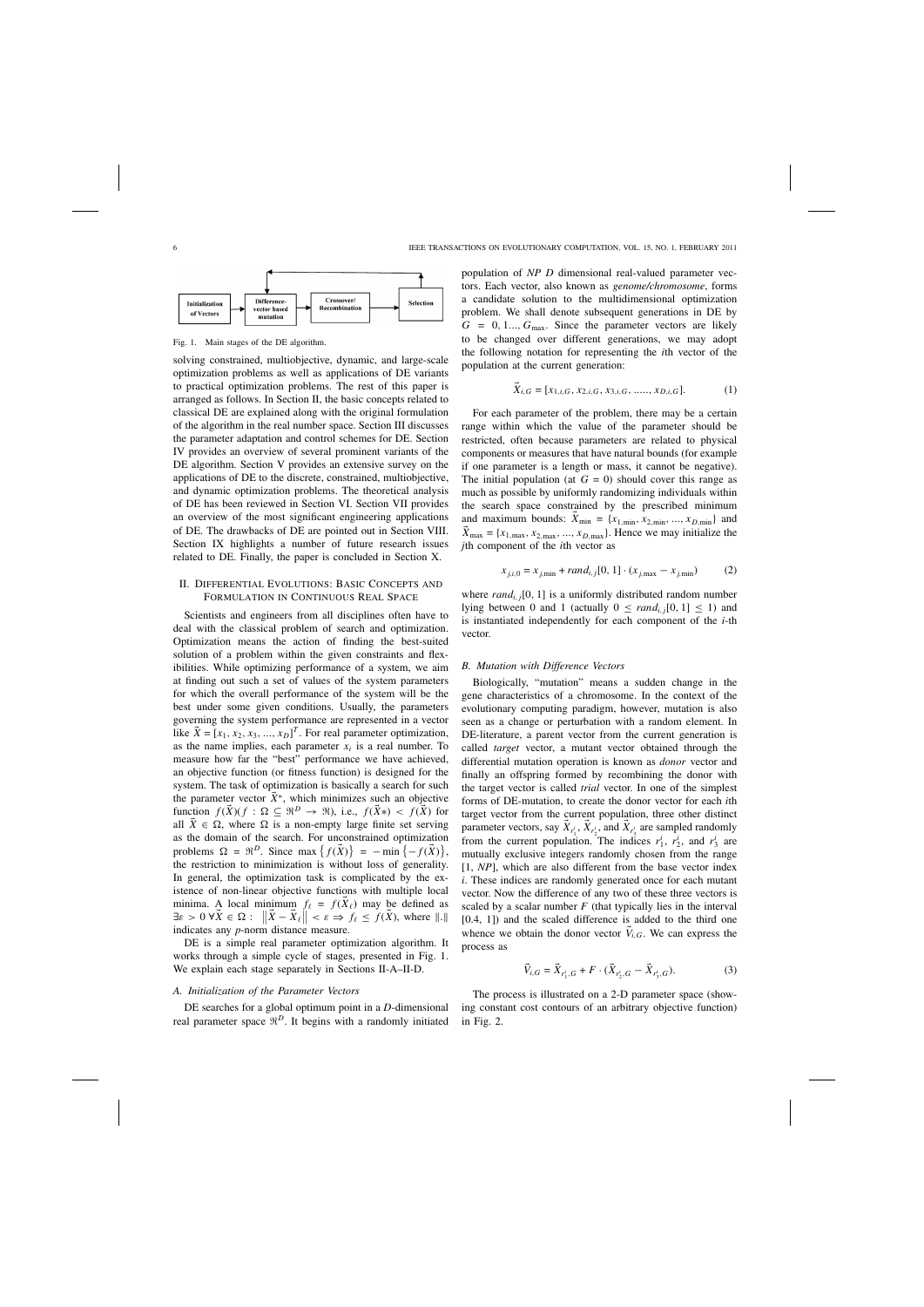Fig. 1. Main stages of the DE algorithm.

solving constrained, multiobjective, dynamic, and large-scale optimization problems as well as applications of DE variants to practical optimization problems. The rest of this paper is arranged as follows. In Section II, the basic concepts related to classical DE are explained along with the original formulation of the algorithm in the real number space. Section III discusses the parameter adaptation and control schemes for DE. Section IV provides an overview of several prominent variants of the DE algorithm. Section V provides an extensive survey on the applications of DE to the discrete, constrained, multiobjective, and dynamic optimization problems. The theoretical analysis of DE has been reviewed in Section VI. Section VII provides an overview of the most significant engineering applications of DE. The drawbacks of DE are pointed out in Section VIII. Section IX highlights a number of future research issues related to DE. Finally, the paper is concluded in Section X.

## II. Differential Evolutions: Basic Concepts and Formulation in Continuous Real Space

Scientists and engineers from all disciplines often have to deal with the classical problem of search and optimization. Optimization means the action of finding the best-suited solution of a problem within the given constraints and flexibilities. While optimizing performance of a system, we aim at finding out such a set of values of the system parameters for which the overall performance of the system will be the best under some given conditions. Usually, the parameters governing the system performance are represented in a vector like $\vec{X} = [x_1, x_2, x_3, ..., x_D]^T$. For real parameter optimization, as the name implies, each parameter $x_i$ is a real number. To measure how far the "best" performance we have achieved, an objective function (or fitness function) is designed for the system. The task of optimization is basically a search for such the parameter vector $\vec{X}^*$, which minimizes such an objective function $f(\vec{X})(f : \Omega \subseteq \Re^D \to \Re)$, i.e., $f(\vec{X}*) < f(\vec{X})$ for all $\vec{X} \in \Omega$, where $\Omega$ is a non-empty large finite set serving as the domain of the search. For unconstrained optimization problems $\Omega = \Re^D$. Since $\max\left\{f(\vec{X})\right\} = -\min\left\{-f(\vec{X})\right\}$, the restriction to minimization is without loss of generality. In general, the optimization task is complicated by the existence of non-linear objective functions with multiple local minima. A local minimum $f_\ell = f(\vec{X}_\ell)$ may be defined as $\exists \varepsilon > 0 \; \forall \vec{X} \in \Omega : \; \left\|\vec{X} - \vec{X}_\ell\right\| < \varepsilon \Rightarrow f_\ell \leq f(\vec{X})$, where $\|.\|$ indicates any $p$-norm distance measure.

DE is a simple real parameter optimization algorithm. It works through a simple cycle of stages, presented in Fig. 1. We explain each stage separately in Sections II-A–II-D.

### A. Initialization of the Parameter Vectors

DE searches for a global optimum point in a $D$-dimensional real parameter space $\Re^D$. It begins with a randomly initiated population of $NP$ $D$ dimensional real-valued parameter vectors. Each vector, also known as *genome/chromosome*, forms a candidate solution to the multidimensional optimization problem. We shall denote subsequent generations in DE by $G = 0, 1..., G_{\max}$. Since the parameter vectors are likely to be changed over different generations, we may adopt the following notation for representing the $i$th vector of the population at the current generation:

$$\vec{X}_{i,G} = [x_{1,i,G}, x_{2,i,G}, x_{3,i,G}, ....., x_{D,i,G}]. \tag{1}$$

For each parameter of the problem, there may be a certain range within which the value of the parameter should be restricted, often because parameters are related to physical components or measures that have natural bounds (for example if one parameter is a length or mass, it cannot be negative). The initial population (at $G = 0$) should cover this range as much as possible by uniformly randomizing individuals within the search space constrained by the prescribed minimum and maximum bounds: $\vec{X}_{\min} = \{x_{1,\min}, x_{2,\min}, ..., x_{D,\min}\}$ and $\vec{X}_{\max} = \{x_{1,\max}, x_{2,\max}, ..., x_{D,\max}\}$. Hence we may initialize the $j$th component of the $i$th vector as

$$x_{j,i,0} = x_{j,\min} + rand_{i,j}[0, 1] \cdot (x_{j,\max} - x_{j,\min}) \tag{2}$$

where $rand_{i,j}[0, 1]$ is a uniformly distributed random number lying between 0 and 1 (actually $0 \leq rand_{i,j}[0, 1] \leq 1$) and is instantiated independently for each component of the $i$-th vector.

### B. Mutation with Difference Vectors

Biologically, "mutation" means a sudden change in the gene characteristics of a chromosome. In the context of the evolutionary computing paradigm, however, mutation is also seen as a change or perturbation with a random element. In DE-literature, a parent vector from the current generation is called *target* vector, a mutant vector obtained through the differential mutation operation is known as *donor* vector and finally an offspring formed by recombining the donor with the target vector is called *trial* vector. In one of the simplest forms of DE-mutation, to create the donor vector for each $i$th target vector from the current population, three other distinct parameter vectors, say $\vec{X}_{r_1^i}$, $\vec{X}_{r_2^i}$, and $\vec{X}_{r_3^i}$ are sampled randomly from the current population. The indices $r_1^i$, $r_2^i$, and $r_3^i$ are mutually exclusive integers randomly chosen from the range [1, $NP$], which are also different from the base vector index $i$. These indices are randomly generated once for each mutant vector. Now the difference of any two of these three vectors is scaled by a scalar number $F$ (that typically lies in the interval [0.4, 1]) and the scaled difference is added to the third one whence we obtain the donor vector $\vec{V}_{i,G}$. We can express the process as

$$\vec{V}_{i,G} = \vec{X}_{r_1^i,G} + F \cdot (\vec{X}_{r_2^i,G} - \vec{X}_{r_3^i,G}). \tag{3}$$

The process is illustrated on a 2-D parameter space (showing constant cost contours of an arbitrary objective function) in Fig. 2.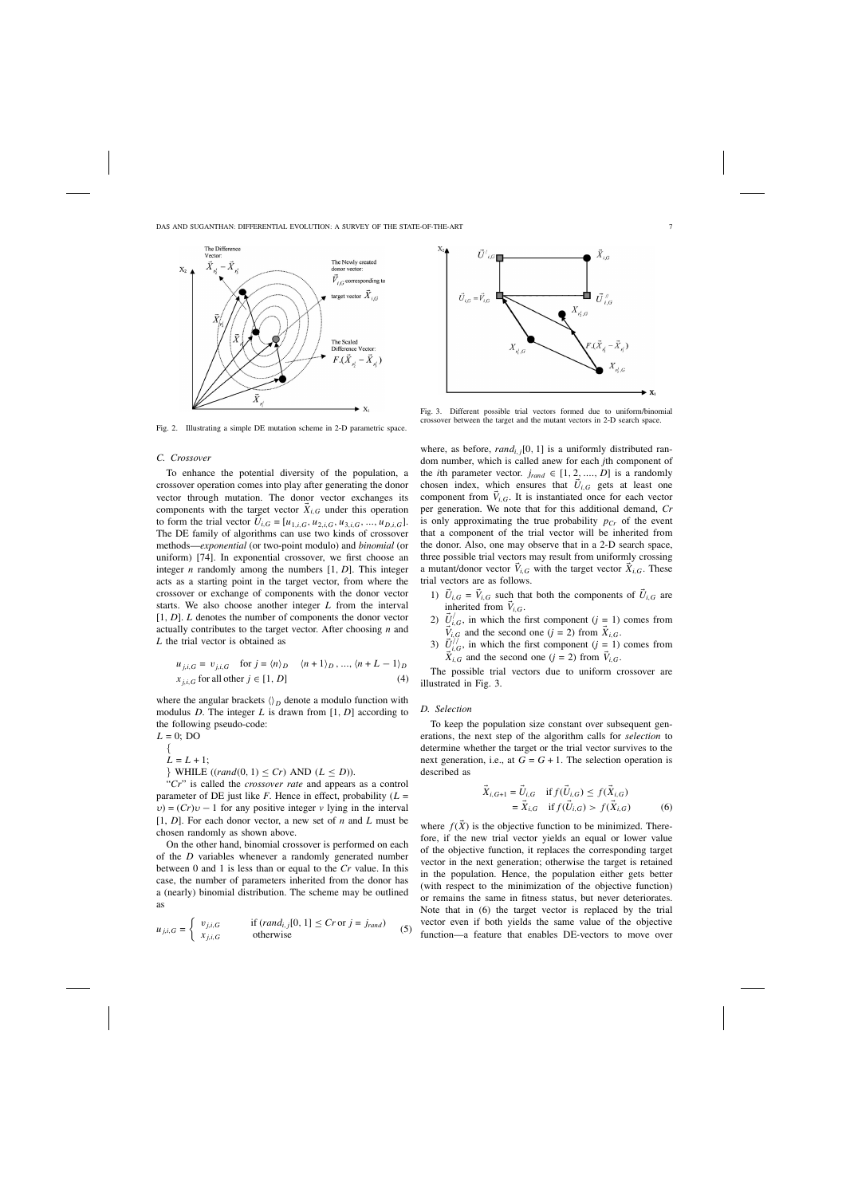Fig. 2. Illustrating a simple DE mutation scheme in 2-D parametric space.

Fig. 3. Different possible trial vectors formed due to uniform/binomial crossover between the target and the mutant vectors in 2-D search space.

### C. Crossover

To enhance the potential diversity of the population, a crossover operation comes into play after generating the donor vector through mutation. The donor vector exchanges its components with the target vector $\vec{X}_{i,G}$ under this operation to form the trial vector $\vec{U}_{i,G} = [u_{1,i,G}, u_{2,i,G}, u_{3,i,G}, ..., u_{D,i,G}]$. The DE family of algorithms can use two kinds of crossover methods—*exponential* (or two-point modulo) and *binomial* (or uniform) [74]. In exponential crossover, we first choose an integer $n$ randomly among the numbers $[1, D]$. This integer acts as a starting point in the target vector, from where the crossover or exchange of components with the donor vector starts. We also choose another integer $L$ from the interval $[1, D]$. $L$ denotes the number of components the donor vector actually contributes to the target vector. After choosing $n$ and $L$ the trial vector is obtained as

$$u_{j,i,G} = v_{j,i,G} \quad \text{for } j = \langle n \rangle_D \quad \langle n+1 \rangle_D, ..., \langle n+L-1 \rangle_D$$
$$x_{j,i,G} \text{ for all other } j \in [1, D] \tag{4}$$

where the angular brackets $\langle \rangle_D$ denote a modulo function with modulus $D$. The integer $L$ is drawn from $[1, D]$ according to the following pseudo-code:

```
L = 0; DO
{
L = L + 1;
} WHILE ((rand(0, 1) ≤ Cr) AND (L ≤ D)).
```

"$Cr$" is called the *crossover rate* and appears as a control parameter of DE just like $F$. Hence in effect, probability $(L = \upsilon) = (Cr)\upsilon - 1$ for any positive integer $v$ lying in the interval $[1, D]$. For each donor vector, a new set of $n$ and $L$ must be chosen randomly as shown above.

On the other hand, binomial crossover is performed on each of the $D$ variables whenever a randomly generated number between 0 and 1 is less than or equal to the $Cr$ value. In this case, the number of parameters inherited from the donor has a (nearly) binomial distribution. The scheme may be outlined as

$$u_{j,i,G} = \begin{cases} v_{j,i,G} & \text{if } (rand_{i,j}[0, 1] \leq Cr \text{ or } j = j_{rand}) \\ x_{j,i,G} & \text{otherwise} \end{cases} \tag{5}$$

where, as before, $rand_{i,j}[0, 1]$ is a uniformly distributed random number, which is called anew for each $j$th component of the $i$th parameter vector. $j_{rand} \in [1, 2, ...., D]$ is a randomly chosen index, which ensures that $\vec{U}_{i,G}$ gets at least one component from $\vec{V}_{i,G}$. It is instantiated once for each vector per generation. We note that for this additional demand, $Cr$ is only approximating the true probability $p_{Cr}$ of the event that a component of the trial vector will be inherited from the donor. Also, one may observe that in a 2-D search space, three possible trial vectors may result from uniformly crossing a mutant/donor vector $\vec{V}_{i,G}$ with the target vector $\vec{X}_{i,G}$. These trial vectors are as follows.

1. $\vec{U}_{i,G} = \vec{V}_{i,G}$ such that both the components of $\vec{U}_{i,G}$ are inherited from $\vec{V}_{i,G}$.
2. $\vec{U}'_{i,G}$, in which the first component ($j = 1$) comes from $\vec{V}_{i,G}$ and the second one ($j = 2$) from $\vec{X}_{i,G}$.
3. $\vec{U}''_{i,G}$, in which the first component ($j = 1$) comes from $\vec{X}_{i,G}$ and the second one ($j = 2$) from $\vec{V}_{i,G}$.

The possible trial vectors due to uniform crossover are illustrated in Fig. 3.

### D. Selection

To keep the population size constant over subsequent generations, the next step of the algorithm calls for *selection* to determine whether the target or the trial vector survives to the next generation, i.e., at $G = G + 1$. The selection operation is described as

$$\vec{X}_{i,G+1} = \vec{U}_{i,G} \quad \text{if } f(\vec{U}_{i,G}) \leq f(\vec{X}_{i,G})$$
$$= \vec{X}_{i,G} \quad \text{if } f(\vec{U}_{i,G}) > f(\vec{X}_{i,G}) \tag{6}$$

where $f(\vec{X})$ is the objective function to be minimized. Therefore, if the new trial vector yields an equal or lower value of the objective function, it replaces the corresponding target vector in the next generation; otherwise the target is retained in the population. Hence, the population either gets better (with respect to the minimization of the objective function) or remains the same in fitness status, but never deteriorates. Note that in (6) the target vector is replaced by the trial vector even if both yields the same value of the objective function—a feature that enables DE-vectors to move over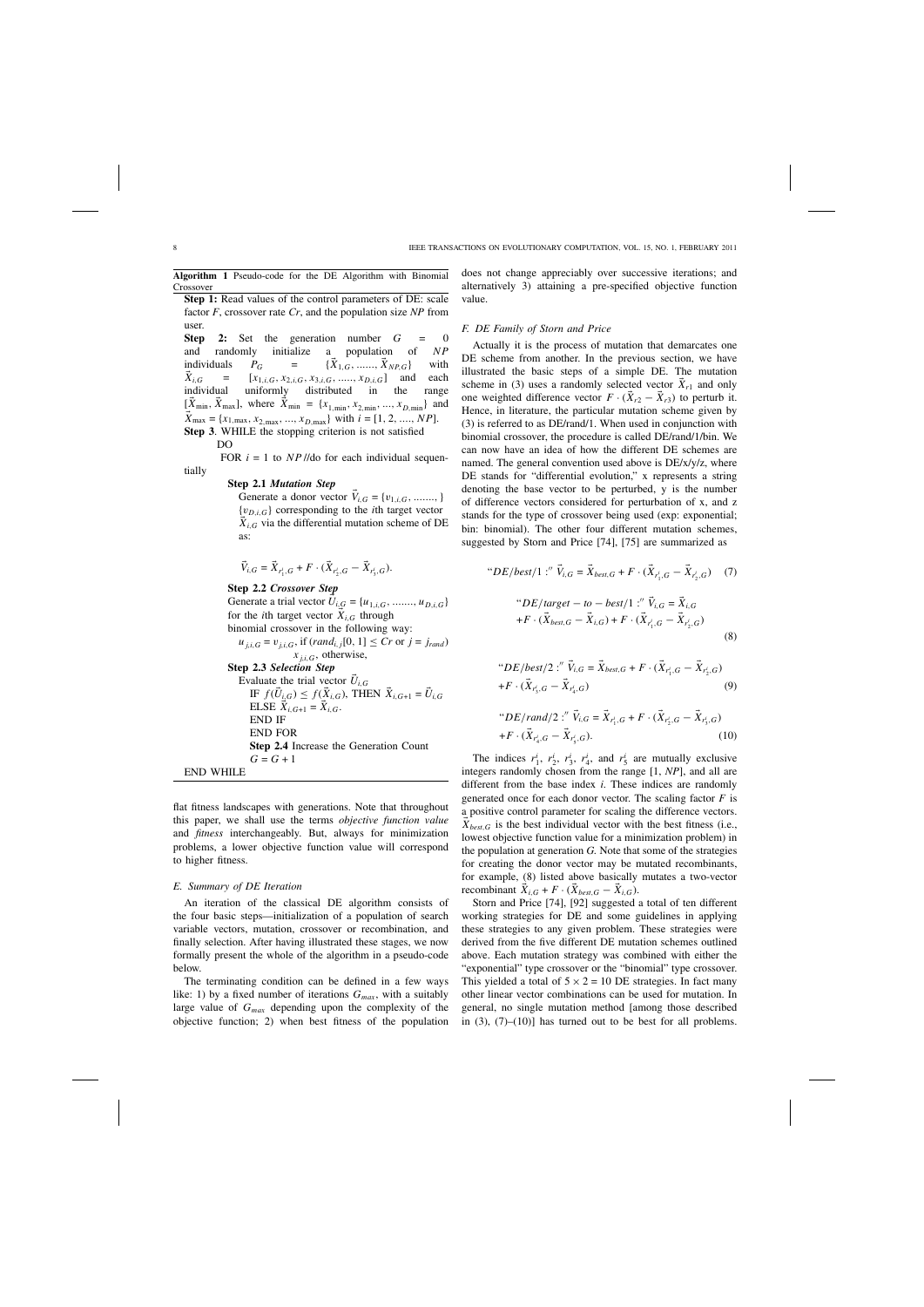**Algorithm 1** Pseudo-code for the DE Algorithm with Binomial Crossover

**Step 1:** Read values of the control parameters of DE: scale factor *F*, crossover rate *Cr*, and the population size *NP* from user.

**Step 2:** Set the generation number $G = 0$ and randomly initialize a population of $NP$ individuals $P_G = \{\vec{X}_{1,G}, ......, \vec{X}_{NP,G}\}$ with $\vec{X}_{i,G} = [x_{1,i,G}, x_{2,i,G}, x_{3,i,G}, ....., x_{D,i,G}]$ and each individual uniformly distributed in the range $[\vec{X}_{\min}, \vec{X}_{\max}]$, where $\vec{X}_{\min} = \{x_{1,\min}, x_{2,\min}, ..., x_{D,\min}\}$ and $\vec{X}_{\max} = \{x_{1,\max}, x_{2,\max}, ..., x_{D,\max}\}$ with $i = [1, 2, ...., NP]$.

**Step 3**. WHILE the stopping criterion is not satisfied

DO

FOR $i = 1$ to $NP$ //do for each individual sequentially

**Step 2.1** ***Mutation Step***

Generate a donor vector $\vec{V}_{i,G} = \{v_{1,i,G}, ......., \}$ $\{v_{D,i,G}\}$ corresponding to the $i$th target vector $\vec{X}_{i,G}$ via the differential mutation scheme of DE as:

$$\vec{V}_{i,G} = \vec{X}_{r_1^i,G} + F \cdot (\vec{X}_{r_2^i,G} - \vec{X}_{r_3^i,G}).$$

**Step 2.2** ***Crossover Step***

Generate a trial vector $\vec{U}_{i,G} = \{u_{1,i,G}, ........, u_{D,i,G}\}$ for the $i$th target vector $\vec{X}_{i,G}$ through binomial crossover in the following way:

$u_{j,i,G} = v_{j,i,G}$, if $(rand_{i,j}[0, 1] \le Cr$ or $j = j_{rand})$

$x_{j,i,G}$, otherwise,

**Step 2.3** ***Selection Step***

Evaluate the trial vector $\vec{U}_{i,G}$

IF $f(\vec{U}_{i,G}) \le f(\vec{X}_{i,G})$, THEN $\vec{X}_{i,G+1} = \vec{U}_{i,G}$

ELSE $\vec{X}_{i,G+1} = \vec{X}_{i,G}$.

END IF

END FOR

**Step 2.4** Increase the Generation Count

$G = G + 1$

END WHILE

flat fitness landscapes with generations. Note that throughout this paper, we shall use the terms *objective function value* and *fitness* interchangeably. But, always for minimization problems, a lower objective function value will correspond to higher fitness.

### E. Summary of DE Iteration

An iteration of the classical DE algorithm consists of the four basic steps—initialization of a population of search variable vectors, mutation, crossover or recombination, and finally selection. After having illustrated these stages, we now formally present the whole of the algorithm in a pseudo-code below.

The terminating condition can be defined in a few ways like: 1) by a fixed number of iterations $G_{max}$, with a suitably large value of $G_{max}$ depending upon the complexity of the objective function; 2) when best fitness of the population does not change appreciably over successive iterations; and alternatively 3) attaining a pre-specified objective function value.

### F. DE Family of Storn and Price

Actually it is the process of mutation that demarcates one DE scheme from another. In the previous section, we have illustrated the basic steps of a simple DE. The mutation scheme in (3) uses a randomly selected vector $\vec{X}_{r1}$ and only one weighted difference vector $F \cdot (\vec{X}_{r2} - \vec{X}_{r3})$ to perturb it. Hence, in literature, the particular mutation scheme given by (3) is referred to as DE/rand/1. When used in conjunction with binomial crossover, the procedure is called DE/rand/1/bin. We can now have an idea of how the different DE schemes are named. The general convention used above is DE/x/y/z, where DE stands for "differential evolution," x represents a string denoting the base vector to be perturbed, y is the number of difference vectors considered for perturbation of x, and z stands for the type of crossover being used (exp: exponential; bin: binomial). The other four different mutation schemes, suggested by Storn and Price [74], [75] are summarized as

$$\text{“}DE/best/1\text{:”}\ \vec{V}_{i,G} = \vec{X}_{best,G} + F \cdot (\vec{X}_{r_1^i,G} - \vec{X}_{r_2^i,G}) \quad (7)$$

$$\text{“}DE/target-to-best/1\text{:”}\ \vec{V}_{i,G} = \vec{X}_{i,G} + F \cdot (\vec{X}_{best,G} - \vec{X}_{i,G}) + F \cdot (\vec{X}_{r_1^i,G} - \vec{X}_{r_2^i,G}) \quad (8)$$

$$\text{“}DE/best/2\text{:”}\ \vec{V}_{i,G} = \vec{X}_{best,G} + F \cdot (\vec{X}_{r_1^i,G} - \vec{X}_{r_2^i,G}) + F \cdot (\vec{X}_{r_3^i,G} - \vec{X}_{r_4^i,G}) \quad (9)$$

$$\text{“}DE/rand/2\text{:”}\ \vec{V}_{i,G} = \vec{X}_{r_1^i,G} + F \cdot (\vec{X}_{r_2^i,G} - \vec{X}_{r_3^i,G}) + F \cdot (\vec{X}_{r_4^i,G} - \vec{X}_{r_5^i,G}). \quad (10)$$

The indices $r_1^i$, $r_2^i$, $r_3^i$, $r_4^i$, and $r_5^i$ are mutually exclusive integers randomly chosen from the range [1, $NP$], and all are different from the base index $i$. These indices are randomly generated once for each donor vector. The scaling factor $F$ is a positive control parameter for scaling the difference vectors. $\vec{X}_{best,G}$ is the best individual vector with the best fitness (i.e., lowest objective function value for a minimization problem) in the population at generation $G$. Note that some of the strategies for creating the donor vector may be mutated recombinants, for example, (8) listed above basically mutates a two-vector recombinant $\vec{X}_{i,G} + F \cdot (\vec{X}_{best,G} - \vec{X}_{i,G})$.

Storn and Price [74], [92] suggested a total of ten different working strategies for DE and some guidelines in applying these strategies to any given problem. These strategies were derived from the five different DE mutation schemes outlined above. Each mutation strategy was combined with either the "exponential" type crossover or the "binomial" type crossover. This yielded a total of $5 \times 2 = 10$ DE strategies. In fact many other linear vector combinations can be used for mutation. In general, no single mutation method [among those described in (3), (7)–(10)] has turned out to be best for all problems.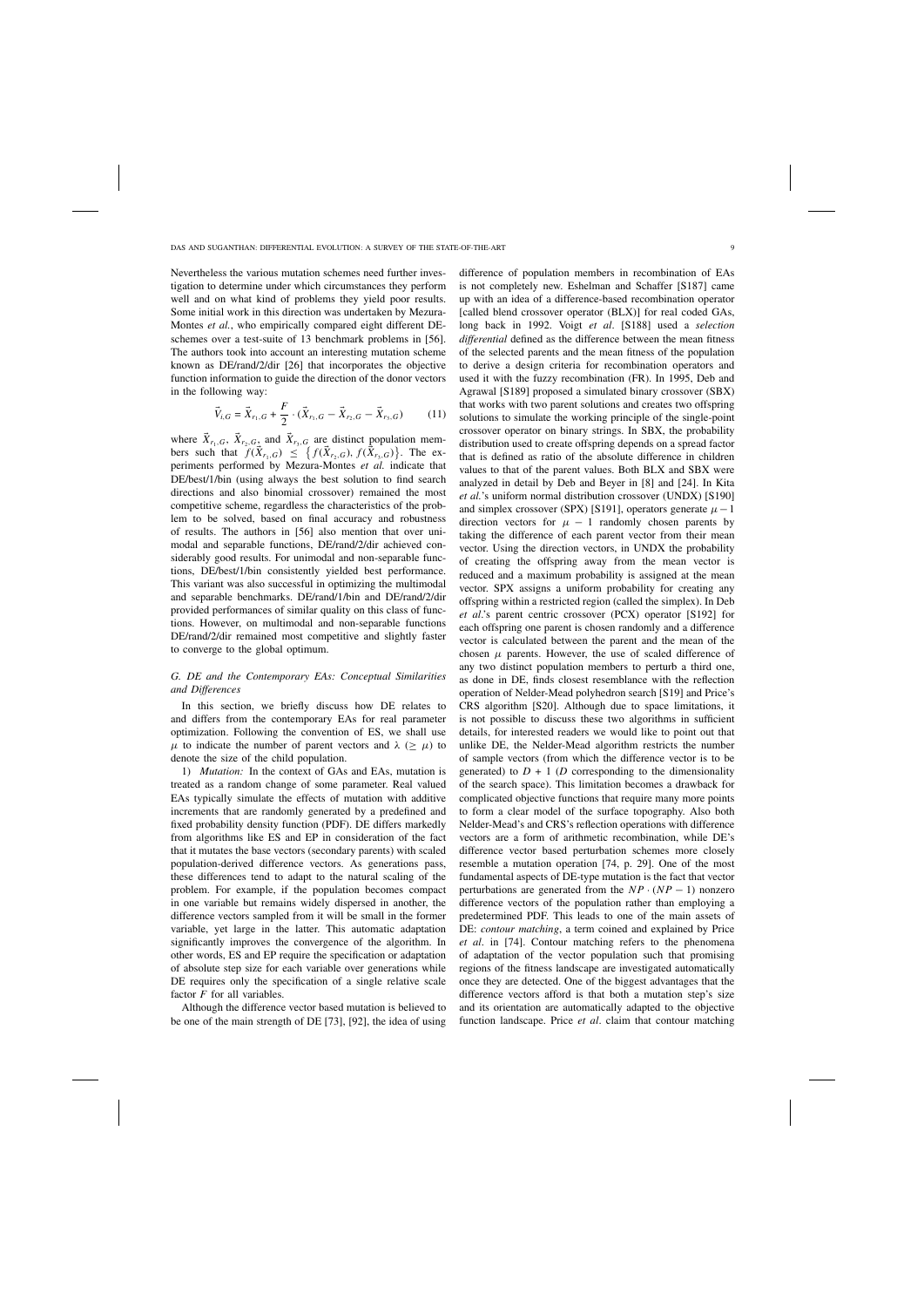Nevertheless the various mutation schemes need further investigation to determine under which circumstances they perform well and on what kind of problems they yield poor results. Some initial work in this direction was undertaken by Mezura-Montes *et al.*, who empirically compared eight different DE-schemes over a test-suite of 13 benchmark problems in [56]. The authors took into account an interesting mutation scheme known as DE/rand/2/dir [26] that incorporates the objective function information to guide the direction of the donor vectors in the following way:

$$\vec{V}_{i,G} = \vec{X}_{r_1,G} + \frac{F}{2} \cdot (\vec{X}_{r_1,G} - \vec{X}_{r_2,G} - \vec{X}_{r_3,G}) \qquad (11)$$

where $\vec{X}_{r_1,G}$, $\vec{X}_{r_2,G}$, and $\vec{X}_{r_3,G}$ are distinct population members such that $f(\vec{X}_{r_1,G}) \leq \{f(\vec{X}_{r_2,G}), f(\vec{X}_{r_3,G})\}$. The experiments performed by Mezura-Montes *et al.* indicate that DE/best/1/bin (using always the best solution to find search directions and also binomial crossover) remained the most competitive scheme, regardless the characteristics of the problem to be solved, based on final accuracy and robustness of results. The authors in [56] also mention that over unimodal and separable functions, DE/rand/2/dir achieved considerably good results. For unimodal and non-separable functions, DE/best/1/bin consistently yielded best performance. This variant was also successful in optimizing the multimodal and separable benchmarks. DE/rand/1/bin and DE/rand/2/dir provided performances of similar quality on this class of functions. However, on multimodal and non-separable functions DE/rand/2/dir remained most competitive and slightly faster to converge to the global optimum.

### G. DE and the Contemporary EAs: Conceptual Similarities and Differences

In this section, we briefly discuss how DE relates to and differs from the contemporary EAs for real parameter optimization. Following the convention of ES, we shall use $\mu$ to indicate the number of parent vectors and $\lambda$ ($\geq \mu$) to denote the size of the child population.

1) *Mutation:* In the context of GAs and EAs, mutation is treated as a random change of some parameter. Real valued EAs typically simulate the effects of mutation with additive increments that are randomly generated by a predefined and fixed probability density function (PDF). DE differs markedly from algorithms like ES and EP in consideration of the fact that it mutates the base vectors (secondary parents) with scaled population-derived difference vectors. As generations pass, these differences tend to adapt to the natural scaling of the problem. For example, if the population becomes compact in one variable but remains widely dispersed in another, the difference vectors sampled from it will be small in the former variable, yet large in the latter. This automatic adaptation significantly improves the convergence of the algorithm. In other words, ES and EP require the specification or adaptation of absolute step size for each variable over generations while DE requires only the specification of a single relative scale factor $F$ for all variables.

Although the difference vector based mutation is believed to be one of the main strength of DE [73], [92], the idea of using difference of population members in recombination of EAs is not completely new. Eshelman and Schaffer [S187] came up with an idea of a difference-based recombination operator [called blend crossover operator (BLX)] for real coded GAs, long back in 1992. Voigt *et al*. [S188] used a *selection differential* defined as the difference between the mean fitness of the selected parents and the mean fitness of the population to derive a design criteria for recombination operators and used it with the fuzzy recombination (FR). In 1995, Deb and Agrawal [S189] proposed a simulated binary crossover (SBX) that works with two parent solutions and creates two offspring solutions to simulate the working principle of the single-point crossover operator on binary strings. In SBX, the probability distribution used to create offspring depends on a spread factor that is defined as ratio of the absolute difference in children values to that of the parent values. Both BLX and SBX were analyzed in detail by Deb and Beyer in [8] and [24]. In Kita *et al.*'s uniform normal distribution crossover (UNDX) [S190] and simplex crossover (SPX) [S191], operators generate $\mu - 1$ direction vectors for $\mu - 1$ randomly chosen parents by taking the difference of each parent vector from their mean vector. Using the direction vectors, in UNDX the probability of creating the offspring away from the mean vector is reduced and a maximum probability is assigned at the mean vector. SPX assigns a uniform probability for creating any offspring within a restricted region (called the simplex). In Deb *et al*.'s parent centric crossover (PCX) operator [S192] for each offspring one parent is chosen randomly and a difference vector is calculated between the parent and the mean of the chosen $\mu$ parents. However, the use of scaled difference of any two distinct population members to perturb a third one, as done in DE, finds closest resemblance with the reflection operation of Nelder-Mead polyhedron search [S19] and Price's CRS algorithm [S20]. Although due to space limitations, it is not possible to discuss these two algorithms in sufficient details, for interested readers we would like to point out that unlike DE, the Nelder-Mead algorithm restricts the number of sample vectors (from which the difference vector is to be generated) to $D + 1$ ($D$ corresponding to the dimensionality of the search space). This limitation becomes a drawback for complicated objective functions that require many more points to form a clear model of the surface topography. Also both Nelder-Mead's and CRS's reflection operations with difference vectors are a form of arithmetic recombination, while DE's difference vector based perturbation schemes more closely resemble a mutation operation [74, p. 29]. One of the most fundamental aspects of DE-type mutation is the fact that vector perturbations are generated from the $NP \cdot (NP - 1)$ nonzero difference vectors of the population rather than employing a predetermined PDF. This leads to one of the main assets of DE: *contour matching*, a term coined and explained by Price *et al*. in [74]. Contour matching refers to the phenomena of adaptation of the vector population such that promising regions of the fitness landscape are investigated automatically once they are detected. One of the biggest advantages that the difference vectors afford is that both a mutation step's size and its orientation are automatically adapted to the objective function landscape. Price *et al*. claim that contour matching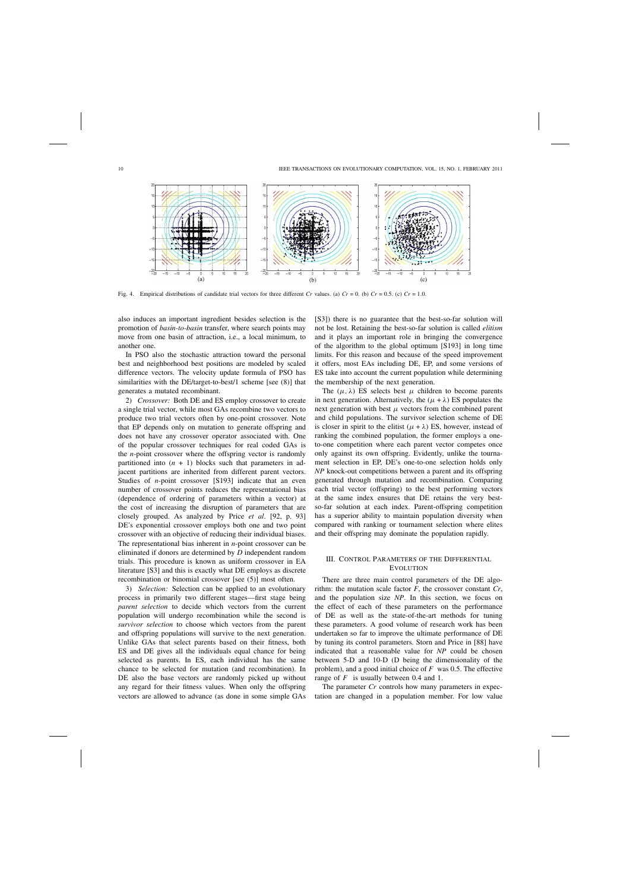Fig. 4. Empirical distributions of candidate trial vectors for three different $Cr$ values. (a) $Cr = 0$. (b) $Cr = 0.5$. (c) $Cr = 1.0$.

also induces an important ingredient besides selection is the promotion of *basin-to-basin* transfer, where search points may move from one basin of attraction, i.e., a local minimum, to another one.

In PSO also the stochastic attraction toward the personal best and neighborhood best positions are modeled by scaled difference vectors. The velocity update formula of PSO has similarities with the DE/target-to-best/1 scheme [see (8)] that generates a mutated recombinant.

2) *Crossover:* Both DE and ES employ crossover to create a single trial vector, while most GAs recombine two vectors to produce two trial vectors often by one-point crossover. Note that EP depends only on mutation to generate offspring and does not have any crossover operator associated with. One of the popular crossover techniques for real coded GAs is the $n$-point crossover where the offspring vector is randomly partitioned into $(n + 1)$ blocks such that parameters in adjacent partitions are inherited from different parent vectors. Studies of $n$-point crossover [S193] indicate that an even number of crossover points reduces the representational bias (dependence of ordering of parameters within a vector) at the cost of increasing the disruption of parameters that are closely grouped. As analyzed by Price *et al*. [92, p. 93] DE's exponential crossover employs both one and two point crossover with an objective of reducing their individual biases. The representational bias inherent in $n$-point crossover can be eliminated if donors are determined by $D$ independent random trials. This procedure is known as uniform crossover in EA literature [S3] and this is exactly what DE employs as discrete recombination or binomial crossover [see (5)] most often.

3) *Selection:* Selection can be applied to an evolutionary process in primarily two different stages—first stage being *parent selection* to decide which vectors from the current population will undergo recombination while the second is *survivor selection* to choose which vectors from the parent and offspring populations will survive to the next generation. Unlike GAs that select parents based on their fitness, both ES and DE gives all the individuals equal chance for being selected as parents. In ES, each individual has the same chance to be selected for mutation (and recombination). In DE also the base vectors are randomly picked up without any regard for their fitness values. When only the offspring vectors are allowed to advance (as done in some simple GAs [S3]) there is no guarantee that the best-so-far solution will not be lost. Retaining the best-so-far solution is called *elitism* and it plays an important role in bringing the convergence of the algorithm to the global optimum [S193] in long time limits. For this reason and because of the speed improvement it offers, most EAs including DE, EP, and some versions of ES take into account the current population while determining the membership of the next generation.

The $(\mu, \lambda)$ ES selects best $\mu$ children to become parents in next generation. Alternatively, the $(\mu + \lambda)$ ES populates the next generation with best $\mu$ vectors from the combined parent and child populations. The survivor selection scheme of DE is closer in spirit to the elitist $(\mu + \lambda)$ ES, however, instead of ranking the combined population, the former employs a one-to-one competition where each parent vector competes once only against its own offspring. Evidently, unlike the tournament selection in EP, DE's one-to-one selection holds only $NP$ knock-out competitions between a parent and its offspring generated through mutation and recombination. Comparing each trial vector (offspring) to the best performing vectors at the same index ensures that DE retains the very best-so-far solution at each index. Parent-offspring competition has a superior ability to maintain population diversity when compared with ranking or tournament selection where elites and their offspring may dominate the population rapidly.

## III. Control Parameters of the Differential Evolution

There are three main control parameters of the DE algorithm: the mutation scale factor $F$, the crossover constant $Cr$, and the population size $NP$. In this section, we focus on the effect of each of these parameters on the performance of DE as well as the state-of-the-art methods for tuning these parameters. A good volume of research work has been undertaken so far to improve the ultimate performance of DE by tuning its control parameters. Storn and Price in [88] have indicated that a reasonable value for $NP$ could be chosen between 5-D and 10-D (D being the dimensionality of the problem), and a good initial choice of $F$ was 0.5. The effective range of $F$ is usually between 0.4 and 1.

The parameter $Cr$ controls how many parameters in expectation are changed in a population member. For low value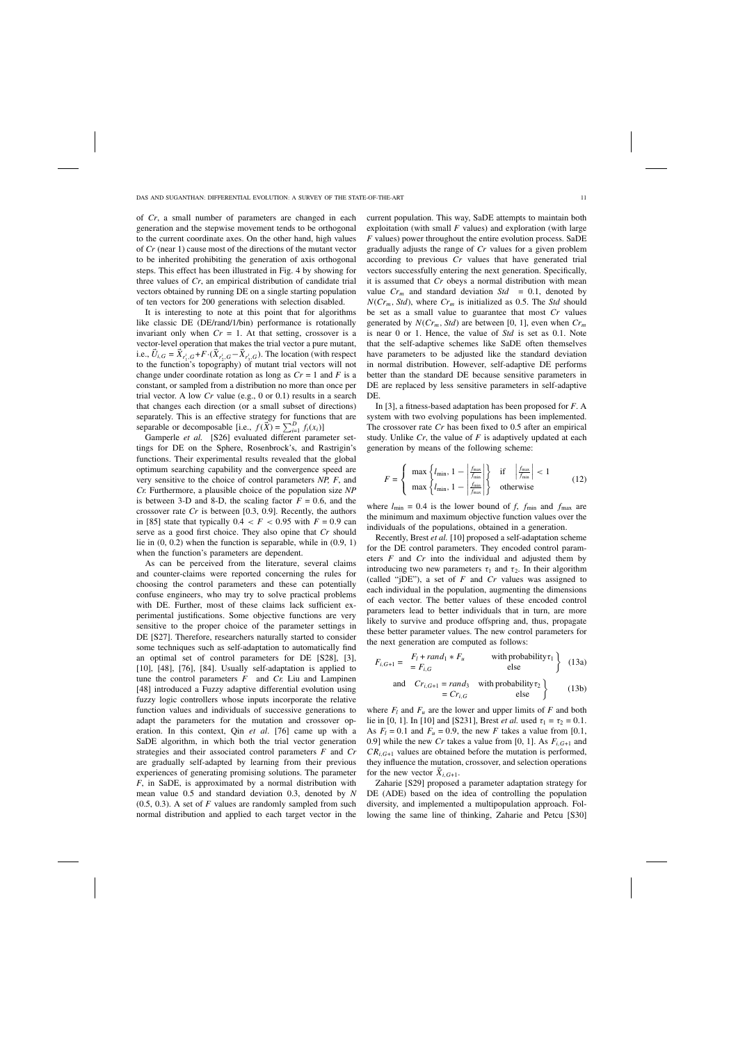of $Cr$, a small number of parameters are changed in each generation and the stepwise movement tends to be orthogonal to the current coordinate axes. On the other hand, high values of $Cr$ (near 1) cause most of the directions of the mutant vector to be inherited prohibiting the generation of axis orthogonal steps. This effect has been illustrated in Fig. 4 by showing for three values of $Cr$, an empirical distribution of candidate trial vectors obtained by running DE on a single starting population of ten vectors for 200 generations with selection disabled.

It is interesting to note at this point that for algorithms like classic DE (DE/rand/1/bin) performance is rotationally invariant only when $Cr = 1$. At that setting, crossover is a vector-level operation that makes the trial vector a pure mutant, i.e., $\vec{U}_{i,G} = \vec{X}_{r_1^i,G} + F \cdot (\vec{X}_{r_2^i,G} - \vec{X}_{r_3^i,G})$. The location (with respect to the function's topography) of mutant trial vectors will not change under coordinate rotation as long as $Cr = 1$ and $F$ is a constant, or sampled from a distribution no more than once per trial vector. A low $Cr$ value (e.g., 0 or 0.1) results in a search that changes each direction (or a small subset of directions) separately. This is an effective strategy for functions that are separable or decomposable [i.e., $f(\vec{X}) = \sum_{i=1}^{D} f_i(x_i)$]

Gamperle *et al.* [S26] evaluated different parameter settings for DE on the Sphere, Rosenbrock's, and Rastrigin's functions. Their experimental results revealed that the global optimum searching capability and the convergence speed are very sensitive to the choice of control parameters $NP$, $F$, and $Cr$. Furthermore, a plausible choice of the population size $NP$ is between 3-D and 8-D, the scaling factor $F = 0.6$, and the crossover rate $Cr$ is between [0.3, 0.9]. Recently, the authors in [85] state that typically $0.4 < F < 0.95$ with $F = 0.9$ can serve as a good first choice. They also opine that $Cr$ should lie in (0, 0.2) when the function is separable, while in (0.9, 1) when the function's parameters are dependent.

As can be perceived from the literature, several claims and counter-claims were reported concerning the rules for choosing the control parameters and these can potentially confuse engineers, who may try to solve practical problems with DE. Further, most of these claims lack sufficient experimental justifications. Some objective functions are very sensitive to the proper choice of the parameter settings in DE [S27]. Therefore, researchers naturally started to consider some techniques such as self-adaptation to automatically find an optimal set of control parameters for DE [S28], [3], [10], [48], [76], [84]. Usually self-adaptation is applied to tune the control parameters $F$ and $Cr$. Liu and Lampinen [48] introduced a Fuzzy adaptive differential evolution using fuzzy logic controllers whose inputs incorporate the relative function values and individuals of successive generations to adapt the parameters for the mutation and crossover operation. In this context, Qin *et al*. [76] came up with a SaDE algorithm, in which both the trial vector generation strategies and their associated control parameters $F$ and $Cr$ are gradually self-adapted by learning from their previous experiences of generating promising solutions. The parameter $F$, in SaDE, is approximated by a normal distribution with mean value 0.5 and standard deviation 0.3, denoted by $N(0.5, 0.3)$. A set of $F$ values are randomly sampled from such normal distribution and applied to each target vector in the current population. This way, SaDE attempts to maintain both exploitation (with small $F$ values) and exploration (with large $F$ values) power throughout the entire evolution process. SaDE gradually adjusts the range of $Cr$ values for a given problem according to previous $Cr$ values that have generated trial vectors successfully entering the next generation. Specifically, it is assumed that $Cr$ obeys a normal distribution with mean value $Cr_m$ and standard deviation $Std = 0.1$, denoted by $N(Cr_m, Std)$, where $Cr_m$ is initialized as 0.5. The $Std$ should be set as a small value to guarantee that most $Cr$ values generated by $N(Cr_m, Std)$ are between [0, 1], even when $Cr_m$ is near 0 or 1. Hence, the value of $Std$ is set as 0.1. Note that the self-adaptive schemes like SaDE often themselves have parameters to be adjusted like the standard deviation in normal distribution. However, self-adaptive DE performs better than the standard DE because sensitive parameters in DE are replaced by less sensitive parameters in self-adaptive DE.

In [3], a fitness-based adaptation has been proposed for $F$. A system with two evolving populations has been implemented. The crossover rate $Cr$ has been fixed to 0.5 after an empirical study. Unlike $Cr$, the value of $F$ is adaptively updated at each generation by means of the following scheme:

$$F = \begin{cases} \max\left\{l_{\min}, 1 - \left|\frac{f_{\max}}{f_{\min}}\right|\right\} & \text{if } \left|\frac{f_{\max}}{f_{\min}}\right| < 1 \\ \max\left\{l_{\min}, 1 - \left|\frac{f_{\min}}{f_{\max}}\right|\right\} & \text{otherwise} \end{cases} \tag{12}$$

where $l_{\min} = 0.4$ is the lower bound of $f$, $f_{\min}$ and $f_{\max}$ are the minimum and maximum objective function values over the individuals of the populations, obtained in a generation.

Recently, Brest *et al.* [10] proposed a self-adaptation scheme for the DE control parameters. They encoded control parameters $F$ and $Cr$ into the individual and adjusted them by introducing two new parameters $\tau_1$ and $\tau_2$. In their algorithm (called "jDE"), a set of $F$ and $Cr$ values was assigned to each individual in the population, augmenting the dimensions of each vector. The better values of these encoded control parameters lead to better individuals that in turn, are more likely to survive and produce offspring and, thus, propagate these better parameter values. The new control parameters for the next generation are computed as follows:

$$F_{i,G+1} = \left.\begin{array}{ll} F_l + rand_1 * F_u & \text{with probability } \tau_1 \\ = F_{i,G} & \text{else} \end{array}\right\} \tag{13a}$$

$$\text{and} \quad Cr_{i,G+1} = \left.\begin{array}{ll} rand_3 & \text{with probability } \tau_2 \\ = Cr_{i,G} & \text{else} \end{array}\right\} \tag{13b}$$

where $F_l$ and $F_u$ are the lower and upper limits of $F$ and both lie in [0, 1]. In [10] and [S231], Brest *et al.* used $\tau_1 = \tau_2 = 0.1$. As $F_l = 0.1$ and $F_u = 0.9$, the new $F$ takes a value from [0.1, 0.9] while the new $Cr$ takes a value from [0, 1]. As $F_{i,G+1}$ and $CR_{i,G+1}$ values are obtained before the mutation is performed, they influence the mutation, crossover, and selection operations for the new vector $\vec{X}_{i,G+1}$.

Zaharie [S29] proposed a parameter adaptation strategy for DE (ADE) based on the idea of controlling the population diversity, and implemented a multipopulation approach. Following the same line of thinking, Zaharie and Petcu [S30]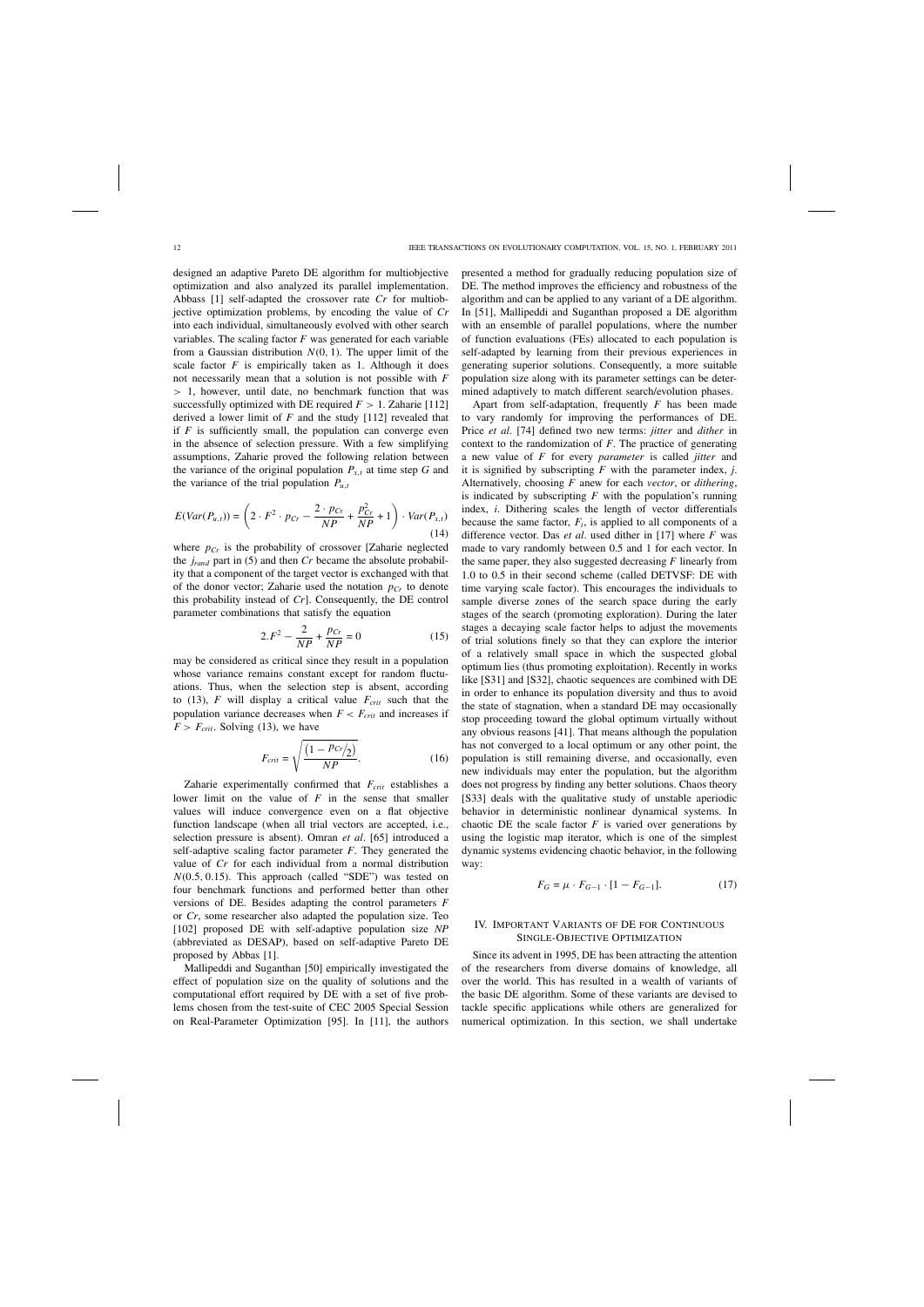designed an adaptive Pareto DE algorithm for multiobjective optimization and also analyzed its parallel implementation. Abbass [1] self-adapted the crossover rate $Cr$ for multiobjective optimization problems, by encoding the value of $Cr$ into each individual, simultaneously evolved with other search variables. The scaling factor $F$ was generated for each variable from a Gaussian distribution $N(0, 1)$. The upper limit of the scale factor $F$ is empirically taken as 1. Although it does not necessarily mean that a solution is not possible with $F > 1$, however, until date, no benchmark function that was successfully optimized with DE required $F > 1$. Zaharie [112] derived a lower limit of $F$ and the study [112] revealed that if $F$ is sufficiently small, the population can converge even in the absence of selection pressure. With a few simplifying assumptions, Zaharie proved the following relation between the variance of the original population $P_{x,t}$ at time step $G$ and the variance of the trial population $P_{u,t}$

$$E(Var(P_{u,t})) = \left(2 \cdot F^2 \cdot p_{Cr} - \frac{2 \cdot p_{Cr}}{NP} + \frac{p_{Cr}^2}{NP} + 1\right) \cdot Var(P_{x,t}) \tag{14}$$

where $p_{Cr}$ is the probability of crossover [Zaharie neglected the $j_{rand}$ part in (5) and then $Cr$ became the absolute probability that a component of the target vector is exchanged with that of the donor vector; Zaharie used the notation $p_{Cr}$ to denote this probability instead of $Cr$]. Consequently, the DE control parameter combinations that satisfy the equation

$$2.F^2 - \frac{2}{NP} + \frac{p_{Cr}}{NP} = 0 \tag{15}$$

may be considered as critical since they result in a population whose variance remains constant except for random fluctuations. Thus, when the selection step is absent, according to (13), $F$ will display a critical value $F_{crit}$ such that the population variance decreases when $F < F_{crit}$ and increases if $F > F_{crit}$. Solving (13), we have

$$F_{crit} = \sqrt{\frac{\left(1 - {p_{Cr}}/{2}\right)}{NP}}. \tag{16}$$

Zaharie experimentally confirmed that $F_{crit}$ establishes a lower limit on the value of $F$ in the sense that smaller values will induce convergence even on a flat objective function landscape (when all trial vectors are accepted, i.e., selection pressure is absent). Omran *et al*. [65] introduced a self-adaptive scaling factor parameter $F$. They generated the value of $Cr$ for each individual from a normal distribution $N(0.5, 0.15)$. This approach (called "SDE") was tested on four benchmark functions and performed better than other versions of DE. Besides adapting the control parameters $F$ or $Cr$, some researcher also adapted the population size. Teo [102] proposed DE with self-adaptive population size $NP$ (abbreviated as DESAP), based on self-adaptive Pareto DE proposed by Abbas [1].

Mallipeddi and Suganthan [50] empirically investigated the effect of population size on the quality of solutions and the computational effort required by DE with a set of five problems chosen from the test-suite of CEC 2005 Special Session on Real-Parameter Optimization [95]. In [11], the authors presented a method for gradually reducing population size of DE. The method improves the efficiency and robustness of the algorithm and can be applied to any variant of a DE algorithm. In [51], Mallipeddi and Suganthan proposed a DE algorithm with an ensemble of parallel populations, where the number of function evaluations (FEs) allocated to each population is self-adapted by learning from their previous experiences in generating superior solutions. Consequently, a more suitable population size along with its parameter settings can be determined adaptively to match different search/evolution phases.

Apart from self-adaptation, frequently $F$ has been made to vary randomly for improving the performances of DE. Price *et al*. [74] defined two new terms: *jitter* and *dither* in context to the randomization of $F$. The practice of generating a new value of $F$ for every *parameter* is called *jitter* and it is signified by subscripting $F$ with the parameter index, $j$. Alternatively, choosing $F$ anew for each *vector*, or *dithering*, is indicated by subscripting $F$ with the population's running index, $i$. Dithering scales the length of vector differentials because the same factor, $F_i$, is applied to all components of a difference vector. Das *et al*. used dither in [17] where $F$ was made to vary randomly between 0.5 and 1 for each vector. In the same paper, they also suggested decreasing $F$ linearly from 1.0 to 0.5 in their second scheme (called DETVSF: DE with time varying scale factor). This encourages the individuals to sample diverse zones of the search space during the early stages of the search (promoting exploration). During the later stages a decaying scale factor helps to adjust the movements of trial solutions finely so that they can explore the interior of a relatively small space in which the suspected global optimum lies (thus promoting exploitation). Recently in works like [S31] and [S32], chaotic sequences are combined with DE in order to enhance its population diversity and thus to avoid the state of stagnation, when a standard DE may occasionally stop proceeding toward the global optimum virtually without any obvious reasons [41]. That means although the population has not converged to a local optimum or any other point, the population is still remaining diverse, and occasionally, even new individuals may enter the population, but the algorithm does not progress by finding any better solutions. Chaos theory [S33] deals with the qualitative study of unstable aperiodic behavior in deterministic nonlinear dynamical systems. In chaotic DE the scale factor $F$ is varied over generations by using the logistic map iterator, which is one of the simplest dynamic systems evidencing chaotic behavior, in the following way:

$$F_G = \mu \cdot F_{G-1} \cdot [1 - F_{G-1}]. \tag{17}$$

## IV. Important Variants of DE for Continuous Single-Objective Optimization

Since its advent in 1995, DE has been attracting the attention of the researchers from diverse domains of knowledge, all over the world. This has resulted in a wealth of variants of the basic DE algorithm. Some of these variants are devised to tackle specific applications while others are generalized for numerical optimization. In this section, we shall undertake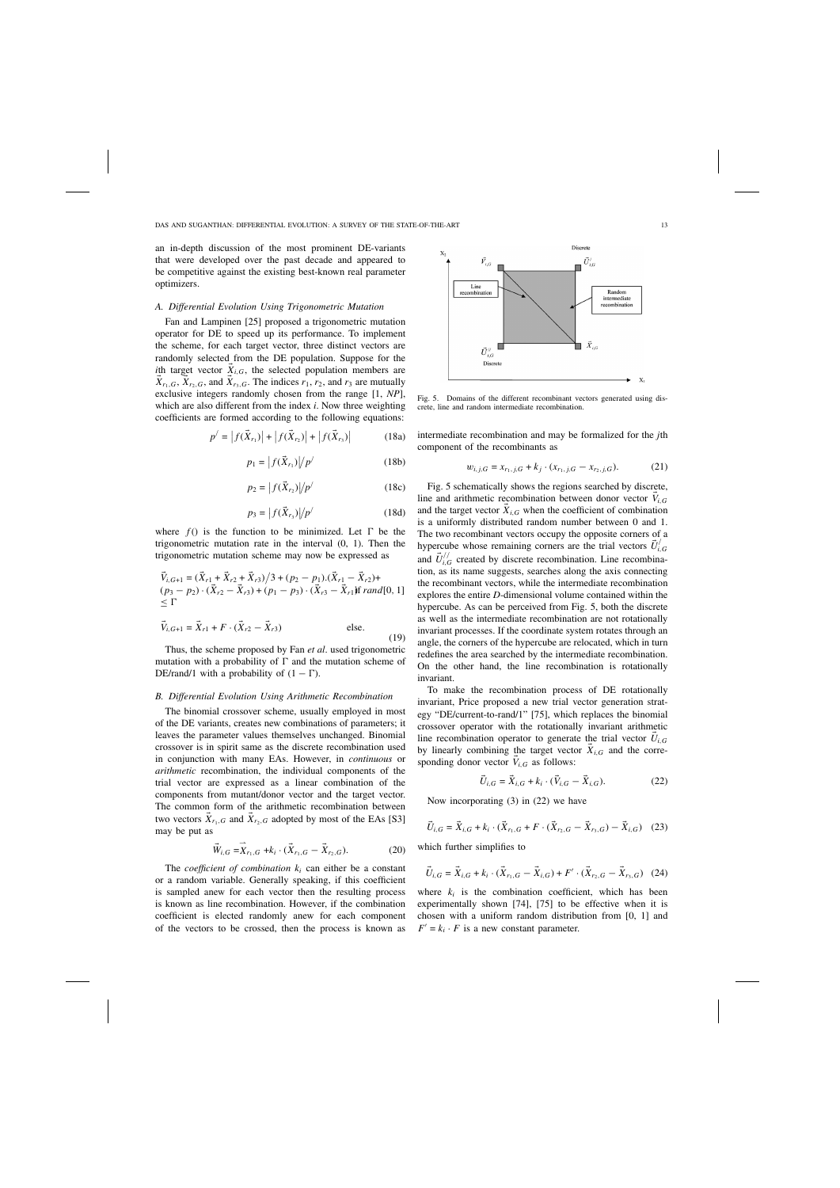an in-depth discussion of the most prominent DE-variants that were developed over the past decade and appeared to be competitive against the existing best-known real parameter optimizers.

### A. Differential Evolution Using Trigonometric Mutation

Fan and Lampinen [25] proposed a trigonometric mutation operator for DE to speed up its performance. To implement the scheme, for each target vector, three distinct vectors are randomly selected from the DE population. Suppose for the $i$th target vector $\vec{X}_{i,G}$, the selected population members are $\vec{X}_{r_1,G}$, $\vec{X}_{r_2,G}$, and $\vec{X}_{r_3,G}$. The indices $r_1$, $r_2$, and $r_3$ are mutually exclusive integers randomly chosen from the range [1, $NP$], which are also different from the index $i$. Now three weighting coefficients are formed according to the following equations:

$$p^{/} = \left|f(\vec{X}_{r_1})\right| + \left|f(\vec{X}_{r_2})\right| + \left|f(\vec{X}_{r_3})\right| \tag{18a}$$

$$p_1 = \left|f(\vec{X}_{r_1})\right| / p^{/} \tag{18b}$$

$$p_2 = \left|f(\vec{X}_{r_2})\right| / p^{/} \tag{18c}$$

$$p_3 = \left|f(\vec{X}_{r_3})\right| / p^{/} \tag{18d}$$

where $f()$ is the function to be minimized. Let $\Gamma$ be the trigonometric mutation rate in the interval (0, 1). Then the trigonometric mutation scheme may now be expressed as

$$\begin{aligned}
&\vec{V}_{i,G+1} = (\vec{X}_{r1} + \vec{X}_{r2} + \vec{X}_{r3})/3 + (p_2 - p_1).(\vec{X}_{r1} - \vec{X}_{r2}) + \\
&(p_3 - p_2)\cdot(\vec{X}_{r2} - \vec{X}_{r3}) + (p_1 - p_3)\cdot(\vec{X}_{r3} - \vec{X}_{r1}) \text{ if } rand[0,1] \\
&\leq \Gamma \\
&\vec{V}_{i,G+1} = \vec{X}_{r1} + F\cdot(\vec{X}_{r2} - \vec{X}_{r3}) \qquad \text{else.}
\end{aligned} \tag{19}$$

Thus, the scheme proposed by Fan *et al*. used trigonometric mutation with a probability of $\Gamma$ and the mutation scheme of DE/rand/1 with a probability of $(1 - \Gamma)$.

### B. Differential Evolution Using Arithmetic Recombination

The binomial crossover scheme, usually employed in most of the DE variants, creates new combinations of parameters; it leaves the parameter values themselves unchanged. Binomial crossover is in spirit same as the discrete recombination used in conjunction with many EAs. However, in *continuous* or *arithmetic* recombination, the individual components of the trial vector are expressed as a linear combination of the components from mutant/donor vector and the target vector. The common form of the arithmetic recombination between two vectors $\vec{X}_{r_1,G}$ and $\vec{X}_{r_2,G}$ adopted by most of the EAs [S3] may be put as

$$\vec{W}_{i,G} = \vec{X}_{r_1,G} + k_i\cdot(\vec{X}_{r_1,G} - \vec{X}_{r_2,G}). \tag{20}$$

The *coefficient of combination* $k_i$ can either be a constant or a random variable. Generally speaking, if this coefficient is sampled anew for each vector then the resulting process is known as line recombination. However, if the combination coefficient is elected randomly anew for each component of the vectors to be crossed, then the process is known as intermediate recombination and may be formalized for the $j$th component of the recombinants as

$$w_{i,j,G} = x_{r_1,j,G} + k_j\cdot(x_{r_1,j,G} - x_{r_2,j,G}). \tag{21}$$

Fig. 5. Domains of the different recombinant vectors generated using discrete, line and random intermediate recombination.

Fig. 5 schematically shows the regions searched by discrete, line and arithmetic recombination between donor vector $\vec{V}_{i,G}$ and the target vector $\vec{X}_{i,G}$ when the coefficient of combination is a uniformly distributed random number between 0 and 1. The two recombinant vectors occupy the opposite corners of a hypercube whose remaining corners are the trial vectors $\vec{U}^{/}_{i,G}$ and $\vec{U}^{//}_{i,G}$ created by discrete recombination. Line recombination, as its name suggests, searches along the axis connecting the recombinant vectors, while the intermediate recombination explores the entire $D$-dimensional volume contained within the hypercube. As can be perceived from Fig. 5, both the discrete as well as the intermediate recombination are not rotationally invariant processes. If the coordinate system rotates through an angle, the corners of the hypercube are relocated, which in turn redefines the area searched by the intermediate recombination. On the other hand, the line recombination is rotationally invariant.

To make the recombination process of DE rotationally invariant, Price proposed a new trial vector generation strategy "DE/current-to-rand/1" [75], which replaces the binomial crossover operator with the rotationally invariant arithmetic line recombination operator to generate the trial vector $\vec{U}_{i,G}$ by linearly combining the target vector $\vec{X}_{i,G}$ and the corresponding donor vector $\vec{V}_{i,G}$ as follows:

$$\vec{U}_{i,G} = \vec{X}_{i,G} + k_i\cdot(\vec{V}_{i,G} - \vec{X}_{i,G}). \tag{22}$$

Now incorporating (3) in (22) we have

$$\vec{U}_{i,G} = \vec{X}_{i,G} + k_i\cdot(\vec{X}_{r_1,G} + F\cdot(\vec{X}_{r_2,G} - \vec{X}_{r_3,G}) - \vec{X}_{i,G}) \tag{23}$$

which further simplifies to

$$\vec{U}_{i,G} = \vec{X}_{i,G} + k_i\cdot(\vec{X}_{r_1,G} - \vec{X}_{i,G}) + F'\cdot(\vec{X}_{r_2,G} - \vec{X}_{r_3,G}) \tag{24}$$

where $k_i$ is the combination coefficient, which has been experimentally shown [74], [75] to be effective when it is chosen with a uniform random distribution from [0, 1] and $F' = k_i \cdot F$ is a new constant parameter.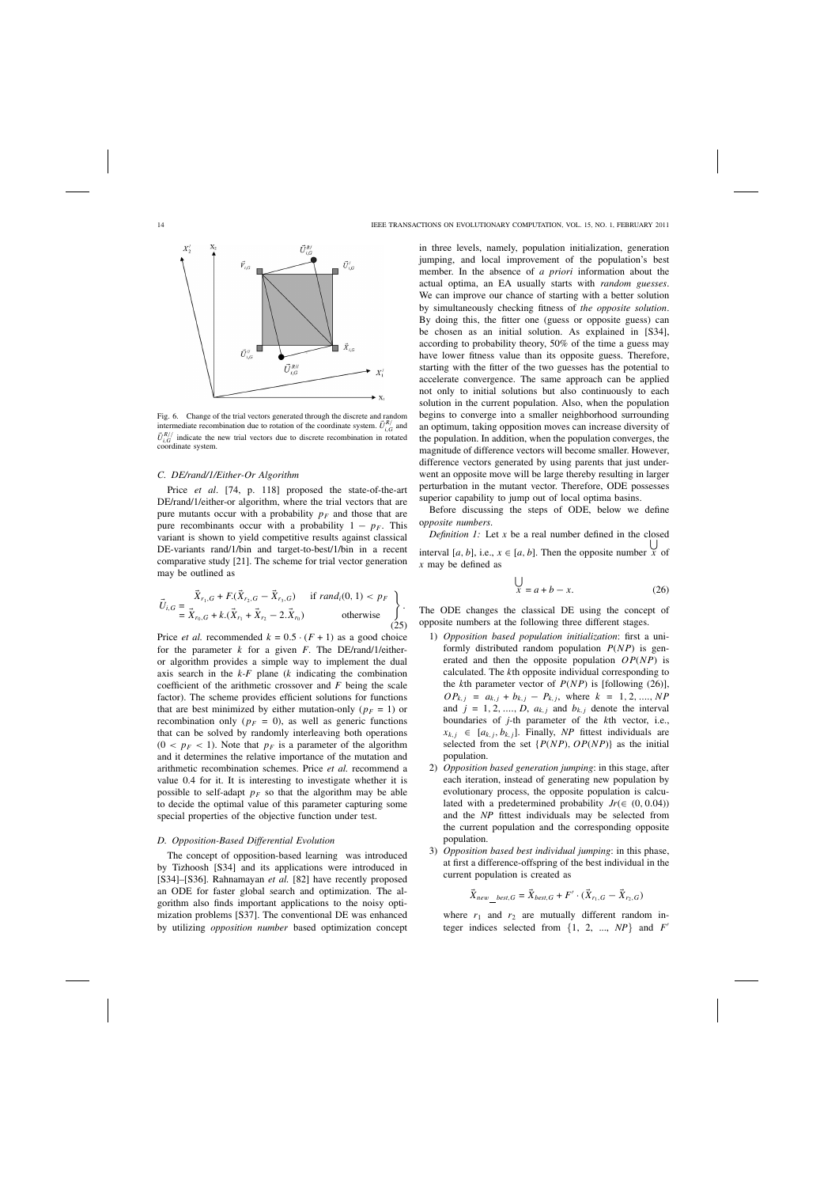Fig. 6. Change of the trial vectors generated through the discrete and random intermediate recombination due to rotation of the coordinate system. $\vec{U}_{i,G}^{R/}$ and $\vec{U}_{i,G}^{R//}$ indicate the new trial vectors due to discrete recombination in rotated coordinate system.

### C. DE/rand/1/Either-Or Algorithm

Price *et al*. [74, p. 118] proposed the state-of-the-art DE/rand/1/either-or algorithm, where the trial vectors that are pure mutants occur with a probability $p_F$ and those that are pure recombinants occur with a probability $1 - p_F$. This variant is shown to yield competitive results against classical DE-variants rand/1/bin and target-to-best/1/bin in a recent comparative study [21]. The scheme for trial vector generation may be outlined as

$$\vec{U}_{i,G} = \left.\begin{array}{ll} \vec{X}_{r_1,G} + F.(\vec{X}_{r_2,G} - \vec{X}_{r_3,G}) & \text{if } rand_i(0,1) < p_F \\ = \vec{X}_{r_0,G} + k.(\vec{X}_{r_1} + \vec{X}_{r_2} - 2.\vec{X}_{r_0}) & \text{otherwise} \end{array}\right\}. \tag{25}$$

Price *et al.* recommended $k = 0.5 \cdot (F + 1)$ as a good choice for the parameter $k$ for a given $F$. The DE/rand/1/either-or algorithm provides a simple way to implement the dual axis search in the $k$-$F$ plane ($k$ indicating the combination coefficient of the arithmetic crossover and $F$ being the scale factor). The scheme provides efficient solutions for functions that are best minimized by either mutation-only ($p_F = 1$) or recombination only ($p_F = 0$), as well as generic functions that can be solved by randomly interleaving both operations ($0 < p_F < 1$). Note that $p_F$ is a parameter of the algorithm and it determines the relative importance of the mutation and arithmetic recombination schemes. Price *et al.* recommend a value 0.4 for it. It is interesting to investigate whether it is possible to self-adapt $p_F$ so that the algorithm may be able to decide the optimal value of this parameter capturing some special properties of the objective function under test.

### D. Opposition-Based Differential Evolution

The concept of opposition-based learning was introduced by Tizhoosh [S34] and its applications were introduced in [S34]–[S36]. Rahnamayan *et al.* [82] have recently proposed an ODE for faster global search and optimization. The algorithm also finds important applications to the noisy optimization problems [S37]. The conventional DE was enhanced by utilizing *opposition number* based optimization concept in three levels, namely, population initialization, generation jumping, and local improvement of the population's best member. In the absence of *a priori* information about the actual optima, an EA usually starts with *random guesses*. We can improve our chance of starting with a better solution by simultaneously checking fitness of *the opposite solution*. By doing this, the fitter one (guess or opposite guess) can be chosen as an initial solution. As explained in [S34], according to probability theory, 50% of the time a guess may have lower fitness value than its opposite guess. Therefore, starting with the fitter of the two guesses has the potential to accelerate convergence. The same approach can be applied not only to initial solutions but also continuously to each solution in the current population. Also, when the population begins to converge into a smaller neighborhood surrounding an optimum, taking opposition moves can increase diversity of the population. In addition, when the population converges, the magnitude of difference vectors will become smaller. However, difference vectors generated by using parents that just underwent an opposite move will be large thereby resulting in larger perturbation in the mutant vector. Therefore, ODE possesses superior capability to jump out of local optima basins.

Before discussing the steps of ODE, below we define o*pposite numbers*.

*Definition 1:* Let $x$ be a real number defined in the closed interval $[a, b]$, i.e., $x \in [a, b]$. Then the opposite number $\overset{\bigcup}{x}$ of $x$ may be defined as

$$\overset{\bigcup}{x} = a + b - x. \tag{26}$$

The ODE changes the classical DE using the concept of opposite numbers at the following three different stages.

1) *Opposition based population initialization*: first a uniformly distributed random population $P(NP)$ is generated and then the opposite population $OP(NP)$ is calculated. The $k$th opposite individual corresponding to the $k$th parameter vector of $P(NP)$ is [following (26)], $OP_{k,j} = a_{k,j} + b_{k,j} - P_{k,j}$, where $k = 1, 2, ...., NP$ and $j = 1, 2, ...., D$, $a_{k,j}$ and $b_{k,j}$ denote the interval boundaries of $j$-th parameter of the $k$th vector, i.e., $x_{k,j} \in [a_{k,j}, b_{k,j}]$. Finally, $NP$ fittest individuals are selected from the set $\{P(NP), OP(NP)\}$ as the initial population.
2) *Opposition based generation jumping*: in this stage, after each iteration, instead of generating new population by evolutionary process, the opposite population is calculated with a predetermined probability $Jr (\in (0, 0.04))$ and the $NP$ fittest individuals may be selected from the current population and the corresponding opposite population.
3) *Opposition based best individual jumping*: in this phase, at first a difference-offspring of the best individual in the current population is created as

$$\vec{X}_{new\_best,G} = \vec{X}_{best,G} + F' \cdot (\vec{X}_{r_1,G} - \vec{X}_{r_2,G})$$

where $r_1$ and $r_2$ are mutually different random integer indices selected from $\{1, 2, ..., NP\}$ and $F'$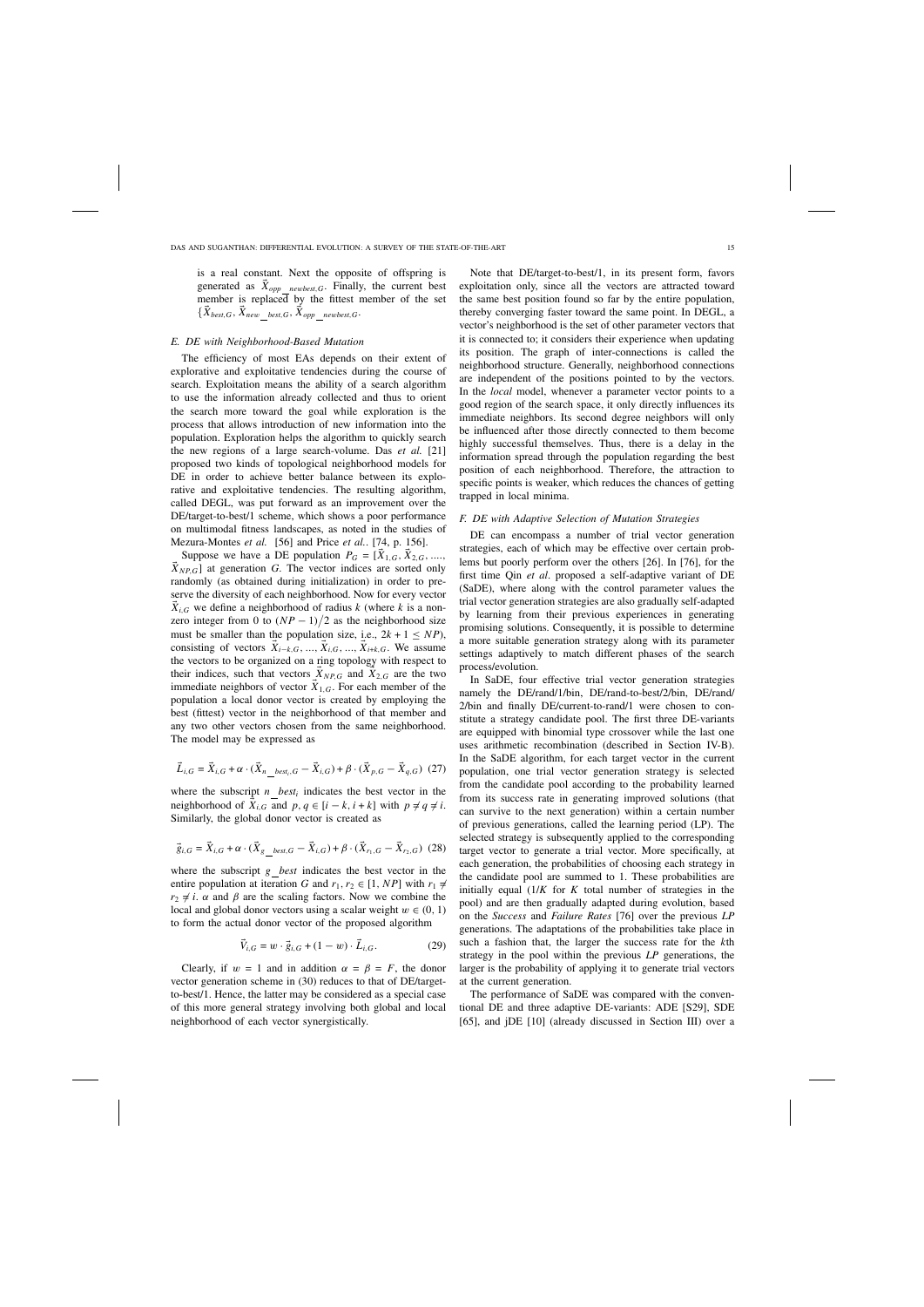is a real constant. Next the opposite of offspring is generated as $\vec{X}_{opp\_newbest,G}$. Finally, the current best member is replaced by the fittest member of the set $\{\vec{X}_{best,G}, \vec{X}_{new\_best,G}, \vec{X}_{opp\_newbest,G}$.

### E. DE with Neighborhood-Based Mutation

The efficiency of most EAs depends on their extent of explorative and exploitative tendencies during the course of search. Exploitation means the ability of a search algorithm to use the information already collected and thus to orient the search more toward the goal while exploration is the process that allows introduction of new information into the population. Exploration helps the algorithm to quickly search the new regions of a large search-volume. Das *et al.* [21] proposed two kinds of topological neighborhood models for DE in order to achieve better balance between its explorative and exploitative tendencies. The resulting algorithm, called DEGL, was put forward as an improvement over the DE/target-to-best/1 scheme, which shows a poor performance on multimodal fitness landscapes, as noted in the studies of Mezura-Montes *et al.* [56] and Price *et al.*. [74, p. 156].

Suppose we have a DE population $P_G = [\vec{X}_{1,G}, \vec{X}_{2,G}, ....., \vec{X}_{NP,G}]$ at generation $G$. The vector indices are sorted only randomly (as obtained during initialization) in order to preserve the diversity of each neighborhood. Now for every vector $\vec{X}_{i,G}$ we define a neighborhood of radius $k$ (where $k$ is a nonzero integer from 0 to $(NP-1)/2$ as the neighborhood size must be smaller than the population size, i.e., $2k+1 \leq NP$), consisting of vectors $\vec{X}_{i-k,G}, ..., \vec{X}_{i,G}, ..., \vec{X}_{i+k,G}$. We assume the vectors to be organized on a ring topology with respect to their indices, such that vectors $\vec{X}_{NP,G}$ and $\vec{X}_{2,G}$ are the two immediate neighbors of vector $\vec{X}_{1,G}$. For each member of the population a local donor vector is created by employing the best (fittest) vector in the neighborhood of that member and any two other vectors chosen from the same neighborhood. The model may be expressed as

$$\vec{L}_{i,G} = \vec{X}_{i,G} + \alpha \cdot (\vec{X}_{n\_best_i,G} - \vec{X}_{i,G}) + \beta \cdot (\vec{X}_{p,G} - \vec{X}_{q,G}) \quad (27)$$

where the subscript $n\_best_i$ indicates the best vector in the neighborhood of $\vec{X}_{i,G}$ and $p, q \in [i-k, i+k]$ with $p \neq q \neq i$. Similarly, the global donor vector is created as

$$\vec{g}_{i,G} = \vec{X}_{i,G} + \alpha \cdot (\vec{X}_{g\_best,G} - \vec{X}_{i,G}) + \beta \cdot (\vec{X}_{r_1,G} - \vec{X}_{r_2,G}) \quad (28)$$

where the subscript $g\_best$ indicates the best vector in the entire population at iteration $G$ and $r_1, r_2 \in [1, NP]$ with $r_1 \neq r_2 \neq i$. $\alpha$ and $\beta$ are the scaling factors. Now we combine the local and global donor vectors using a scalar weight $w \in (0, 1)$ to form the actual donor vector of the proposed algorithm

$$\vec{V}_{i,G} = w \cdot \vec{g}_{i,G} + (1-w) \cdot \vec{L}_{i,G}. \quad (29)$$

Clearly, if $w = 1$ and in addition $\alpha = \beta = F$, the donor vector generation scheme in (30) reduces to that of DE/target-to-best/1. Hence, the latter may be considered as a special case of this more general strategy involving both global and local neighborhood of each vector synergistically.

Note that DE/target-to-best/1, in its present form, favors exploitation only, since all the vectors are attracted toward the same best position found so far by the entire population, thereby converging faster toward the same point. In DEGL, a vector's neighborhood is the set of other parameter vectors that it is connected to; it considers their experience when updating its position. The graph of inter-connections is called the neighborhood structure. Generally, neighborhood connections are independent of the positions pointed to by the vectors. In the *local* model, whenever a parameter vector points to a good region of the search space, it only directly influences its immediate neighbors. Its second degree neighbors will only be influenced after those directly connected to them become highly successful themselves. Thus, there is a delay in the information spread through the population regarding the best position of each neighborhood. Therefore, the attraction to specific points is weaker, which reduces the chances of getting trapped in local minima.

### F. DE with Adaptive Selection of Mutation Strategies

DE can encompass a number of trial vector generation strategies, each of which may be effective over certain problems but poorly perform over the others [26]. In [76], for the first time Qin *et al*. proposed a self-adaptive variant of DE (SaDE), where along with the control parameter values the trial vector generation strategies are also gradually self-adapted by learning from their previous experiences in generating promising solutions. Consequently, it is possible to determine a more suitable generation strategy along with its parameter settings adaptively to match different phases of the search process/evolution.

In SaDE, four effective trial vector generation strategies namely the DE/rand/1/bin, DE/rand-to-best/2/bin, DE/rand/2/bin and finally DE/current-to-rand/1 were chosen to constitute a strategy candidate pool. The first three DE-variants are equipped with binomial type crossover while the last one uses arithmetic recombination (described in Section IV-B). In the SaDE algorithm, for each target vector in the current population, one trial vector generation strategy is selected from the candidate pool according to the probability learned from its success rate in generating improved solutions (that can survive to the next generation) within a certain number of previous generations, called the learning period (LP). The selected strategy is subsequently applied to the corresponding target vector to generate a trial vector. More specifically, at each generation, the probabilities of choosing each strategy in the candidate pool are summed to 1. These probabilities are initially equal ($1/K$ for $K$ total number of strategies in the pool) and are then gradually adapted during evolution, based on the *Success* and *Failure Rates* [76] over the previous *LP* generations. The adaptations of the probabilities take place in such a fashion that, the larger the success rate for the $k$th strategy in the pool within the previous *LP* generations, the larger is the probability of applying it to generate trial vectors at the current generation.

The performance of SaDE was compared with the conventional DE and three adaptive DE-variants: ADE [S29], SDE [65], and jDE [10] (already discussed in Section III) over a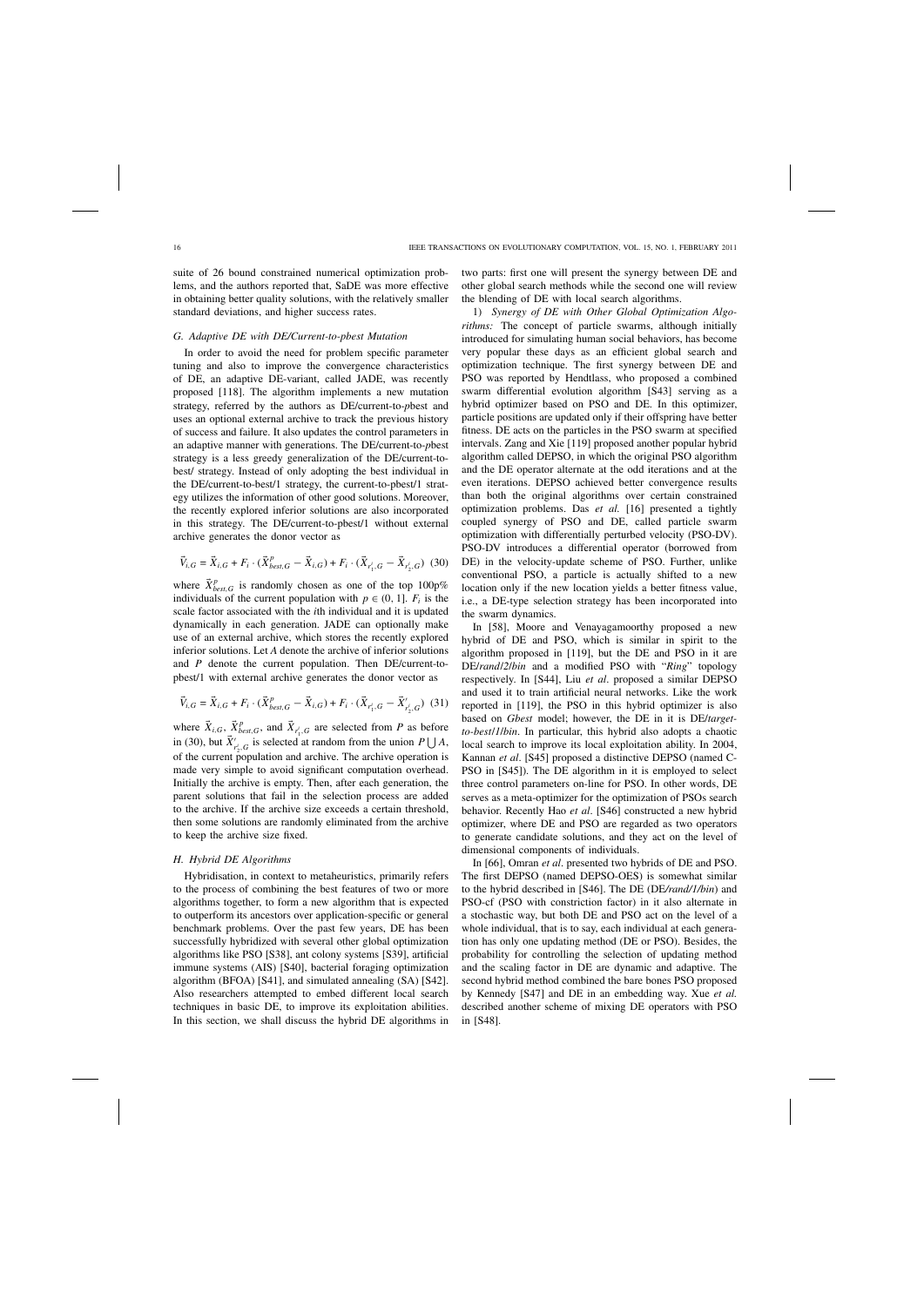suite of 26 bound constrained numerical optimization problems, and the authors reported that, SaDE was more effective in obtaining better quality solutions, with the relatively smaller standard deviations, and higher success rates.

### G. Adaptive DE with DE/Current-to-pbest Mutation

In order to avoid the need for problem specific parameter tuning and also to improve the convergence characteristics of DE, an adaptive DE-variant, called JADE, was recently proposed [118]. The algorithm implements a new mutation strategy, referred by the authors as DE/current-to-*p*best and uses an optional external archive to track the previous history of success and failure. It also updates the control parameters in an adaptive manner with generations. The DE/current-to-*p*best strategy is a less greedy generalization of the DE/current-to-best/ strategy. Instead of only adopting the best individual in the DE/current-to-best/1 strategy, the current-to-pbest/1 strategy utilizes the information of other good solutions. Moreover, the recently explored inferior solutions are also incorporated in this strategy. The DE/current-to-pbest/1 without external archive generates the donor vector as

$$\vec{V}_{i,G} = \vec{X}_{i,G} + F_i \cdot (\vec{X}^{p}_{best,G} - \vec{X}_{i,G}) + F_i \cdot (\vec{X}_{r^i_1,G} - \vec{X}_{r^i_2,G}) \quad (30)$$

where $\vec{X}^{p}_{best,G}$ is randomly chosen as one of the top 100p% individuals of the current population with $p \in (0, 1]$. $F_i$ is the scale factor associated with the $i$th individual and it is updated dynamically in each generation. JADE can optionally make use of an external archive, which stores the recently explored inferior solutions. Let $A$ denote the archive of inferior solutions and $P$ denote the current population. Then DE/current-to-pbest/1 with external archive generates the donor vector as

$$\vec{V}_{i,G} = \vec{X}_{i,G} + F_i \cdot (\vec{X}^{p}_{best,G} - \vec{X}_{i,G}) + F_i \cdot (\vec{X}_{r^i_1,G} - \vec{X}'_{r^i_2,G}) \quad (31)$$

where $\vec{X}_{i,G}$, $\vec{X}^{p}_{best,G}$, and $\vec{X}_{r^i_1,G}$ are selected from $P$ as before in (30), but $\vec{X}'_{r^i_2,G}$ is selected at random from the union $P \bigcup A$, of the current population and archive. The archive operation is made very simple to avoid significant computation overhead. Initially the archive is empty. Then, after each generation, the parent solutions that fail in the selection process are added to the archive. If the archive size exceeds a certain threshold, then some solutions are randomly eliminated from the archive to keep the archive size fixed.

### H. Hybrid DE Algorithms

Hybridisation, in context to metaheuristics, primarily refers to the process of combining the best features of two or more algorithms together, to form a new algorithm that is expected to outperform its ancestors over application-specific or general benchmark problems. Over the past few years, DE has been successfully hybridized with several other global optimization algorithms like PSO [S38], ant colony systems [S39], artificial immune systems (AIS) [S40], bacterial foraging optimization algorithm (BFOA) [S41], and simulated annealing (SA) [S42]. Also researchers attempted to embed different local search techniques in basic DE, to improve its exploitation abilities. In this section, we shall discuss the hybrid DE algorithms in two parts: first one will present the synergy between DE and other global search methods while the second one will review the blending of DE with local search algorithms.

1) *Synergy of DE with Other Global Optimization Algorithms:* The concept of particle swarms, although initially introduced for simulating human social behaviors, has become very popular these days as an efficient global search and optimization technique. The first synergy between DE and PSO was reported by Hendtlass, who proposed a combined swarm differential evolution algorithm [S43] serving as a hybrid optimizer based on PSO and DE. In this optimizer, particle positions are updated only if their offspring have better fitness. DE acts on the particles in the PSO swarm at specified intervals. Zang and Xie [119] proposed another popular hybrid algorithm called DEPSO, in which the original PSO algorithm and the DE operator alternate at the odd iterations and at the even iterations. DEPSO achieved better convergence results than both the original algorithms over certain constrained optimization problems. Das *et al.* [16] presented a tightly coupled synergy of PSO and DE, called particle swarm optimization with differentially perturbed velocity (PSO-DV). PSO-DV introduces a differential operator (borrowed from DE) in the velocity-update scheme of PSO. Further, unlike conventional PSO, a particle is actually shifted to a new location only if the new location yields a better fitness value, i.e., a DE-type selection strategy has been incorporated into the swarm dynamics.

In [58], Moore and Venayagamoorthy proposed a new hybrid of DE and PSO, which is similar in spirit to the algorithm proposed in [119], but the DE and PSO in it are DE/*rand*/2/*bin* and a modified PSO with "*Ring*" topology respectively. In [S44], Liu *et al*. proposed a similar DEPSO and used it to train artificial neural networks. Like the work reported in [119], the PSO in this hybrid optimizer is also based on *Gbest* model; however, the DE in it is DE/*target-to-best*/1/*bin*. In particular, this hybrid also adopts a chaotic local search to improve its local exploitation ability. In 2004, Kannan *et al*. [S45] proposed a distinctive DEPSO (named C-PSO in [S45]). The DE algorithm in it is employed to select three control parameters on-line for PSO. In other words, DE serves as a meta-optimizer for the optimization of PSOs search behavior. Recently Hao *et al*. [S46] constructed a new hybrid optimizer, where DE and PSO are regarded as two operators to generate candidate solutions, and they act on the level of dimensional components of individuals.

In [66], Omran *et al*. presented two hybrids of DE and PSO. The first DEPSO (named DEPSO-OES) is somewhat similar to the hybrid described in [S46]. The DE (DE/*rand*/1/*bin*) and PSO-cf (PSO with constriction factor) in it also alternate in a stochastic way, but both DE and PSO act on the level of a whole individual, that is to say, each individual at each generation has only one updating method (DE or PSO). Besides, the probability for controlling the selection of updating method and the scaling factor in DE are dynamic and adaptive. The second hybrid method combined the bare bones PSO proposed by Kennedy [S47] and DE in an embedding way. Xue *et al.* described another scheme of mixing DE operators with PSO in [S48].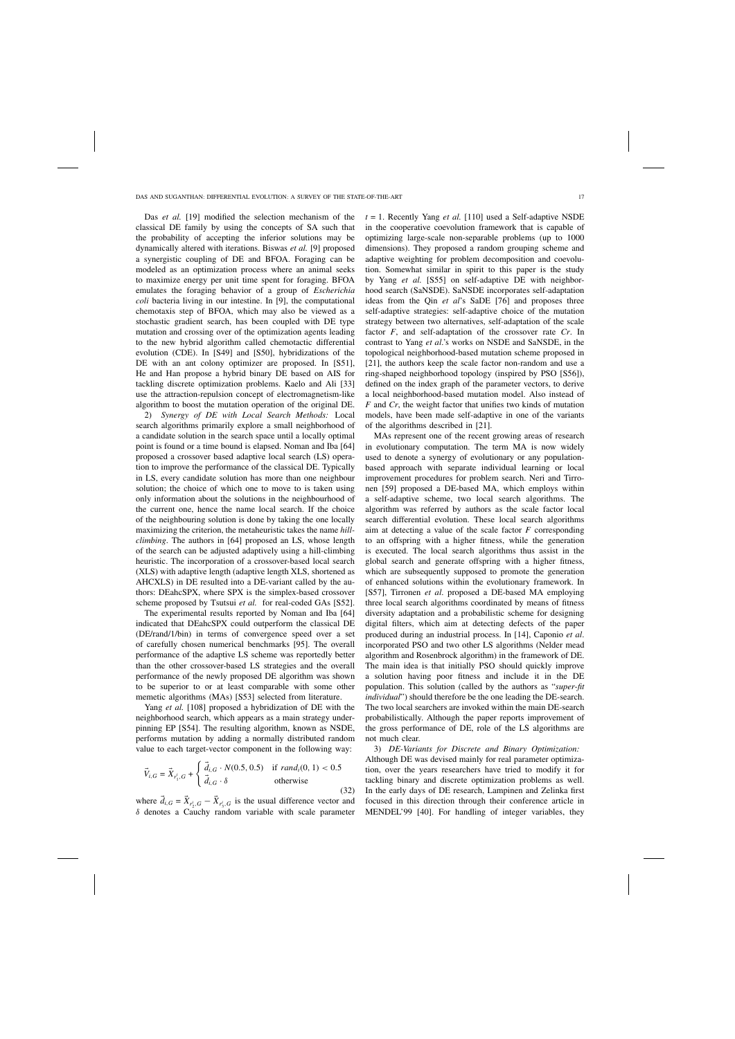Das *et al.* [19] modified the selection mechanism of the classical DE family by using the concepts of SA such that the probability of accepting the inferior solutions may be dynamically altered with iterations. Biswas *et al.* [9] proposed a synergistic coupling of DE and BFOA. Foraging can be modeled as an optimization process where an animal seeks to maximize energy per unit time spent for foraging. BFOA emulates the foraging behavior of a group of *Escherichia coli* bacteria living in our intestine. In [9], the computational chemotaxis step of BFOA, which may also be viewed as a stochastic gradient search, has been coupled with DE type mutation and crossing over of the optimization agents leading to the new hybrid algorithm called chemotactic differential evolution (CDE). In [S49] and [S50], hybridizations of the DE with an ant colony optimizer are proposed. In [S51], He and Han propose a hybrid binary DE based on AIS for tackling discrete optimization problems. Kaelo and Ali [33] use the attraction-repulsion concept of electromagnetism-like algorithm to boost the mutation operation of the original DE.

2) *Synergy of DE with Local Search Methods:* Local search algorithms primarily explore a small neighborhood of a candidate solution in the search space until a locally optimal point is found or a time bound is elapsed. Noman and Iba [64] proposed a crossover based adaptive local search (LS) operation to improve the performance of the classical DE. Typically in LS, every candidate solution has more than one neighbour solution; the choice of which one to move to is taken using only information about the solutions in the neighbourhood of the current one, hence the name local search. If the choice of the neighbouring solution is done by taking the one locally maximizing the criterion, the metaheuristic takes the name *hill-climbing*. The authors in [64] proposed an LS, whose length of the search can be adjusted adaptively using a hill-climbing heuristic. The incorporation of a crossover-based local search (XLS) with adaptive length (adaptive length XLS, shortened as AHCXLS) in DE resulted into a DE-variant called by the authors: DEahcSPX, where SPX is the simplex-based crossover scheme proposed by Tsutsui *et al.* for real-coded GAs [S52].

The experimental results reported by Noman and Iba [64] indicated that DEahcSPX could outperform the classical DE (DE/rand/1/bin) in terms of convergence speed over a set of carefully chosen numerical benchmarks [95]. The overall performance of the adaptive LS scheme was reportedly better than the other crossover-based LS strategies and the overall performance of the newly proposed DE algorithm was shown to be superior to or at least comparable with some other memetic algorithms (MAs) [S53] selected from literature.

Yang *et al.* [108] proposed a hybridization of DE with the neighborhood search, which appears as a main strategy underpinning EP [S54]. The resulting algorithm, known as NSDE, performs mutation by adding a normally distributed random value to each target-vector component in the following way:

$$\vec{V}_{i,G} = \vec{X}_{r^i_1,G} + \begin{cases} \vec{d}_{i,G} \cdot N(0.5, 0.5) & \text{if } rand_i(0,1) < 0.5 \\ \vec{d}_{i,G} \cdot \delta & \text{otherwise} \end{cases} \tag{32}$$

where $\vec{d}_{i,G} = \vec{X}_{r^i_2,G} - \vec{X}_{r^i_3,G}$ is the usual difference vector and $\delta$ denotes a Cauchy random variable with scale parameter $t = 1$. Recently Yang *et al.* [110] used a Self-adaptive NSDE in the cooperative coevolution framework that is capable of optimizing large-scale non-separable problems (up to 1000 dimensions). They proposed a random grouping scheme and adaptive weighting for problem decomposition and coevolution. Somewhat similar in spirit to this paper is the study by Yang *et al.* [S55] on self-adaptive DE with neighborhood search (SaNSDE). SaNSDE incorporates self-adaptation ideas from the Qin *et al*'s SaDE [76] and proposes three self-adaptive strategies: self-adaptive choice of the mutation strategy between two alternatives, self-adaptation of the scale factor $F$, and self-adaptation of the crossover rate $Cr$. In contrast to Yang *et al*.'s works on NSDE and SaNSDE, in the topological neighborhood-based mutation scheme proposed in [21], the authors keep the scale factor non-random and use a ring-shaped neighborhood topology (inspired by PSO [S56]), defined on the index graph of the parameter vectors, to derive a local neighborhood-based mutation model. Also instead of $F$ and $Cr$, the weight factor that unifies two kinds of mutation models, have been made self-adaptive in one of the variants of the algorithms described in [21].

MAs represent one of the recent growing areas of research in evolutionary computation. The term MA is now widely used to denote a synergy of evolutionary or any population-based approach with separate individual learning or local improvement procedures for problem search. Neri and Tirronen [59] proposed a DE-based MA, which employs within a self-adaptive scheme, two local search algorithms. The algorithm was referred by authors as the scale factor local search differential evolution. These local search algorithms aim at detecting a value of the scale factor $F$ corresponding to an offspring with a higher fitness, while the generation is executed. The local search algorithms thus assist in the global search and generate offspring with a higher fitness, which are subsequently supposed to promote the generation of enhanced solutions within the evolutionary framework. In [S57], Tirronen *et al*. proposed a DE-based MA employing three local search algorithms coordinated by means of fitness diversity adaptation and a probabilistic scheme for designing digital filters, which aim at detecting defects of the paper produced during an industrial process. In [14], Caponio *et al*. incorporated PSO and two other LS algorithms (Nelder mead algorithm and Rosenbrock algorithm) in the framework of DE. The main idea is that initially PSO should quickly improve a solution having poor fitness and include it in the DE population. This solution (called by the authors as "*super-fit individual*") should therefore be the one leading the DE-search. The two local searchers are invoked within the main DE-search probabilistically. Although the paper reports improvement of the gross performance of DE, role of the LS algorithms are not much clear.

3) *DE-Variants for Discrete and Binary Optimization:* Although DE was devised mainly for real parameter optimization, over the years researchers have tried to modify it for tackling binary and discrete optimization problems as well. In the early days of DE research, Lampinen and Zelinka first focused in this direction through their conference article in MENDEL'99 [40]. For handling of integer variables, they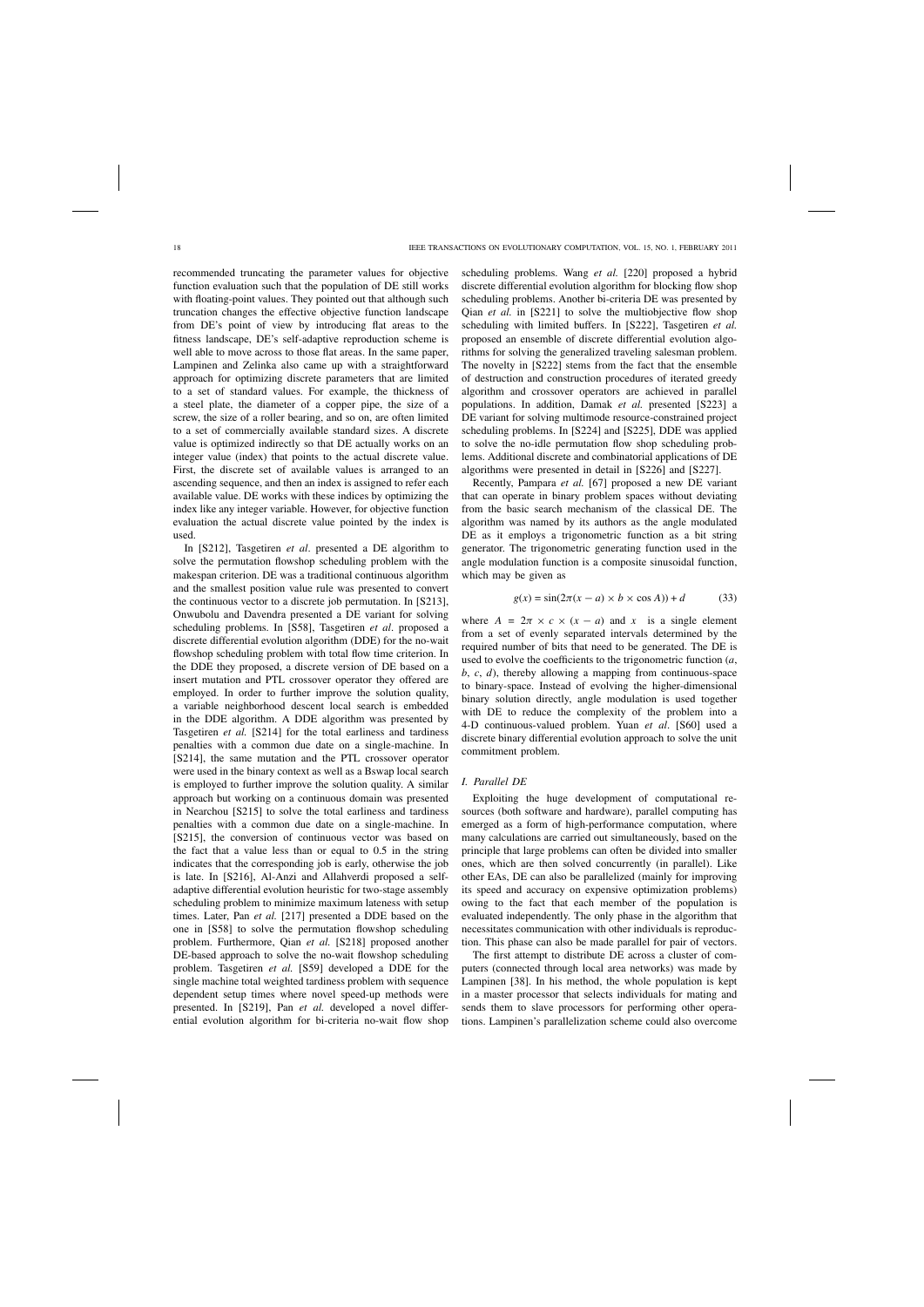recommended truncating the parameter values for objective function evaluation such that the population of DE still works with floating-point values. They pointed out that although such truncation changes the effective objective function landscape from DE's point of view by introducing flat areas to the fitness landscape, DE's self-adaptive reproduction scheme is well able to move across to those flat areas. In the same paper, Lampinen and Zelinka also came up with a straightforward approach for optimizing discrete parameters that are limited to a set of standard values. For example, the thickness of a steel plate, the diameter of a copper pipe, the size of a screw, the size of a roller bearing, and so on, are often limited to a set of commercially available standard sizes. A discrete value is optimized indirectly so that DE actually works on an integer value (index) that points to the actual discrete value. First, the discrete set of available values is arranged to an ascending sequence, and then an index is assigned to refer each available value. DE works with these indices by optimizing the index like any integer variable. However, for objective function evaluation the actual discrete value pointed by the index is used.

In [S212], Tasgetiren *et al*. presented a DE algorithm to solve the permutation flowshop scheduling problem with the makespan criterion. DE was a traditional continuous algorithm and the smallest position value rule was presented to convert the continuous vector to a discrete job permutation. In [S213], Onwubolu and Davendra presented a DE variant for solving scheduling problems. In [S58], Tasgetiren *et al*. proposed a discrete differential evolution algorithm (DDE) for the no-wait flowshop scheduling problem with total flow time criterion. In the DDE they proposed, a discrete version of DE based on a insert mutation and PTL crossover operator they offered are employed. In order to further improve the solution quality, a variable neighborhood descent local search is embedded in the DDE algorithm. A DDE algorithm was presented by Tasgetiren *et al.* [S214] for the total earliness and tardiness penalties with a common due date on a single-machine. In [S214], the same mutation and the PTL crossover operator were used in the binary context as well as a Bswap local search is employed to further improve the solution quality. A similar approach but working on a continuous domain was presented in Nearchou [S215] to solve the total earliness and tardiness penalties with a common due date on a single-machine. In [S215], the conversion of continuous vector was based on the fact that a value less than or equal to 0.5 in the string indicates that the corresponding job is early, otherwise the job is late. In [S216], Al-Anzi and Allahverdi proposed a self-adaptive differential evolution heuristic for two-stage assembly scheduling problem to minimize maximum lateness with setup times. Later, Pan *et al.* [217] presented a DDE based on the one in [S58] to solve the permutation flowshop scheduling problem. Furthermore, Qian *et al.* [S218] proposed another DE-based approach to solve the no-wait flowshop scheduling problem. Tasgetiren *et al.* [S59] developed a DDE for the single machine total weighted tardiness problem with sequence dependent setup times where novel speed-up methods were presented. In [S219], Pan *et al.* developed a novel differential evolution algorithm for bi-criteria no-wait flow shop scheduling problems. Wang *et al.* [220] proposed a hybrid discrete differential evolution algorithm for blocking flow shop scheduling problems. Another bi-criteria DE was presented by Qian *et al.* in [S221] to solve the multiobjective flow shop scheduling with limited buffers. In [S222], Tasgetiren *et al.* proposed an ensemble of discrete differential evolution algorithms for solving the generalized traveling salesman problem. The novelty in [S222] stems from the fact that the ensemble of destruction and construction procedures of iterated greedy algorithm and crossover operators are achieved in parallel populations. In addition, Damak *et al.* presented [S223] a DE variant for solving multimode resource-constrained project scheduling problems. In [S224] and [S225], DDE was applied to solve the no-idle permutation flow shop scheduling problems. Additional discrete and combinatorial applications of DE algorithms were presented in detail in [S226] and [S227].

Recently, Pampara *et al.* [67] proposed a new DE variant that can operate in binary problem spaces without deviating from the basic search mechanism of the classical DE. The algorithm was named by its authors as the angle modulated DE as it employs a trigonometric function as a bit string generator. The trigonometric generating function used in the angle modulation function is a composite sinusoidal function, which may be given as

$$g(x) = \sin(2\pi(x - a) \times b \times \cos A)) + d \tag{33}$$

where $A = 2\pi \times c \times (x - a)$ and $x$ is a single element from a set of evenly separated intervals determined by the required number of bits that need to be generated. The DE is used to evolve the coefficients to the trigonometric function ($a$, $b$, $c$, $d$), thereby allowing a mapping from continuous-space to binary-space. Instead of evolving the higher-dimensional binary solution directly, angle modulation is used together with DE to reduce the complexity of the problem into a 4-D continuous-valued problem. Yuan *et al*. [S60] used a discrete binary differential evolution approach to solve the unit commitment problem.

### *I. Parallel DE*

Exploiting the huge development of computational resources (both software and hardware), parallel computing has emerged as a form of high-performance computation, where many calculations are carried out simultaneously, based on the principle that large problems can often be divided into smaller ones, which are then solved concurrently (in parallel). Like other EAs, DE can also be parallelized (mainly for improving its speed and accuracy on expensive optimization problems) owing to the fact that each member of the population is evaluated independently. The only phase in the algorithm that necessitates communication with other individuals is reproduction. This phase can also be made parallel for pair of vectors.

The first attempt to distribute DE across a cluster of computers (connected through local area networks) was made by Lampinen [38]. In his method, the whole population is kept in a master processor that selects individuals for mating and sends them to slave processors for performing other operations. Lampinen's parallelization scheme could also overcome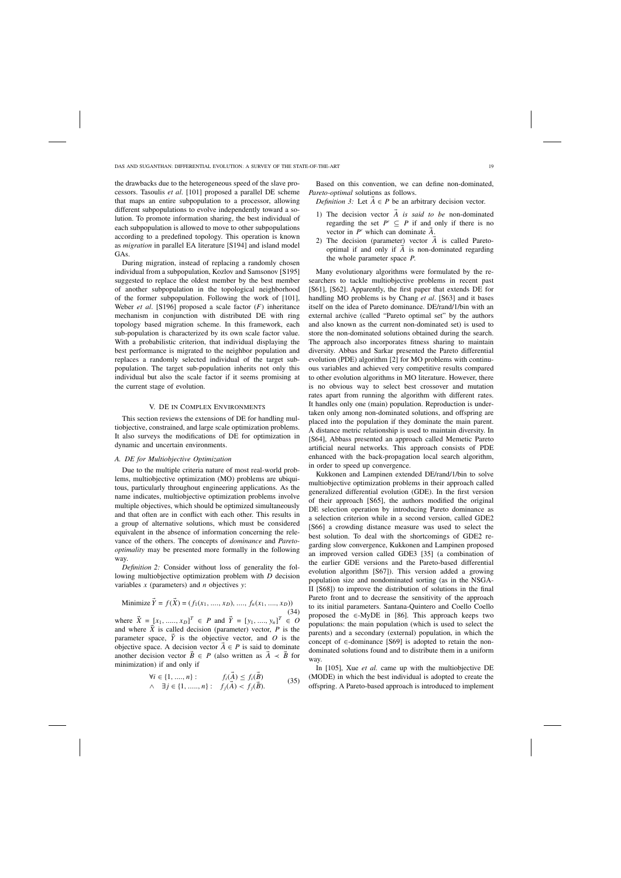the drawbacks due to the heterogeneous speed of the slave processors. Tasoulis *et al.* [101] proposed a parallel DE scheme that maps an entire subpopulation to a processor, allowing different subpopulations to evolve independently toward a solution. To promote information sharing, the best individual of each subpopulation is allowed to move to other subpopulations according to a predefined topology. This operation is known as *migration* in parallel EA literature [S194] and island model GAs.

During migration, instead of replacing a randomly chosen individual from a subpopulation, Kozlov and Samsonov [S195] suggested to replace the oldest member by the best member of another subpopulation in the topological neighborhood of the former subpopulation. Following the work of [101], Weber *et al*. [S196] proposed a scale factor ($F$) inheritance mechanism in conjunction with distributed DE with ring topology based migration scheme. In this framework, each sub-population is characterized by its own scale factor value. With a probabilistic criterion, that individual displaying the best performance is migrated to the neighbor population and replaces a randomly selected individual of the target subpopulation. The target sub-population inherits not only this individual but also the scale factor if it seems promising at the current stage of evolution.

## V. DE in Complex Environments

This section reviews the extensions of DE for handling multiobjective, constrained, and large scale optimization problems. It also surveys the modifications of DE for optimization in dynamic and uncertain environments.

### A. DE for Multiobjective Optimization

Due to the multiple criteria nature of most real-world problems, multiobjective optimization (MO) problems are ubiquitous, particularly throughout engineering applications. As the name indicates, multiobjective optimization problems involve multiple objectives, which should be optimized simultaneously and that often are in conflict with each other. This results in a group of alternative solutions, which must be considered equivalent in the absence of information concerning the relevance of the others. The concepts of *dominance* and *Pareto-optimality* may be presented more formally in the following way.

*Definition 2:* Consider without loss of generality the following multiobjective optimization problem with $D$ decision variables $x$ (parameters) and $n$ objectives $y$:

$$\text{Minimize } \vec{Y} = f(\vec{X}) = (f_1(x_1, ...., x_D), ...., f_n(x_1, ...., x_D)) \tag{34}$$

where $\vec{X} = [x_1, ....., x_D]^T \in P$ and $\vec{Y} = [y_1, ...., y_n]^T \in O$ and where $\vec{X}$ is called decision (parameter) vector, $P$ is the parameter space, $\vec{Y}$ is the objective vector, and $O$ is the objective space. A decision vector $\vec{A} \in P$ is said to dominate another decision vector $\vec{B} \in P$ (also written as $\vec{A} \prec \vec{B}$ for minimization) if and only if

$$\begin{aligned} &\forall i \in \{1, ...., n\}: \quad f_i(\vec{A}) \leq f_i(\vec{B}) \\ \wedge \quad &\exists j \in \{1, ....., n\}: \quad f_j(\vec{A}) < f_j(\vec{B}). \end{aligned} \tag{35}$$

Based on this convention, we can define non-dominated, *Pareto-optimal* solutions as follows.

*Definition 3:* Let $\vec{A} \in P$ be an arbitrary decision vector.

1) The decision vector $\vec{A}$ *is said to be* non-dominated regarding the set $P' \subseteq P$ if and only if there is no vector in $P'$ which can dominate $\vec{A}$.
2) The decision (parameter) vector $\vec{A}$ is called Pareto-optimal if and only if $\vec{A}$ is non-dominated regarding the whole parameter space $P$.

Many evolutionary algorithms were formulated by the researchers to tackle multiobjective problems in recent past [S61], [S62]. Apparently, the first paper that extends DE for handling MO problems is by Chang *et al*. [S63] and it bases itself on the idea of Pareto dominance. DE/rand/1/bin with an external archive (called "Pareto optimal set" by the authors and also known as the current non-dominated set) is used to store the non-dominated solutions obtained during the search. The approach also incorporates fitness sharing to maintain diversity. Abbas and Sarkar presented the Pareto differential evolution (PDE) algorithm [2] for MO problems with continuous variables and achieved very competitive results compared to other evolution algorithms in MO literature. However, there is no obvious way to select best crossover and mutation rates apart from running the algorithm with different rates. It handles only one (main) population. Reproduction is undertaken only among non-dominated solutions, and offspring are placed into the population if they dominate the main parent. A distance metric relationship is used to maintain diversity. In [S64], Abbass presented an approach called Memetic Pareto artificial neural networks. This approach consists of PDE enhanced with the back-propagation local search algorithm, in order to speed up convergence.

Kukkonen and Lampinen extended DE/rand/1/bin to solve multiobjective optimization problems in their approach called generalized differential evolution (GDE). In the first version of their approach [S65], the authors modified the original DE selection operation by introducing Pareto dominance as a selection criterion while in a second version, called GDE2 [S66] a crowding distance measure was used to select the best solution. To deal with the shortcomings of GDE2 regarding slow convergence, Kukkonen and Lampinen proposed an improved version called GDE3 [35] (a combination of the earlier GDE versions and the Pareto-based differential evolution algorithm [S67]). This version added a growing population size and nondominated sorting (as in the NSGA-II [S68]) to improve the distribution of solutions in the final Pareto front and to decrease the sensitivity of the approach to its initial parameters. Santana-Quintero and Coello Coello proposed the $\in$-MyDE in [86]. This approach keeps two populations: the main population (which is used to select the parents) and a secondary (external) population, in which the concept of $\in$-dominance [S69] is adopted to retain the non-dominated solutions found and to distribute them in a uniform way.

In [105], Xue *et al.* came up with the multiobjective DE (MODE) in which the best individual is adopted to create the offspring. A Pareto-based approach is introduced to implement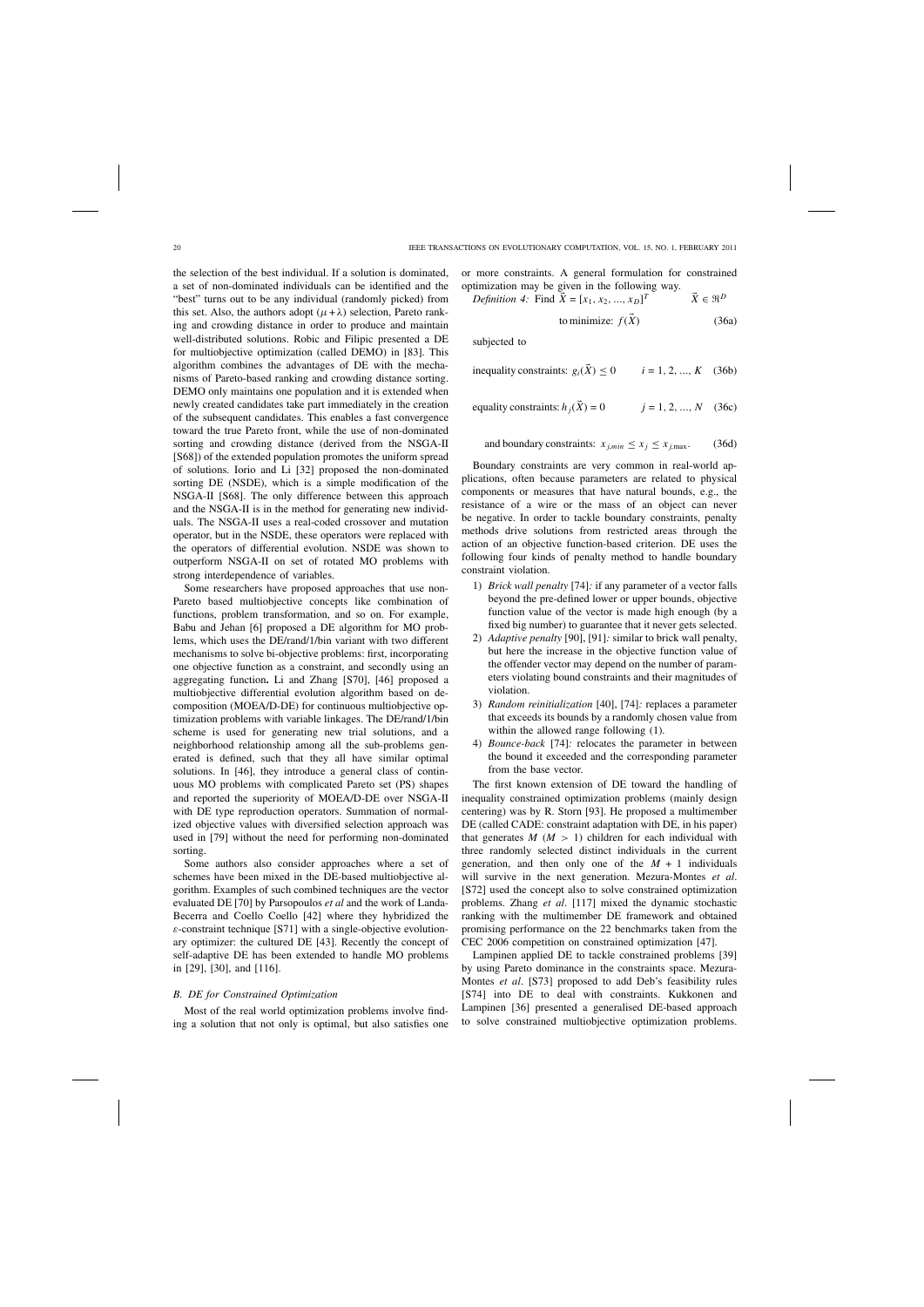the selection of the best individual. If a solution is dominated, a set of non-dominated individuals can be identified and the "best" turns out to be any individual (randomly picked) from this set. Also, the authors adopt $(\mu+\lambda)$ selection, Pareto ranking and crowding distance in order to produce and maintain well-distributed solutions. Robic and Filipic presented a DE for multiobjective optimization (called DEMO) in [83]. This algorithm combines the advantages of DE with the mechanisms of Pareto-based ranking and crowding distance sorting. DEMO only maintains one population and it is extended when newly created candidates take part immediately in the creation of the subsequent candidates. This enables a fast convergence toward the true Pareto front, while the use of non-dominated sorting and crowding distance (derived from the NSGA-II [S68]) of the extended population promotes the uniform spread of solutions. Iorio and Li [32] proposed the non-dominated sorting DE (NSDE), which is a simple modification of the NSGA-II [S68]. The only difference between this approach and the NSGA-II is in the method for generating new individuals. The NSGA-II uses a real-coded crossover and mutation operator, but in the NSDE, these operators were replaced with the operators of differential evolution. NSDE was shown to outperform NSGA-II on set of rotated MO problems with strong interdependence of variables.

Some researchers have proposed approaches that use non-Pareto based multiobjective concepts like combination of functions, problem transformation, and so on. For example, Babu and Jehan [6] proposed a DE algorithm for MO problems, which uses the DE/rand/1/bin variant with two different mechanisms to solve bi-objective problems: first, incorporating one objective function as a constraint, and secondly using an aggregating function. Li and Zhang [S70], [46] proposed a multiobjective differential evolution algorithm based on decomposition (MOEA/D-DE) for continuous multiobjective optimization problems with variable linkages. The DE/rand/1/bin scheme is used for generating new trial solutions, and a neighborhood relationship among all the sub-problems generated is defined, such that they all have similar optimal solutions. In [46], they introduce a general class of continuous MO problems with complicated Pareto set (PS) shapes and reported the superiority of MOEA/D-DE over NSGA-II with DE type reproduction operators. Summation of normalized objective values with diversified selection approach was used in [79] without the need for performing non-dominated sorting.

Some authors also consider approaches where a set of schemes have been mixed in the DE-based multiobjective algorithm. Examples of such combined techniques are the vector evaluated DE [70] by Parsopoulos *et al* and the work of Landa-Becerra and Coello Coello [42] where they hybridized the $\varepsilon$-constraint technique [S71] with a single-objective evolutionary optimizer: the cultured DE [43]. Recently the concept of self-adaptive DE has been extended to handle MO problems in [29], [30], and [116].

### *B. DE for Constrained Optimization*

Most of the real world optimization problems involve finding a solution that not only is optimal, but also satisfies one or more constraints. A general formulation for constrained optimization may be given in the following way.

*Definition 4:* Find $\vec{X} = [x_1, x_2, ..., x_D]^T \qquad \vec{X} \in \Re^D$

$$\text{to minimize: } f(\vec{X}) \tag{36a}$$

subjected to

$$\text{inequality constraints: } g_i(\vec{X}) \leq 0 \qquad i = 1, 2, ..., K \tag{36b}$$

$$\text{equality constraints: } h_j(\vec{X}) = 0 \qquad j = 1, 2, ..., N \tag{36c}$$

$$\text{and boundary constraints: } x_{j,min} \leq x_j \leq x_{j,\max}. \tag{36d}$$

Boundary constraints are very common in real-world applications, often because parameters are related to physical components or measures that have natural bounds, e.g., the resistance of a wire or the mass of an object can never be negative. In order to tackle boundary constraints, penalty methods drive solutions from restricted areas through the action of an objective function-based criterion. DE uses the following four kinds of penalty method to handle boundary constraint violation.

1) *Brick wall penalty* [74]*:* if any parameter of a vector falls beyond the pre-defined lower or upper bounds, objective function value of the vector is made high enough (by a fixed big number) to guarantee that it never gets selected.
2) *Adaptive penalty* [90], [91]*:* similar to brick wall penalty, but here the increase in the objective function value of the offender vector may depend on the number of parameters violating bound constraints and their magnitudes of violation.
3) *Random reinitialization* [40], [74]*:* replaces a parameter that exceeds its bounds by a randomly chosen value from within the allowed range following (1).
4) *Bounce-back* [74]*:* relocates the parameter in between the bound it exceeded and the corresponding parameter from the base vector.

The first known extension of DE toward the handling of inequality constrained optimization problems (mainly design centering) was by R. Storn [93]. He proposed a multimember DE (called CADE: constraint adaptation with DE, in his paper) that generates $M$ ($M > 1$) children for each individual with three randomly selected distinct individuals in the current generation, and then only one of the $M + 1$ individuals will survive in the next generation. Mezura-Montes *et al*. [S72] used the concept also to solve constrained optimization problems. Zhang *et al*. [117] mixed the dynamic stochastic ranking with the multimember DE framework and obtained promising performance on the 22 benchmarks taken from the CEC 2006 competition on constrained optimization [47].

Lampinen applied DE to tackle constrained problems [39] by using Pareto dominance in the constraints space. Mezura-Montes *et al*. [S73] proposed to add Deb's feasibility rules [S74] into DE to deal with constraints. Kukkonen and Lampinen [36] presented a generalised DE-based approach to solve constrained multiobjective optimization problems.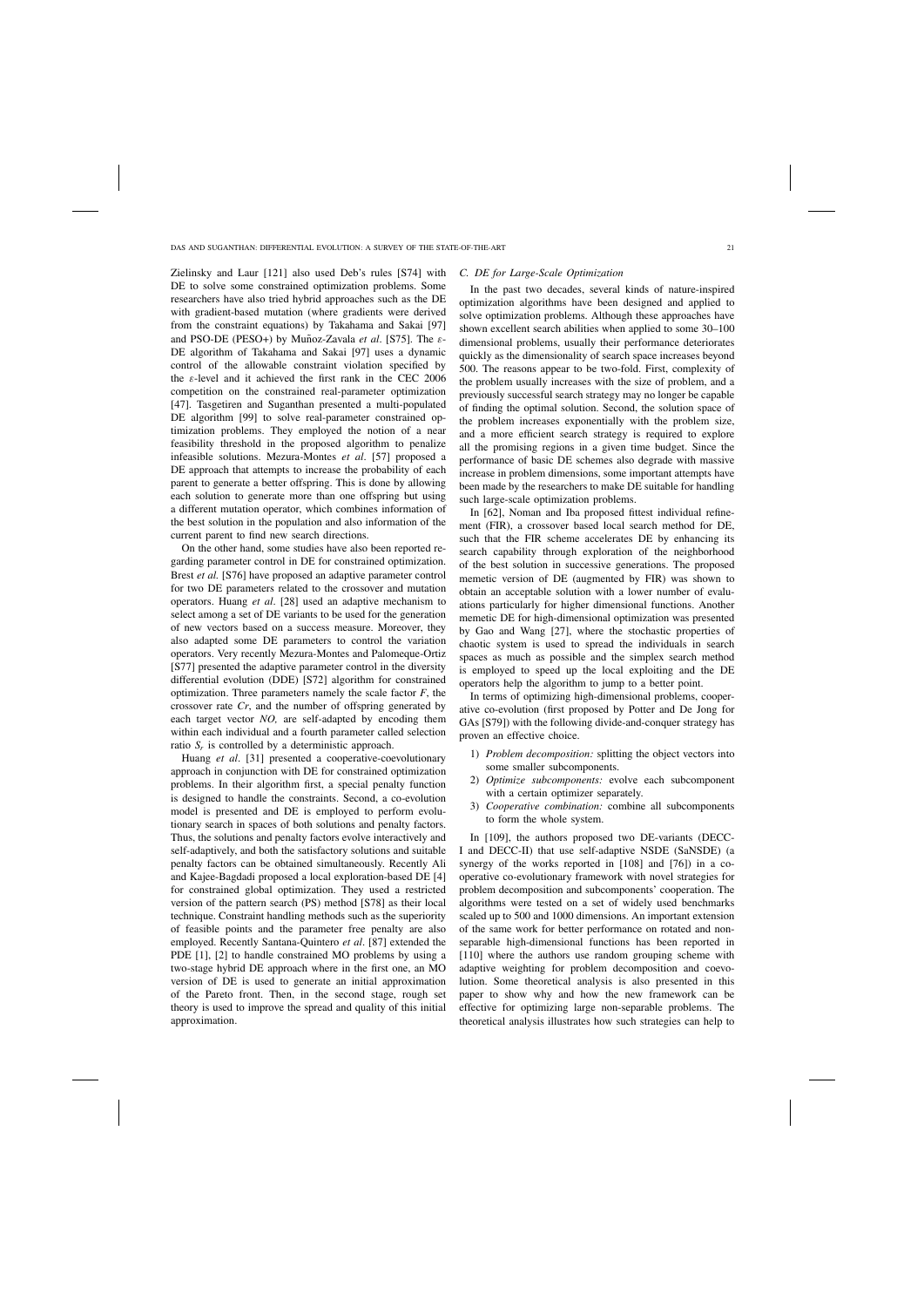Zielinsky and Laur [121] also used Deb's rules [S74] with DE to solve some constrained optimization problems. Some researchers have also tried hybrid approaches such as the DE with gradient-based mutation (where gradients were derived from the constraint equations) by Takahama and Sakai [97] and PSO-DE (PESO+) by Muñoz-Zavala *et al*. [S75]. The $\varepsilon$-DE algorithm of Takahama and Sakai [97] uses a dynamic control of the allowable constraint violation specified by the $\varepsilon$-level and it achieved the first rank in the CEC 2006 competition on the constrained real-parameter optimization [47]. Tasgetiren and Suganthan presented a multi-populated DE algorithm [99] to solve real-parameter constrained optimization problems. They employed the notion of a near feasibility threshold in the proposed algorithm to penalize infeasible solutions. Mezura-Montes *et al*. [57] proposed a DE approach that attempts to increase the probability of each parent to generate a better offspring. This is done by allowing each solution to generate more than one offspring but using a different mutation operator, which combines information of the best solution in the population and also information of the current parent to find new search directions.

On the other hand, some studies have also been reported regarding parameter control in DE for constrained optimization. Brest *et al.* [S76] have proposed an adaptive parameter control for two DE parameters related to the crossover and mutation operators. Huang *et al*. [28] used an adaptive mechanism to select among a set of DE variants to be used for the generation of new vectors based on a success measure. Moreover, they also adapted some DE parameters to control the variation operators. Very recently Mezura-Montes and Palomeque-Ortiz [S77] presented the adaptive parameter control in the diversity differential evolution (DDE) [S72] algorithm for constrained optimization. Three parameters namely the scale factor $F$, the crossover rate $Cr$, and the number of offspring generated by each target vector $NO$, are self-adapted by encoding them within each individual and a fourth parameter called selection ratio $S_r$ is controlled by a deterministic approach.

Huang *et al*. [31] presented a cooperative-coevolutionary approach in conjunction with DE for constrained optimization problems. In their algorithm first, a special penalty function is designed to handle the constraints. Second, a co-evolution model is presented and DE is employed to perform evolutionary search in spaces of both solutions and penalty factors. Thus, the solutions and penalty factors evolve interactively and self-adaptively, and both the satisfactory solutions and suitable penalty factors can be obtained simultaneously. Recently Ali and Kajee-Bagdadi proposed a local exploration-based DE [4] for constrained global optimization. They used a restricted version of the pattern search (PS) method [S78] as their local technique. Constraint handling methods such as the superiority of feasible points and the parameter free penalty are also employed. Recently Santana-Quintero *et al*. [87] extended the PDE [1], [2] to handle constrained MO problems by using a two-stage hybrid DE approach where in the first one, an MO version of DE is used to generate an initial approximation of the Pareto front. Then, in the second stage, rough set theory is used to improve the spread and quality of this initial approximation.

### *C. DE for Large-Scale Optimization*

In the past two decades, several kinds of nature-inspired optimization algorithms have been designed and applied to solve optimization problems. Although these approaches have shown excellent search abilities when applied to some 30–100 dimensional problems, usually their performance deteriorates quickly as the dimensionality of search space increases beyond 500. The reasons appear to be two-fold. First, complexity of the problem usually increases with the size of problem, and a previously successful search strategy may no longer be capable of finding the optimal solution. Second, the solution space of the problem increases exponentially with the problem size, and a more efficient search strategy is required to explore all the promising regions in a given time budget. Since the performance of basic DE schemes also degrade with massive increase in problem dimensions, some important attempts have been made by the researchers to make DE suitable for handling such large-scale optimization problems.

In [62], Noman and Iba proposed fittest individual refinement (FIR), a crossover based local search method for DE, such that the FIR scheme accelerates DE by enhancing its search capability through exploration of the neighborhood of the best solution in successive generations. The proposed memetic version of DE (augmented by FIR) was shown to obtain an acceptable solution with a lower number of evaluations particularly for higher dimensional functions. Another memetic DE for high-dimensional optimization was presented by Gao and Wang [27], where the stochastic properties of chaotic system is used to spread the individuals in search spaces as much as possible and the simplex search method is employed to speed up the local exploiting and the DE operators help the algorithm to jump to a better point.

In terms of optimizing high-dimensional problems, cooperative co-evolution (first proposed by Potter and De Jong for GAs [S79]) with the following divide-and-conquer strategy has proven an effective choice.

1) *Problem decomposition:* splitting the object vectors into some smaller subcomponents.
2) *Optimize subcomponents:* evolve each subcomponent with a certain optimizer separately.
3) *Cooperative combination:* combine all subcomponents to form the whole system.

In [109], the authors proposed two DE-variants (DECC-I and DECC-II) that use self-adaptive NSDE (SaNSDE) (a synergy of the works reported in [108] and [76]) in a cooperative co-evolutionary framework with novel strategies for problem decomposition and subcomponents' cooperation. The algorithms were tested on a set of widely used benchmarks scaled up to 500 and 1000 dimensions. An important extension of the same work for better performance on rotated and non-separable high-dimensional functions has been reported in [110] where the authors use random grouping scheme with adaptive weighting for problem decomposition and coevolution. Some theoretical analysis is also presented in this paper to show why and how the new framework can be effective for optimizing large non-separable problems. The theoretical analysis illustrates how such strategies can help to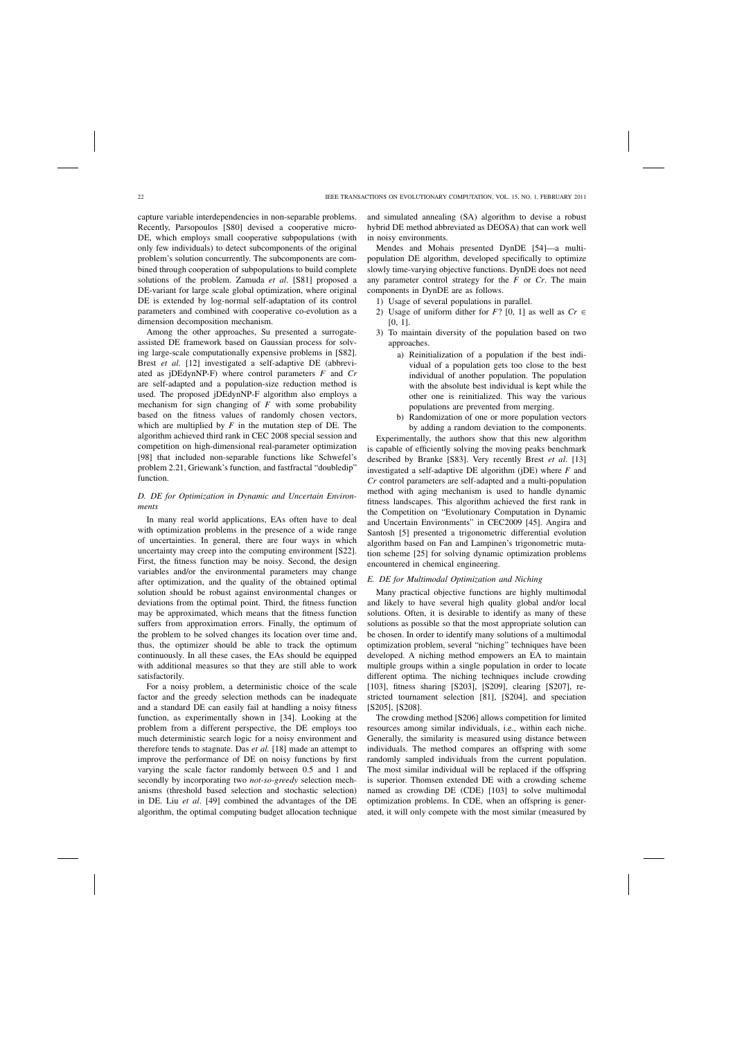capture variable interdependencies in non-separable problems. Recently, Parsopoulos [S80] devised a cooperative micro-DE, which employs small cooperative subpopulations (with only few individuals) to detect subcomponents of the original problem's solution concurrently. The subcomponents are combined through cooperation of subpopulations to build complete solutions of the problem. Zamuda *et al*. [S81] proposed a DE-variant for large scale global optimization, where original DE is extended by log-normal self-adaptation of its control parameters and combined with cooperative co-evolution as a dimension decomposition mechanism.

Among the other approaches, Su presented a surrogate-assisted DE framework based on Gaussian process for solving large-scale computationally expensive problems in [S82]. Brest *et al.* [12] investigated a self-adaptive DE (abbreviated as jDEdynNP-F) where control parameters $F$ and $Cr$ are self-adapted and a population-size reduction method is used. The proposed jDEdynNP-F algorithm also employs a mechanism for sign changing of $F$ with some probability based on the fitness values of randomly chosen vectors, which are multiplied by $F$ in the mutation step of DE. The algorithm achieved third rank in CEC 2008 special session and competition on high-dimensional real-parameter optimization [98] that included non-separable functions like Schwefel's problem 2.21, Griewank's function, and fastfractal "doubledip" function.

### D. DE for Optimization in Dynamic and Uncertain Environments

In many real world applications, EAs often have to deal with optimization problems in the presence of a wide range of uncertainties. In general, there are four ways in which uncertainty may creep into the computing environment [S22]. First, the fitness function may be noisy. Second, the design variables and/or the environmental parameters may change after optimization, and the quality of the obtained optimal solution should be robust against environmental changes or deviations from the optimal point. Third, the fitness function may be approximated, which means that the fitness function suffers from approximation errors. Finally, the optimum of the problem to be solved changes its location over time and, thus, the optimizer should be able to track the optimum continuously. In all these cases, the EAs should be equipped with additional measures so that they are still able to work satisfactorily.

For a noisy problem, a deterministic choice of the scale factor and the greedy selection methods can be inadequate and a standard DE can easily fail at handling a noisy fitness function, as experimentally shown in [34]. Looking at the problem from a different perspective, the DE employs too much deterministic search logic for a noisy environment and therefore tends to stagnate. Das *et al.* [18] made an attempt to improve the performance of DE on noisy functions by first varying the scale factor randomly between 0.5 and 1 and secondly by incorporating two *not-so-greedy* selection mechanisms (threshold based selection and stochastic selection) in DE. Liu *et al*. [49] combined the advantages of the DE algorithm, the optimal computing budget allocation technique and simulated annealing (SA) algorithm to devise a robust hybrid DE method abbreviated as DEOSA) that can work well in noisy environments.

Mendes and Mohais presented DynDE [54]—a multi-population DE algorithm, developed specifically to optimize slowly time-varying objective functions. DynDE does not need any parameter control strategy for the $F$ or $Cr$. The main components in DynDE are as follows.

1) Usage of several populations in parallel.
2) Usage of uniform dither for $F$? [0, 1] as well as $Cr \in$ [0, 1].
3) To maintain diversity of the population based on two approaches.
    a) Reinitialization of a population if the best individual of a population gets too close to the best individual of another population. The population with the absolute best individual is kept while the other one is reinitialized. This way the various populations are prevented from merging.
    b) Randomization of one or more population vectors by adding a random deviation to the components.

Experimentally, the authors show that this new algorithm is capable of efficiently solving the moving peaks benchmark described by Branke [S83]. Very recently Brest *et al*. [13] investigated a self-adaptive DE algorithm (jDE) where $F$ and $Cr$ control parameters are self-adapted and a multi-population method with aging mechanism is used to handle dynamic fitness landscapes. This algorithm achieved the first rank in the Competition on "Evolutionary Computation in Dynamic and Uncertain Environments" in CEC2009 [45]. Angira and Santosh [5] presented a trigonometric differential evolution algorithm based on Fan and Lampinen's trigonometric mutation scheme [25] for solving dynamic optimization problems encountered in chemical engineering.

### E. DE for Multimodal Optimization and Niching

Many practical objective functions are highly multimodal and likely to have several high quality global and/or local solutions. Often, it is desirable to identify as many of these solutions as possible so that the most appropriate solution can be chosen. In order to identify many solutions of a multimodal optimization problem, several "niching" techniques have been developed. A niching method empowers an EA to maintain multiple groups within a single population in order to locate different optima. The niching techniques include crowding [103], fitness sharing [S203], [S209], clearing [S207], restricted tournament selection [81], [S204], and speciation [S205], [S208].

The crowding method [S206] allows competition for limited resources among similar individuals, i.e., within each niche. Generally, the similarity is measured using distance between individuals. The method compares an offspring with some randomly sampled individuals from the current population. The most similar individual will be replaced if the offspring is superior. Thomsen extended DE with a crowding scheme named as crowding DE (CDE) [103] to solve multimodal optimization problems. In CDE, when an offspring is generated, it will only compete with the most similar (measured by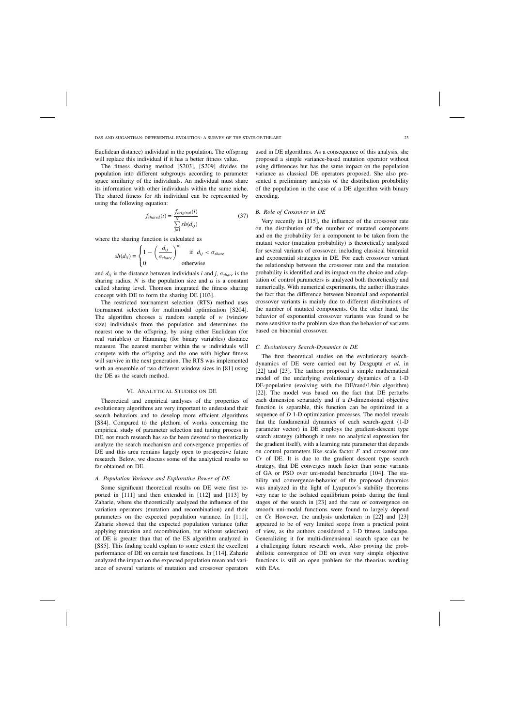Euclidean distance) individual in the population. The offspring will replace this individual if it has a better fitness value.

The fitness sharing method [S203], [S209] divides the population into different subgroups according to parameter space similarity of the individuals. An individual must share its information with other individuals within the same niche. The shared fitness for $i$th individual can be represented by using the following equation:

$$f_{shared}(i) = \frac{f_{original}(i)}{\sum_{j=1}^{N} sh(d_{ij})} \tag{37}$$

where the sharing function is calculated as

$$sh(d_{ij}) = \begin{cases} 1 - \left(\dfrac{d_{ij}}{\sigma_{share}}\right)^{\alpha} & \text{if } d_{ij} < \sigma_{share} \\ 0 & \text{otherwise} \end{cases}$$

and $d_{ij}$ is the distance between individuals $i$ and $j$, $\sigma_{share}$ is the sharing radius, $N$ is the population size and $\alpha$ is a constant called sharing level. Thomsen integrated the fitness sharing concept with DE to form the sharing DE [103].

The restricted tournament selection (RTS) method uses tournament selection for multimodal optimization [S204]. The algorithm chooses a random sample of $w$ (window size) individuals from the population and determines the nearest one to the offspring, by using either Euclidean (for real variables) or Hamming (for binary variables) distance measure. The nearest member within the $w$ individuals will compete with the offspring and the one with higher fitness will survive in the next generation. The RTS was implemented with an ensemble of two different window sizes in [81] using the DE as the search method.

## VI. Analytical Studies on DE

Theoretical and empirical analyses of the properties of evolutionary algorithms are very important to understand their search behaviors and to develop more efficient algorithms [S84]. Compared to the plethora of works concerning the empirical study of parameter selection and tuning process in DE, not much research has so far been devoted to theoretically analyze the search mechanism and convergence properties of DE and this area remains largely open to prospective future research. Below, we discuss some of the analytical results so far obtained on DE.

### A. Population Variance and Explorative Power of DE

Some significant theoretical results on DE were first reported in [111] and then extended in [112] and [113] by Zaharie, where she theoretically analyzed the influence of the variation operators (mutation and recombination) and their parameters on the expected population variance. In [111], Zaharie showed that the expected population variance (after applying mutation and recombination, but without selection) of DE is greater than that of the ES algorithm analyzed in [S85]. This finding could explain to some extent the excellent performance of DE on certain test functions. In [114], Zaharie analyzed the impact on the expected population mean and variance of several variants of mutation and crossover operators used in DE algorithms. As a consequence of this analysis, she proposed a simple variance-based mutation operator without using differences but has the same impact on the population variance as classical DE operators proposed. She also presented a preliminary analysis of the distribution probability of the population in the case of a DE algorithm with binary encoding.

### B. Role of Crossover in DE

Very recently in [115], the influence of the crossover rate on the distribution of the number of mutated components and on the probability for a component to be taken from the mutant vector (mutation probability) is theoretically analyzed for several variants of crossover, including classical binomial and exponential strategies in DE. For each crossover variant the relationship between the crossover rate and the mutation probability is identified and its impact on the choice and adaptation of control parameters is analyzed both theoretically and numerically. With numerical experiments, the author illustrates the fact that the difference between binomial and exponential crossover variants is mainly due to different distributions of the number of mutated components. On the other hand, the behavior of exponential crossover variants was found to be more sensitive to the problem size than the behavior of variants based on binomial crossover.

### C. Evolutionary Search-Dynamics in DE

The first theoretical studies on the evolutionary search-dynamics of DE were carried out by Dasgupta *et al*. in [22] and [23]. The authors proposed a simple mathematical model of the underlying evolutionary dynamics of a 1-D DE-population (evolving with the DE/rand/1/bin algorithm) [22]. The model was based on the fact that DE perturbs each dimension separately and if a $D$-dimensional objective function is separable, this function can be optimized in a sequence of $D$ 1-D optimization processes. The model reveals that the fundamental dynamics of each search-agent (1-D parameter vector) in DE employs the gradient-descent type search strategy (although it uses no analytical expression for the gradient itself), with a learning rate parameter that depends on control parameters like scale factor $F$ and crossover rate $Cr$ of DE. It is due to the gradient descent type search strategy, that DE converges much faster than some variants of GA or PSO over uni-modal benchmarks [104]. The stability and convergence-behavior of the proposed dynamics was analyzed in the light of Lyapunov's stability theorems very near to the isolated equilibrium points during the final stages of the search in [23] and the rate of convergence on smooth uni-modal functions were found to largely depend on $Cr$. However, the analysis undertaken in [22] and [23] appeared to be of very limited scope from a practical point of view, as the authors considered a 1-D fitness landscape. Generalizing it for multi-dimensional search space can be a challenging future research work. Also proving the probabilistic convergence of DE on even very simple objective functions is still an open problem for the theorists working with EAs.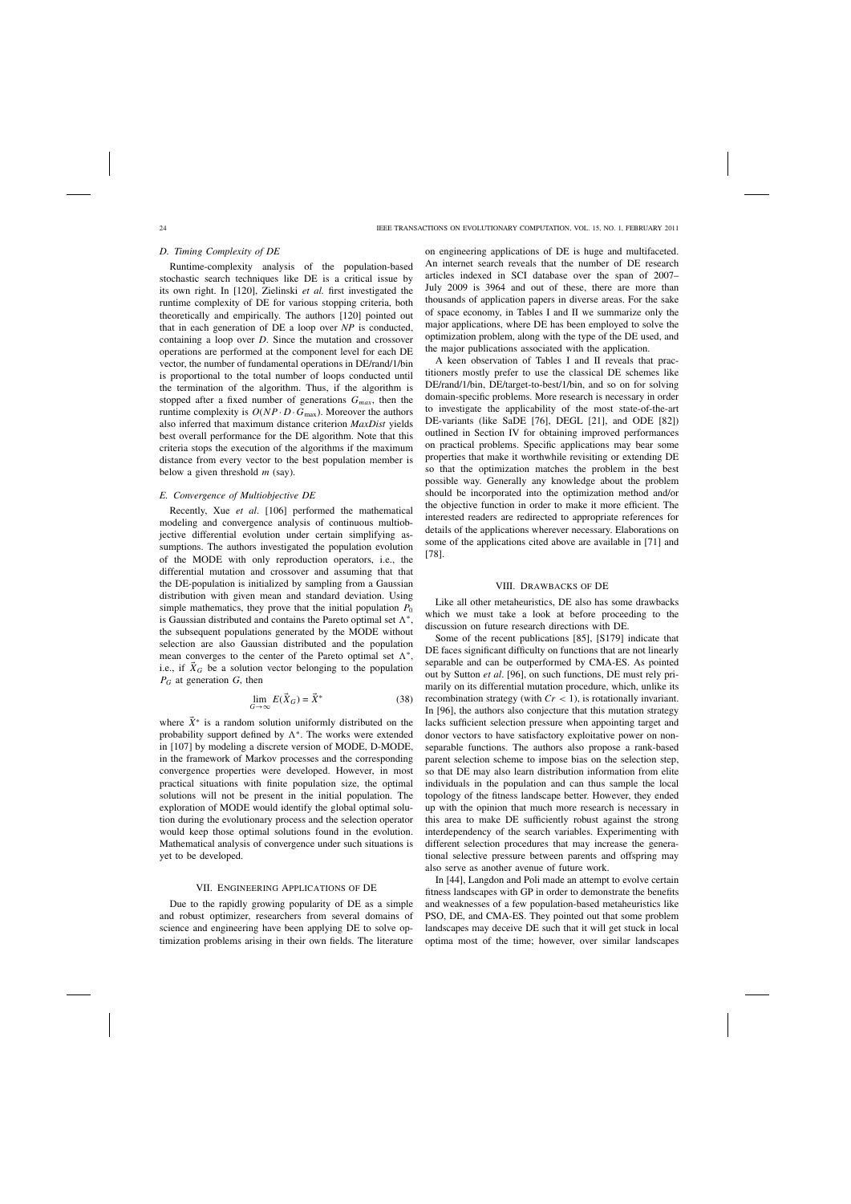### D. Timing Complexity of DE

Runtime-complexity analysis of the population-based stochastic search techniques like DE is a critical issue by its own right. In [120], Zielinski *et al.* first investigated the runtime complexity of DE for various stopping criteria, both theoretically and empirically. The authors [120] pointed out that in each generation of DE a loop over *NP* is conducted, containing a loop over *D*. Since the mutation and crossover operations are performed at the component level for each DE vector, the number of fundamental operations in DE/rand/1/bin is proportional to the total number of loops conducted until the termination of the algorithm. Thus, if the algorithm is stopped after a fixed number of generations $G_{max}$, then the runtime complexity is $O(NP \cdot D \cdot G_{\max})$. Moreover the authors also inferred that maximum distance criterion *MaxDist* yields best overall performance for the DE algorithm. Note that this criteria stops the execution of the algorithms if the maximum distance from every vector to the best population member is below a given threshold *m* (say).

### E. Convergence of Multiobjective DE

Recently, Xue *et al*. [106] performed the mathematical modeling and convergence analysis of continuous multiobjective differential evolution under certain simplifying assumptions. The authors investigated the population evolution of the MODE with only reproduction operators, i.e., the differential mutation and crossover and assuming that that the DE-population is initialized by sampling from a Gaussian distribution with given mean and standard deviation. Using simple mathematics, they prove that the initial population $P_0$ is Gaussian distributed and contains the Pareto optimal set $\Lambda^*$, the subsequent populations generated by the MODE without selection are also Gaussian distributed and the population mean converges to the center of the Pareto optimal set $\Lambda^*$, i.e., if $\vec{X}_G$ be a solution vector belonging to the population $P_G$ at generation $G$, then

$$\lim_{G\to\infty} E(\vec{X}_G) = \vec{X}^* \tag{38}$$

where $\vec{X}^*$ is a random solution uniformly distributed on the probability support defined by $\Lambda^*$. The works were extended in [107] by modeling a discrete version of MODE, D-MODE, in the framework of Markov processes and the corresponding convergence properties were developed. However, in most practical situations with finite population size, the optimal solutions will not be present in the initial population. The exploration of MODE would identify the global optimal solution during the evolutionary process and the selection operator would keep those optimal solutions found in the evolution. Mathematical analysis of convergence under such situations is yet to be developed.

## VII. Engineering Applications of DE

Due to the rapidly growing popularity of DE as a simple and robust optimizer, researchers from several domains of science and engineering have been applying DE to solve optimization problems arising in their own fields. The literature on engineering applications of DE is huge and multifaceted. An internet search reveals that the number of DE research articles indexed in SCI database over the span of 2007–July 2009 is 3964 and out of these, there are more than thousands of application papers in diverse areas. For the sake of space economy, in Tables I and II we summarize only the major applications, where DE has been employed to solve the optimization problem, along with the type of the DE used, and the major publications associated with the application.

A keen observation of Tables I and II reveals that practitioners mostly prefer to use the classical DE schemes like DE/rand/1/bin, DE/target-to-best/1/bin, and so on for solving domain-specific problems. More research is necessary in order to investigate the applicability of the most state-of-the-art DE-variants (like SaDE [76], DEGL [21], and ODE [82]) outlined in Section IV for obtaining improved performances on practical problems. Specific applications may bear some properties that make it worthwhile revisiting or extending DE so that the optimization matches the problem in the best possible way. Generally any knowledge about the problem should be incorporated into the optimization method and/or the objective function in order to make it more efficient. The interested readers are redirected to appropriate references for details of the applications wherever necessary. Elaborations on some of the applications cited above are available in [71] and [78].

## VIII. Drawbacks of DE

Like all other metaheuristics, DE also has some drawbacks which we must take a look at before proceeding to the discussion on future research directions with DE.

Some of the recent publications [85], [S179] indicate that DE faces significant difficulty on functions that are not linearly separable and can be outperformed by CMA-ES. As pointed out by Sutton *et al*. [96], on such functions, DE must rely primarily on its differential mutation procedure, which, unlike its recombination strategy (with $Cr < 1$), is rotationally invariant. In [96], the authors also conjecture that this mutation strategy lacks sufficient selection pressure when appointing target and donor vectors to have satisfactory exploitative power on non-separable functions. The authors also propose a rank-based parent selection scheme to impose bias on the selection step, so that DE may also learn distribution information from elite individuals in the population and can thus sample the local topology of the fitness landscape better. However, they ended up with the opinion that much more research is necessary in this area to make DE sufficiently robust against the strong interdependency of the search variables. Experimenting with different selection procedures that may increase the generational selective pressure between parents and offspring may also serve as another avenue of future work.

In [44], Langdon and Poli made an attempt to evolve certain fitness landscapes with GP in order to demonstrate the benefits and weaknesses of a few population-based metaheuristics like PSO, DE, and CMA-ES. They pointed out that some problem landscapes may deceive DE such that it will get stuck in local optima most of the time; however, over similar landscapes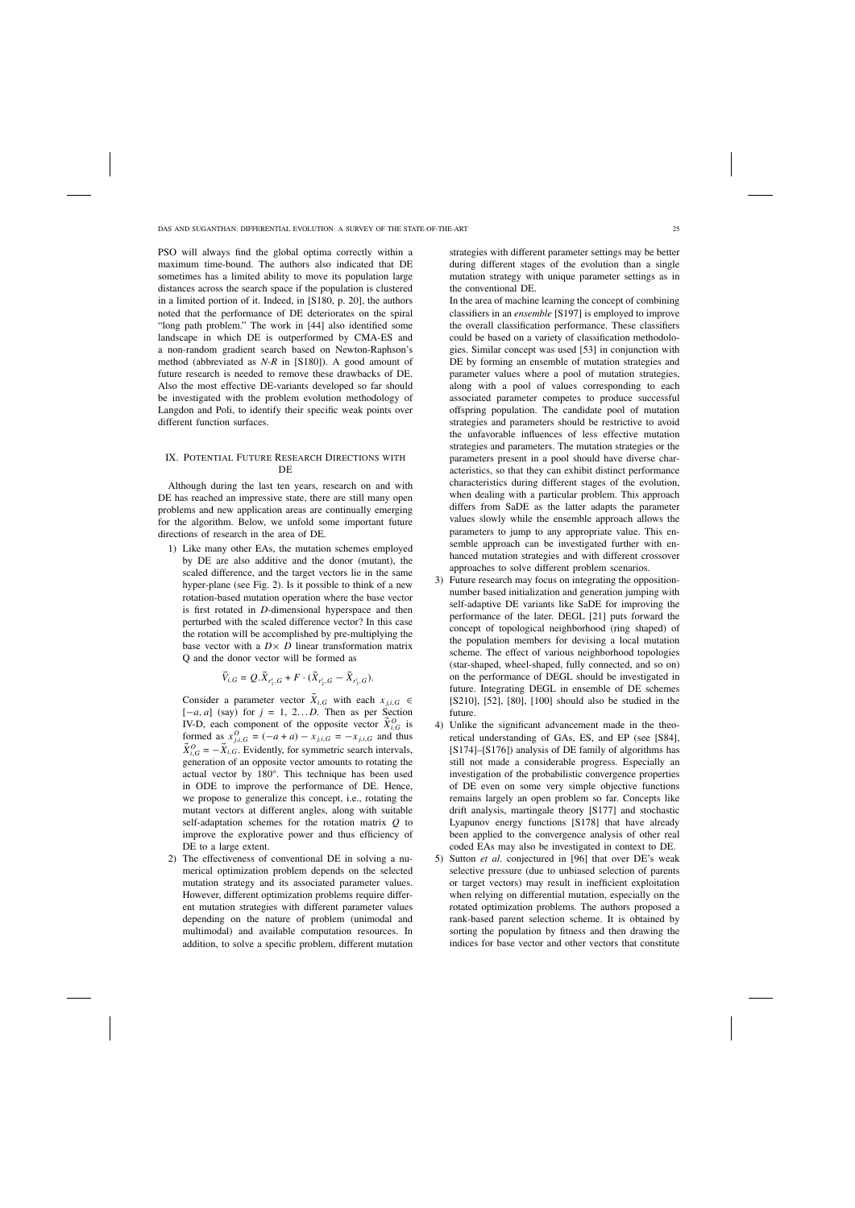PSO will always find the global optima correctly within a maximum time-bound. The authors also indicated that DE sometimes has a limited ability to move its population large distances across the search space if the population is clustered in a limited portion of it. Indeed, in [S180, p. 20], the authors noted that the performance of DE deteriorates on the spiral "long path problem." The work in [44] also identified some landscape in which DE is outperformed by CMA-ES and a non-random gradient search based on Newton-Raphson's method (abbreviated as *N-R* in [S180]). A good amount of future research is needed to remove these drawbacks of DE. Also the most effective DE-variants developed so far should be investigated with the problem evolution methodology of Langdon and Poli, to identify their specific weak points over different function surfaces.

## IX. Potential Future Research Directions with DE

Although during the last ten years, research on and with DE has reached an impressive state, there are still many open problems and new application areas are continually emerging for the algorithm. Below, we unfold some important future directions of research in the area of DE.

1) Like many other EAs, the mutation schemes employed by DE are also additive and the donor (mutant), the scaled difference, and the target vectors lie in the same hyper-plane (see Fig. 2). Is it possible to think of a new rotation-based mutation operation where the base vector is first rotated in $D$-dimensional hyperspace and then perturbed with the scaled difference vector? In this case the rotation will be accomplished by pre-multiplying the base vector with a $D \times D$ linear transformation matrix Q and the donor vector will be formed as

$$\vec{V}_{i,G} = Q.\vec{X}_{r_1^i,G} + F \cdot (\vec{X}_{r_2^i,G} - \vec{X}_{r_3^i,G}).$$

Consider a parameter vector $\vec{X}_{i,G}$ with each $x_{j,i,G} \in [-a, a]$ (say) for $j = 1, 2 \ldots D$. Then as per Section IV-D, each component of the opposite vector $\vec{X}_{i,G}^{O}$ is formed as $x_{j,i,G}^{O} = (-a + a) - x_{j,i,G} = -x_{j,i,G}$ and thus $\vec{X}_{i,G}^{O} = -\vec{X}_{i,G}$. Evidently, for symmetric search intervals, generation of an opposite vector amounts to rotating the actual vector by 180°. This technique has been used in ODE to improve the performance of DE. Hence, we propose to generalize this concept, i.e., rotating the mutant vectors at different angles, along with suitable self-adaptation schemes for the rotation matrix $Q$ to improve the explorative power and thus efficiency of DE to a large extent.

2) The effectiveness of conventional DE in solving a numerical optimization problem depends on the selected mutation strategy and its associated parameter values. However, different optimization problems require different mutation strategies with different parameter values depending on the nature of problem (unimodal and multimodal) and available computation resources. In addition, to solve a specific problem, different mutation strategies with different parameter settings may be better during different stages of the evolution than a single mutation strategy with unique parameter settings as in the conventional DE.

   In the area of machine learning the concept of combining classifiers in an *ensemble* [S197] is employed to improve the overall classification performance. These classifiers could be based on a variety of classification methodologies. Similar concept was used [53] in conjunction with DE by forming an ensemble of mutation strategies and parameter values where a pool of mutation strategies, along with a pool of values corresponding to each associated parameter competes to produce successful offspring population. The candidate pool of mutation strategies and parameters should be restrictive to avoid the unfavorable influences of less effective mutation strategies and parameters. The mutation strategies or the parameters present in a pool should have diverse characteristics, so that they can exhibit distinct performance characteristics during different stages of the evolution, when dealing with a particular problem. This approach differs from SaDE as the latter adapts the parameter values slowly while the ensemble approach allows the parameters to jump to any appropriate value. This ensemble approach can be investigated further with enhanced mutation strategies and with different crossover approaches to solve different problem scenarios.

3) Future research may focus on integrating the opposition-number based initialization and generation jumping with self-adaptive DE variants like SaDE for improving the performance of the later. DEGL [21] puts forward the concept of topological neighborhood (ring shaped) of the population members for devising a local mutation scheme. The effect of various neighborhood topologies (star-shaped, wheel-shaped, fully connected, and so on) on the performance of DEGL should be investigated in future. Integrating DEGL in ensemble of DE schemes [S210], [52], [80], [100] should also be studied in the future.

4) Unlike the significant advancement made in the theoretical understanding of GAs, ES, and EP (see [S84], [S174]–[S176]) analysis of DE family of algorithms has still not made a considerable progress. Especially an investigation of the probabilistic convergence properties of DE even on some very simple objective functions remains largely an open problem so far. Concepts like drift analysis, martingale theory [S177] and stochastic Lyapunov energy functions [S178] that have already been applied to the convergence analysis of other real coded EAs may also be investigated in context to DE.

5) Sutton *et al*. conjectured in [96] that over DE's weak selective pressure (due to unbiased selection of parents or target vectors) may result in inefficient exploitation when relying on differential mutation, especially on the rotated optimization problems. The authors proposed a rank-based parent selection scheme. It is obtained by sorting the population by fitness and then drawing the indices for base vector and other vectors that constitute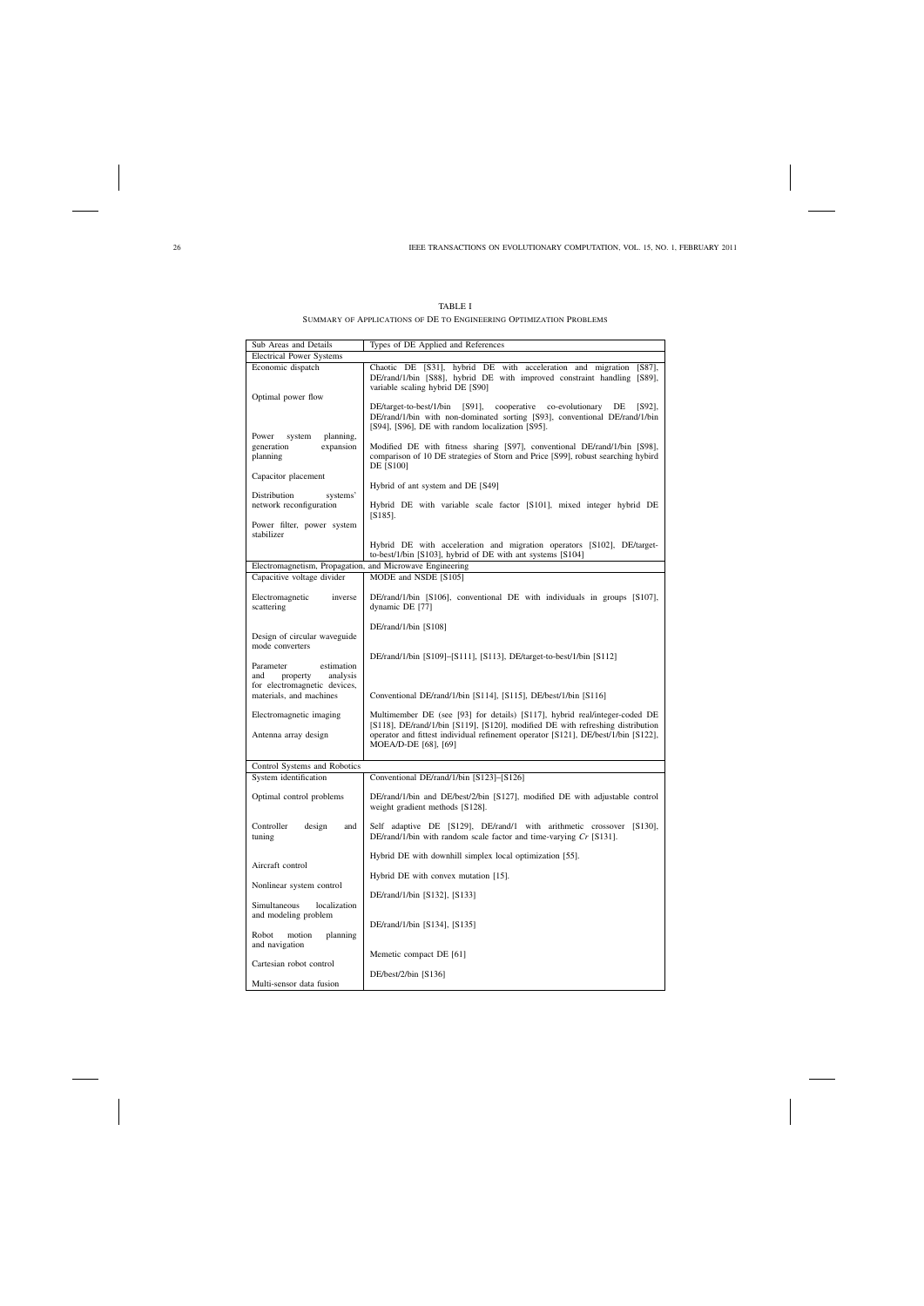TABLE I

SUMMARY OF APPLICATIONS OF DE TO ENGINEERING OPTIMIZATION PROBLEMS

| Sub Areas and Details | Types of DE Applied and References |
|---|---|
| **Electrical Power Systems** | |
| Economic dispatch | Chaotic DE [S31], hybrid DE with acceleration and migration [S87], DE/rand/1/bin [S88], hybrid DE with improved constraint handling [S89], variable scaling hybrid DE [S90] |
| Optimal power flow | DE/target-to-best/1/bin [S91], cooperative co-evolutionary DE [S92], DE/rand/1/bin with non-dominated sorting [S93], conventional DE/rand/1/bin [S94], [S96], DE with random localization [S95]. |
| Power system planning, generation expansion planning | Modified DE with fitness sharing [S97], conventional DE/rand/1/bin [S98], comparison of 10 DE strategies of Storn and Price [S99], robust searching hybrid DE [S100] |
| Capacitor placement | Hybrid of ant system and DE [S49] |
| Distribution systems' network reconfiguration | Hybrid DE with variable scale factor [S101], mixed integer hybrid DE [S185]. |
| Power filter, power system stabilizer | Hybrid DE with acceleration and migration operators [S102], DE/target-to-best/1/bin [S103], hybrid of DE with ant systems [S104] |
| **Electromagnetism, Propagation, and Microwave Engineering** | |
| Capacitive voltage divider | MODE and NSDE [S105] |
| Electromagnetic inverse scattering | DE/rand/1/bin [S106], conventional DE with individuals in groups [S107], dynamic DE [77] |
| Design of circular waveguide mode converters | DE/rand/1/bin [S108] |
| Parameter estimation and property analysis for electromagnetic devices, materials, and machines | DE/rand/1/bin [S109]–[S111], [S113], DE/target-to-best/1/bin [S112] |
| Electromagnetic imaging | Conventional DE/rand/1/bin [S114], [S115], DE/best/1/bin [S116] |
| Antenna array design | Multimember DE (see [93] for details) [S117], hybrid real/integer-coded DE [S118], DE/rand/1/bin [S119], [S120], modified DE with refreshing distribution operator and fittest individual refinement operator [S121], DE/best/1/bin [S122], MOEA/D-DE [68], [69] |
| **Control Systems and Robotics** | |
| System identification | Conventional DE/rand/1/bin [S123]–[S126] |
| Optimal control problems | DE/rand/1/bin and DE/best/2/bin [S127], modified DE with adjustable control weight gradient methods [S128]. |
| Controller design and tuning | Self adaptive DE [S129], DE/rand/1 with arithmetic crossover [S130], DE/rand/1/bin with random scale factor and time-varying $Cr$ [S131]. |
| Aircraft control | Hybrid DE with downhill simplex local optimization [55]. |
| Nonlinear system control | Hybrid DE with convex mutation [15]. |
| Simultaneous localization and modeling problem | DE/rand/1/bin [S132], [S133] |
| Robot motion planning and navigation | DE/rand/1/bin [S134], [S135] |
| Cartesian robot control | Memetic compact DE [61] |
| Multi-sensor data fusion | DE/best/2/bin [S136] |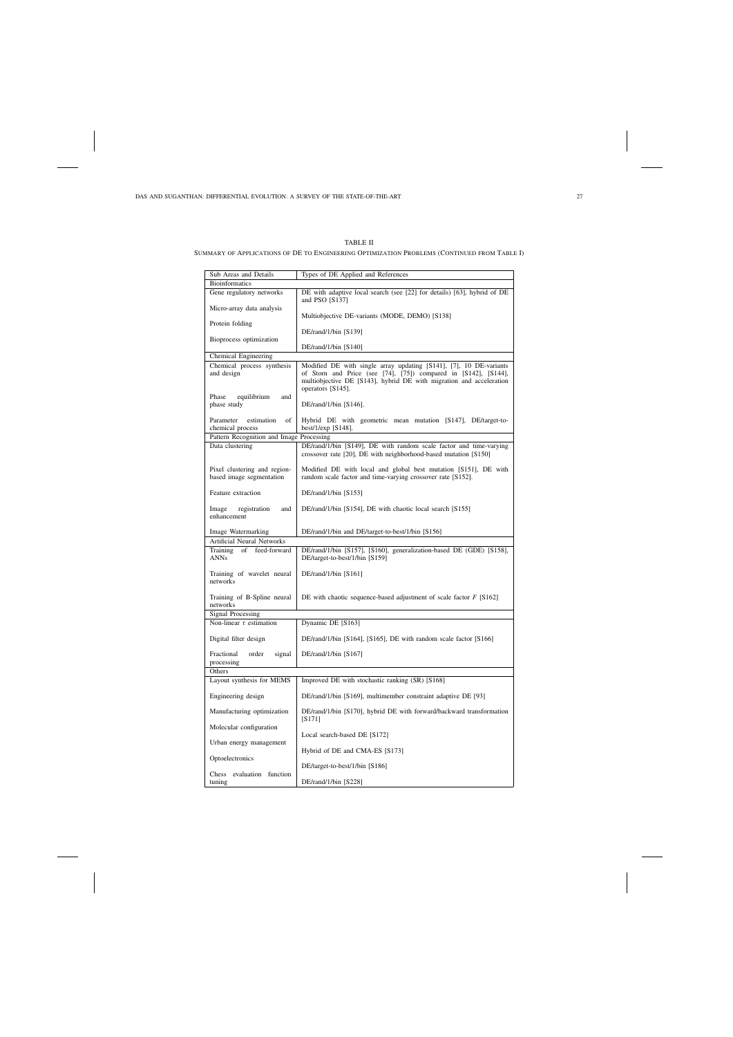TABLE II

SUMMARY OF APPLICATIONS OF DE TO ENGINEERING OPTIMIZATION PROBLEMS (CONTINUED FROM TABLE I)

| Sub Areas and Details | Types of DE Applied and References |
|---|---|
| **Bioinformatics** | |
| Gene regulatory networks | DE with adaptive local search (see [22] for details) [63], hybrid of DE and PSO [S137] |
| Micro-array data analysis | Multiobjective DE-variants (MODE, DEMO) [S138] |
| Protein folding | DE/rand/1/bin [S139] |
| Bioprocess optimization | DE/rand/1/bin [S140] |
| **Chemical Engineering** | |
| Chemical process synthesis and design | Modified DE with single array updating [S141], [7], 10 DE-variants of Storn and Price (see [74], [75]) compared in [S142], [S144], multiobjective DE [S143], hybrid DE with migration and acceleration operators [S145]. |
| Phase equilibrium and phase study | DE/rand/1/bin [S146]. |
| Parameter estimation of chemical process | Hybrid DE with geometric mean mutation [S147], DE/target-to-best/1/exp [S148]. |
| **Pattern Recognition and Image Processing** | |
| Data clustering | DE/rand/1/bin [S149], DE with random scale factor and time-varying crossover rate [20], DE with neighborhood-based mutation [S150] |
| Pixel clustering and region-based image segmentation | Modified DE with local and global best mutation [S151], DE with random scale factor and time-varying crossover rate [S152]. |
| Feature extraction | DE/rand/1/bin [S153] |
| Image registration and enhancement | DE/rand/1/bin [S154], DE with chaotic local search [S155] |
| Image Watermarking | DE/rand/1/bin and DE/target-to-best/1/bin [S156] |
| **Artificial Neural Networks** | |
| Training of feed-forward ANNs | DE/rand/1/bin [S157], [S160], generalization-based DE (GDE) [S158], DE/target-to-best/1/bin [S159] |
| Training of wavelet neural networks | DE/rand/1/bin [S161] |
| Training of B-Spline neural networks | DE with chaotic sequence-based adjustment of scale factor $F$ [S162] |
| **Signal Processing** | |
| Non-linear $\tau$ estimation | Dynamic DE [S163] |
| Digital filter design | DE/rand/1/bin [S164], [S165], DE with random scale factor [S166] |
| Fractional order signal processing | DE/rand/1/bin [S167] |
| **Others** | |
| Layout synthesis for MEMS | Improved DE with stochastic ranking (SR) [S168] |
| Engineering design | DE/rand/1/bin [S169], multimember constraint adaptive DE [93] |
| Manufacturing optimization | DE/rand/1/bin [S170], hybrid DE with forward/backward transformation [S171] |
| Molecular configuration | Local search-based DE [S172] |
| Urban energy management | Hybrid of DE and CMA-ES [S173] |
| Optoelectronics | DE/target-to-best/1/bin [S186] |
| Chess evaluation function tuning | DE/rand/1/bin [S228] |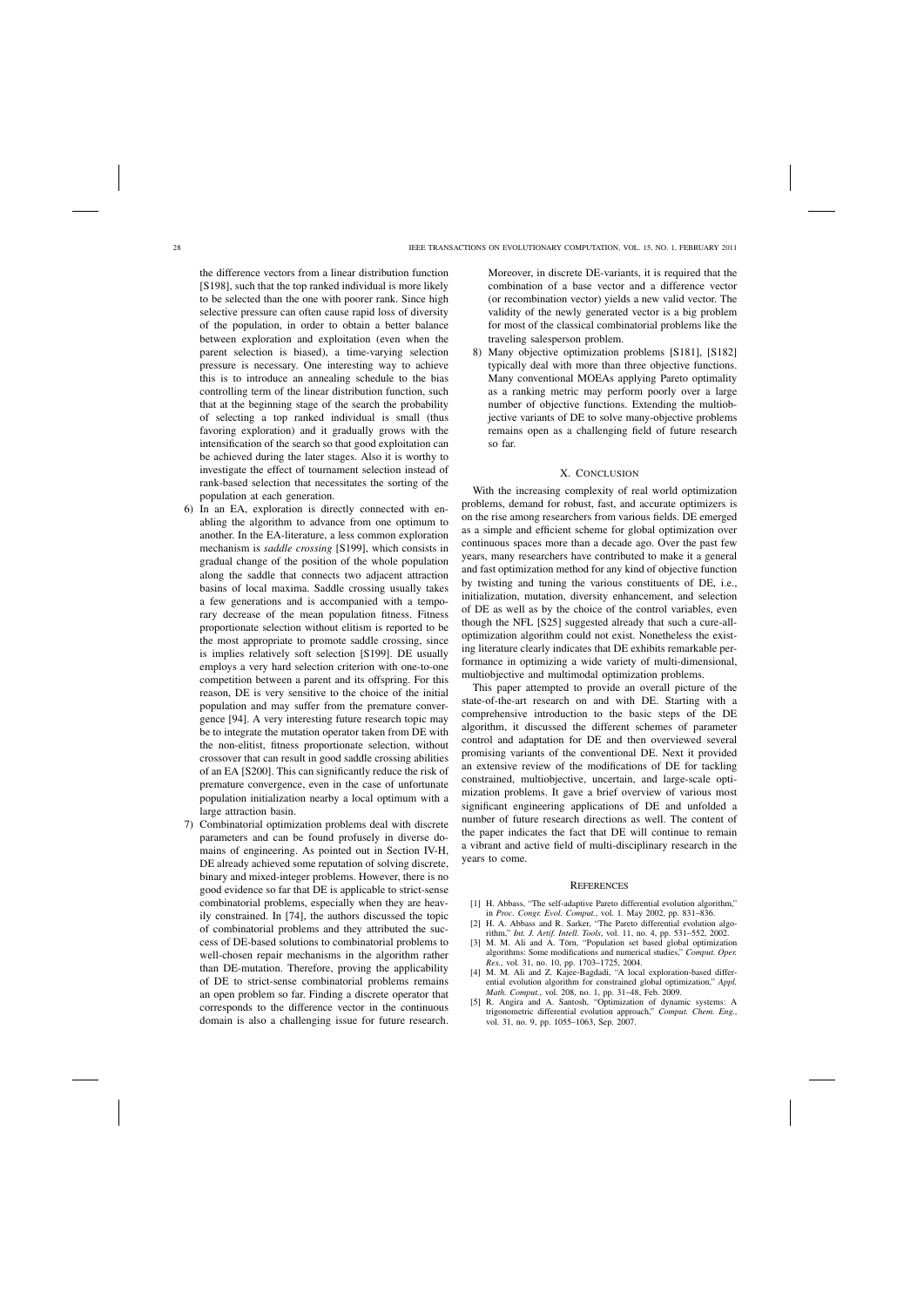the difference vectors from a linear distribution function [S198], such that the top ranked individual is more likely to be selected than the one with poorer rank. Since high selective pressure can often cause rapid loss of diversity of the population, in order to obtain a better balance between exploration and exploitation (even when the parent selection is biased), a time-varying selection pressure is necessary. One interesting way to achieve this is to introduce an annealing schedule to the bias controlling term of the linear distribution function, such that at the beginning stage of the search the probability of selecting a top ranked individual is small (thus favoring exploration) and it gradually grows with the intensification of the search so that good exploitation can be achieved during the later stages. Also it is worthy to investigate the effect of tournament selection instead of rank-based selection that necessitates the sorting of the population at each generation.

6) In an EA, exploration is directly connected with enabling the algorithm to advance from one optimum to another. In the EA-literature, a less common exploration mechanism is *saddle crossing* [S199], which consists in gradual change of the position of the whole population along the saddle that connects two adjacent attraction basins of local maxima. Saddle crossing usually takes a few generations and is accompanied with a temporary decrease of the mean population fitness. Fitness proportionate selection without elitism is reported to be the most appropriate to promote saddle crossing, since is implies relatively soft selection [S199]. DE usually employs a very hard selection criterion with one-to-one competition between a parent and its offspring. For this reason, DE is very sensitive to the choice of the initial population and may suffer from the premature convergence [94]. A very interesting future research topic may be to integrate the mutation operator taken from DE with the non-elitist, fitness proportionate selection, without crossover that can result in good saddle crossing abilities of an EA [S200]. This can significantly reduce the risk of premature convergence, even in the case of unfortunate population initialization nearby a local optimum with a large attraction basin.

7) Combinatorial optimization problems deal with discrete parameters and can be found profusely in diverse domains of engineering. As pointed out in Section IV-H, DE already achieved some reputation of solving discrete, binary and mixed-integer problems. However, there is no good evidence so far that DE is applicable to strict-sense combinatorial problems, especially when they are heavily constrained. In [74], the authors discussed the topic of combinatorial problems and they attributed the success of DE-based solutions to combinatorial problems to well-chosen repair mechanisms in the algorithm rather than DE-mutation. Therefore, proving the applicability of DE to strict-sense combinatorial problems remains an open problem so far. Finding a discrete operator that corresponds to the difference vector in the continuous domain is also a challenging issue for future research. Moreover, in discrete DE-variants, it is required that the combination of a base vector and a difference vector (or recombination vector) yields a new valid vector. The validity of the newly generated vector is a big problem for most of the classical combinatorial problems like the traveling salesperson problem.

8) Many objective optimization problems [S181], [S182] typically deal with more than three objective functions. Many conventional MOEAs applying Pareto optimality as a ranking metric may perform poorly over a large number of objective functions. Extending the multiobjective variants of DE to solve many-objective problems remains open as a challenging field of future research so far.

## X. Conclusion

With the increasing complexity of real world optimization problems, demand for robust, fast, and accurate optimizers is on the rise among researchers from various fields. DE emerged as a simple and efficient scheme for global optimization over continuous spaces more than a decade ago. Over the past few years, many researchers have contributed to make it a general and fast optimization method for any kind of objective function by twisting and tuning the various constituents of DE, i.e., initialization, mutation, diversity enhancement, and selection of DE as well as by the choice of the control variables, even though the NFL [S25] suggested already that such a cure-all-optimization algorithm could not exist. Nonetheless the existing literature clearly indicates that DE exhibits remarkable performance in optimizing a wide variety of multi-dimensional, multiobjective and multimodal optimization problems.

This paper attempted to provide an overall picture of the state-of-the-art research on and with DE. Starting with a comprehensive introduction to the basic steps of the DE algorithm, it discussed the different schemes of parameter control and adaptation for DE and then overviewed several promising variants of the conventional DE. Next it provided an extensive review of the modifications of DE for tackling constrained, multiobjective, uncertain, and large-scale optimization problems. It gave a brief overview of various most significant engineering applications of DE and unfolded a number of future research directions as well. The content of the paper indicates the fact that DE will continue to remain a vibrant and active field of multi-disciplinary research in the years to come.

## References

[1] H. Abbass, "The self-adaptive Pareto differential evolution algorithm," in *Proc. Congr. Evol. Comput.*, vol. 1. May 2002, pp. 831–836.

[2] H. A. Abbass and R. Sarker, "The Pareto differential evolution algorithm," *Int. J. Artif. Intell. Tools*, vol. 11, no. 4, pp. 531–552, 2002.

[3] M. M. Ali and A. Törn, "Population set based global optimization algorithms: Some modifications and numerical studies," *Comput. Oper. Res.*, vol. 31, no. 10, pp. 1703–1725, 2004.

[4] M. M. Ali and Z. Kajee-Bagdadi, "A local exploration-based differential evolution algorithm for constrained global optimization," *Appl. Math. Comput.*, vol. 208, no. 1, pp. 31–48, Feb. 2009.

[5] R. Angira and A. Santosh, "Optimization of dynamic systems: A trigonometric differential evolution approach," *Comput. Chem. Eng.*, vol. 31, no. 9, pp. 1055–1063, Sep. 2007.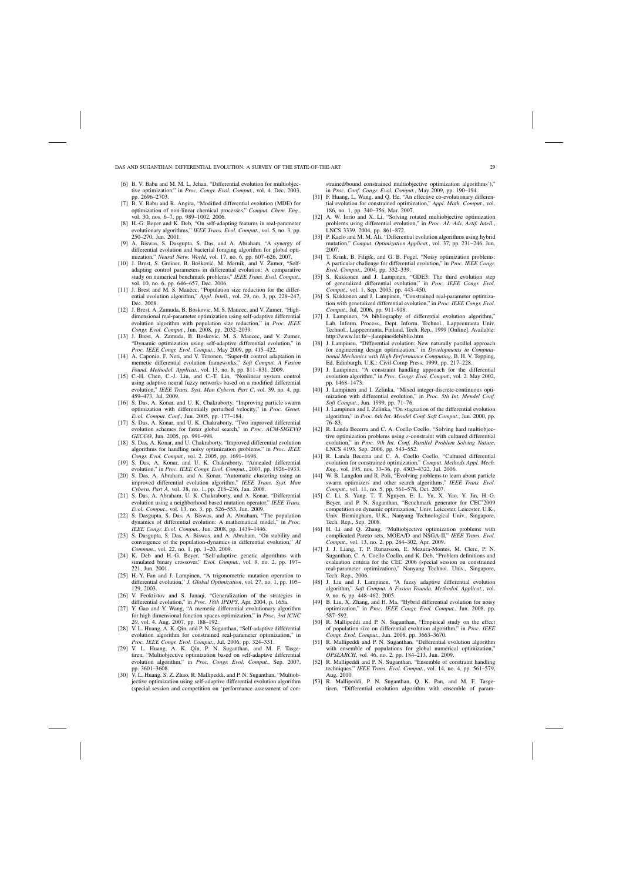[6] B. V. Babu and M. M. L. Jehan, "Differential evolution for multiobjective optimization," in *Proc. Congr. Evol. Comput.*, vol. 4. Dec. 2003, pp. 2696–2703.

[7] B. V. Babu and R. Angira, "Modified differential evolution (MDE) for optimization of non-linear chemical processes," *Comput. Chem. Eng.*, vol. 30, nos. 6–7, pp. 989–1002, 2006.

[8] H.-G. Beyer and K. Deb, "On self-adapting features in real-parameter evolutionary algorithms," *IEEE Trans. Evol. Comput.*, vol. 5, no. 3, pp. 250–270, Jun. 2001.

[9] A. Biswas, S. Dasgupta, S. Das, and A. Abraham, "A synergy of differential evolution and bacterial foraging algorithm for global optimization," *Neural Netw. World*, vol. 17, no. 6, pp. 607–626, 2007.

[10] J. Brest, S. Greiner, B. Bošković, M. Mernik, and V. Žumer, "Self-adapting control parameters in differential evolution: A comparative study on numerical benchmark problems," *IEEE Trans. Evol. Comput.*, vol. 10, no. 6, pp. 646–657, Dec. 2006.

[11] J. Brest and M. S. Maučec, "Population size reduction for the differential evolution algorithm," *Appl. Intell.*, vol. 29, no. 3, pp. 228–247, Dec. 2008.

[12] J. Brest, A. Zamuda, B. Boskovic, M. S. Maucec, and V. Zumer, "High-dimensional real-parameter optimization using self-adaptive differential evolution algorithm with population size reduction," in *Proc. IEEE Congr. Evol. Comput.*, Jun. 2008, pp. 2032–2039.

[13] J. Brest, A. Zamuda, B. Boskovic, M. S. Maucec, and V. Zumer, "Dynamic optimization using self-adaptive differential evolution," in *Proc. IEEE Congr. Evol. Comput.*, May 2009, pp. 415–422.

[14] A. Caponio, F. Neri, and V. Tirronen, "Super-fit control adaptation in memetic differential evolution frameworks," *Soft Comput. A Fusion Found. Methodol. Applicat.*, vol. 13, no. 8, pp. 811–831, 2009.

[15] C.-H. Chen, C.-J. Lin, and C.-T. Lin, "Nonlinear system control using adaptive neural fuzzy networks based on a modified differential evolution," *IEEE Trans. Syst. Man Cybern. Part C*, vol. 39, no. 4, pp. 459–473, Jul. 2009.

[16] S. Das, A. Konar, and U. K. Chakraborty, "Improving particle swarm optimization with differentially perturbed velocity," in *Proc. Genet. Evol. Comput. Conf.*, Jun. 2005, pp. 177–184.

[17] S. Das, A. Konar, and U. K. Chakraborty, "Two improved differential evolution schemes for faster global search," in *Proc. ACM-SIGEVO GECCO*, Jun. 2005, pp. 991–998.

[18] S. Das, A. Konar, and U. Chakraborty, "Improved differential evolution algorithms for handling noisy optimization problems," in *Proc. IEEE Congr. Evol. Comput.*, vol. 2. 2005, pp. 1691–1698.

[19] S. Das, A. Konar, and U. K. Chakraborty, "Annealed differential evolution," in *Proc. IEEE Congr. Evol. Comput.*, 2007, pp. 1926–1933.

[20] S. Das, A. Abraham, and A. Konar, "Automatic clustering using an improved differential evolution algorithm," *IEEE Trans. Syst. Man Cybern. Part A*, vol. 38, no. 1, pp. 218–236, Jan. 2008.

[21] S. Das, A. Abraham, U. K. Chakraborty, and A. Konar, "Differential evolution using a neighborhood based mutation operator," *IEEE Trans. Evol. Comput.*, vol. 13, no. 3, pp. 526–553, Jun. 2009.

[22] S. Dasgupta, S. Das, A. Biswas, and A. Abraham, "The population dynamics of differential evolution: A mathematical model," in *Proc. IEEE Congr. Evol. Comput.*, Jun. 2008, pp. 1439–1446.

[23] S. Dasgupta, S. Das, A. Biswas, and A. Abraham, "On stability and convergence of the population-dynamics in differential evolution," *AI Commun.*, vol. 22, no. 1, pp. 1–20, 2009.

[24] K. Deb and H.-G. Beyer, "Self-adaptive genetic algorithms with simulated binary crossover," *Evol. Comput.*, vol. 9, no. 2, pp. 197–221, Jun. 2001.

[25] H.-Y. Fan and J. Lampinen, "A trigonometric mutation operation to differential evolution," *J. Global Optimization*, vol. 27, no. 1, pp. 105–129, 2003.

[26] V. Feoktistov and S. Janaqi, "Generalization of the strategies in differential evolution," in *Proc. 18th IPDPS*, Apr. 2004, p. 165a.

[27] Y. Gao and Y. Wang, "A memetic differential evolutionary algorithm for high dimensional function spaces optimization," in *Proc. 3rd ICNC 20*, vol. 4. Aug. 2007, pp. 188–192.

[28] V. L. Huang, A. K. Qin, and P. N. Suganthan, "Self-adaptive differential evolution algorithm for constrained real-parameter optimization," in *Proc. IEEE Congr. Evol. Comput.*, Jul. 2006, pp. 324–331.

[29] V. L. Huang, A. K. Qin, P. N. Suganthan, and M. F. Tasgetiren, "Multiobjective optimization based on self-adaptive differential evolution algorithm," in *Proc. Congr. Evol. Comput.*, Sep. 2007, pp. 3601–3608.

[30] V. L. Huang, S. Z. Zhao, R. Mallipeddi, and P. N. Suganthan, "Multiobjective optimization using self-adaptive differential evolution algorithm (special session and competition on 'performance assessment of constrained/bound constrained multiobjective optimization algorithms')," in *Proc. Conf. Congr. Evol. Comput.*, May 2009, pp. 190–194.

[31] F. Huang, L. Wang, and Q. He, "An effective co-evolutionary differential evolution for constrained optimization," *Appl. Math. Comput.*, vol. 186, no. 1, pp. 340–356, Mar. 2007.

[32] A. W. Iorio and X. Li, "Solving rotated multiobjective optimization problems using differential evolution," in *Proc. AI: Adv. Artif. Intell.*, LNCS 3339. 2004, pp. 861–872.

[33] P. Kaelo and M. M. Ali, "Differential evolution algorithms using hybrid mutation," *Comput. Optimization Applicat.*, vol. 37, pp. 231–246, Jun. 2007.

[34] T. Krink, B. Filipič, and G. B. Fogel, "Noisy optimization problems: A particular challenge for differential evolution," in *Proc. IEEE Congr. Evol. Comput.*, 2004, pp. 332–339.

[35] S. Kukkonen and J. Lampinen, "GDE3: The third evolution step of generalized differential evolution," in *Proc. IEEE Congr. Evol. Comput.*, vol. 1. Sep. 2005, pp. 443–450.

[36] S. Kukkonen and J. Lampinen, "Constrained real-parameter optimization with generalized differential evolution," in *Proc. IEEE Congr. Evol. Comput.*, Jul. 2006, pp. 911–918.

[37] J. Lampinen, "A bibliography of differential evolution algorithm," Lab. Inform. Process., Dept. Inform. Technol., Lappeenranta Univ. Technol., Lappeenranta, Finland, Tech. Rep., 1999 [Online]. Available: http://www.lut.fi/~jlampine/debiblio.htm

[38] J. Lampinen, "Differential evolution: New naturally parallel approach for engineering design optimization," in *Developments in Computational Mechanics with High Performance Computing*, B. H. V. Topping, Ed. Edinburgh, U.K.: Civil-Comp Press, 1999, pp. 217–228.

[39] J. Lampinen, "A constraint handling approach for the differential evolution algorithm," in *Proc. Congr. Evol. Comput.*, vol. 2. May 2002, pp. 1468–1473.

[40] J. Lampinen and I. Zelinka, "Mixed integer-discrete-continuous optimization with differential evolution," in *Proc. 5th Int. Mendel Conf. Soft Comput.*, Jun. 1999, pp. 71–76.

[41] J. Lampinen and I. Zelinka, "On stagnation of the differential evolution algorithm," in *Proc. 6th Int. Mendel Conf. Soft Comput.*, Jun. 2000, pp. 76–83.

[42] R. Landa Becerra and C. A. Coello Coello, "Solving hard multiobjective optimization problems using $\varepsilon$-constraint with cultured differential evolution," in *Proc. 9th Int. Conf. Parallel Problem Solving Nature*, LNCS 4193. Sep. 2006, pp. 543–552.

[43] R. Landa Becerra and C. A. Coello Coello, "Cultured differential evolution for constrained optimization," *Comput. Methods Appl. Mech. Eng.*, vol. 195, nos. 33–36, pp. 4303–4322, Jul. 2006.

[44] W. B. Langdon and R. Poli, "Evolving problems to learn about particle swarm optimizers and other search algorithms," *IEEE Trans. Evol. Comput.*, vol. 11, no. 5, pp. 561–578, Oct. 2007.

[45] C. Li, S. Yang, T. T. Nguyen, E. L. Yu, X. Yao, Y. Jin, H.-G. Beyer, and P. N. Suganthan, "Benchmark generator for CEC'2009 competition on dynamic optimization," Univ. Leicester, Leicester, U.K., Univ. Birmingham, U.K., Nanyang Technological Univ., Singapore, Tech. Rep., Sep. 2008.

[46] H. Li and Q. Zhang, "Multiobjective optimization problems with complicated Pareto sets, MOEA/D and NSGA-II," *IEEE Trans. Evol. Comput.*, vol. 13, no. 2, pp. 284–302, Apr. 2009.

[47] J. J. Liang, T. P. Runarsson, E. Mezura-Montes, M. Clerc, P. N. Suganthan, C. A. Coello Coello, and K. Deb, "Problem definitions and evaluation criteria for the CEC 2006 (special session on constrained real-parameter optimization)," Nanyang Technol. Univ., Singapore, Tech. Rep., 2006.

[48] J. Liu and J. Lampinen, "A fuzzy adaptive differential evolution algorithm," *Soft Comput. A Fusion Founda. Methodol. Applicat.*, vol. 9, no. 6, pp. 448–462, 2005.

[49] B. Liu, X. Zhang, and H. Ma, "Hybrid differential evolution for noisy optimization," in *Proc. IEEE Congr. Evol. Comput.*, Jun. 2008, pp. 587–592.

[50] R. Mallipeddi and P. N. Suganthan, "Empirical study on the effect of population size on differential evolution algorithm," in *Proc. IEEE Congr. Evol. Comput.*, Jun. 2008, pp. 3663–3670.

[51] R. Mallipeddi and P. N. Suganthan, "Differential evolution algorithm with ensemble of populations for global numerical optimization," *OPSEARCH*, vol. 46, no. 2, pp. 184–213, Jun. 2009.

[52] R. Mallipeddi and P. N. Suganthan, "Ensemble of constraint handling techniques," *IEEE Trans. Evol. Comput.*, vol. 14, no. 4, pp. 561–579, Aug. 2010.

[53] R. Mallipeddi, P. N. Suganthan, Q. K. Pan, and M. F. Tasgetiren, "Differential evolution algorithm with ensemble of param-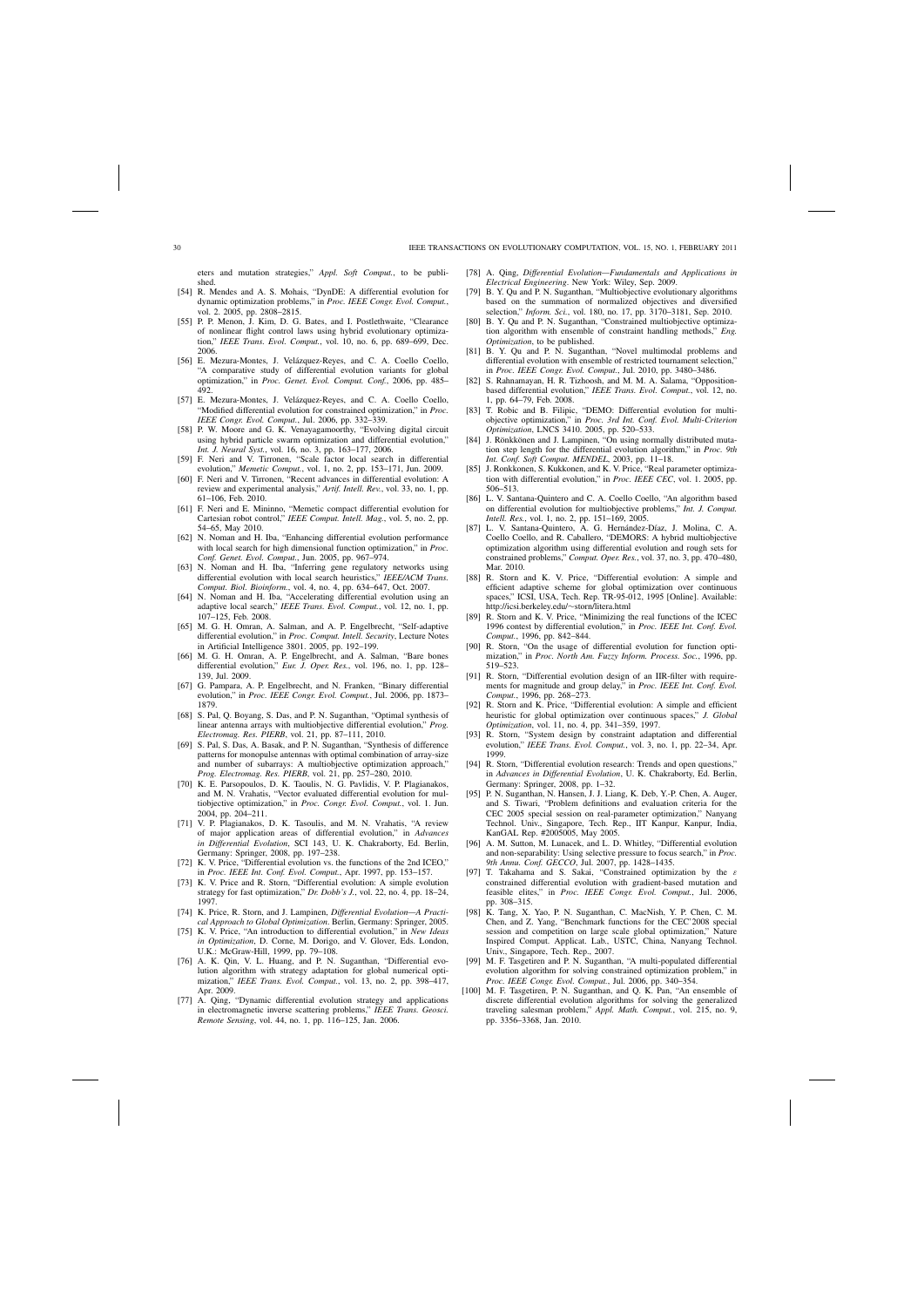eters and mutation strategies," *Appl. Soft Comput.*, to be published.

[54] R. Mendes and A. S. Mohais, "DynDE: A differential evolution for dynamic optimization problems," in *Proc. IEEE Congr. Evol. Comput.*, vol. 2. 2005, pp. 2808–2815.

[55] P. P. Menon, J. Kim, D. G. Bates, and I. Postlethwaite, "Clearance of nonlinear flight control laws using hybrid evolutionary optimization," *IEEE Trans. Evol. Comput.*, vol. 10, no. 6, pp. 689–699, Dec. 2006.

[56] E. Mezura-Montes, J. Velázquez-Reyes, and C. A. Coello Coello, "A comparative study of differential evolution variants for global optimization," in *Proc. Genet. Evol. Comput. Conf.*, 2006, pp. 485–492.

[57] E. Mezura-Montes, J. Velázquez-Reyes, and C. A. Coello Coello, "Modified differential evolution for constrained optimization," in *Proc. IEEE Congr. Evol. Comput.*, Jul. 2006, pp. 332–339.

[58] P. W. Moore and G. K. Venayagamoorthy, "Evolving digital circuit using hybrid particle swarm optimization and differential evolution," *Int. J. Neural Syst.*, vol. 16, no. 3, pp. 163–177, 2006.

[59] F. Neri and V. Tirronen, "Scale factor local search in differential evolution," *Memetic Comput.*, vol. 1, no. 2, pp. 153–171, Jun. 2009.

[60] F. Neri and V. Tirronen, "Recent advances in differential evolution: A review and experimental analysis," *Artif. Intell. Rev.*, vol. 33, no. 1, pp. 61–106, Feb. 2010.

[61] F. Neri and E. Mininno, "Memetic compact differential evolution for Cartesian robot control," *IEEE Comput. Intell. Mag.*, vol. 5, no. 2, pp. 54–65, May 2010.

[62] N. Noman and H. Iba, "Enhancing differential evolution performance with local search for high dimensional function optimization," in *Proc. Conf. Genet. Evol. Comput.*, Jun. 2005, pp. 967–974.

[63] N. Noman and H. Iba, "Inferring gene regulatory networks using differential evolution with local search heuristics," *IEEE/ACM Trans. Comput. Biol. Bioinform.*, vol. 4, no. 4, pp. 634–647, Oct. 2007.

[64] N. Noman and H. Iba, "Accelerating differential evolution using an adaptive local search," *IEEE Trans. Evol. Comput.*, vol. 12, no. 1, pp. 107–125, Feb. 2008.

[65] M. G. H. Omran, A. Salman, and A. P. Engelbrecht, "Self-adaptive differential evolution," in *Proc. Comput. Intell. Security*, Lecture Notes in Artificial Intelligence 3801. 2005, pp. 192–199.

[66] M. G. H. Omran, A. P. Engelbrecht, and A. Salman, "Bare bones differential evolution," *Eur. J. Oper. Res.*, vol. 196, no. 1, pp. 128–139, Jul. 2009.

[67] G. Pampara, A. P. Engelbrecht, and N. Franken, "Binary differential evolution," in *Proc. IEEE Congr. Evol. Comput.*, Jul. 2006, pp. 1873–1879.

[68] S. Pal, Q. Boyang, S. Das, and P. N. Suganthan, "Optimal synthesis of linear antenna arrays with multiobjective differential evolution," *Prog. Electromag. Res. PIERB*, vol. 21, pp. 87–111, 2010.

[69] S. Pal, S. Das, A. Basak, and P. N. Suganthan, "Synthesis of difference patterns for monopulse antennas with optimal combination of array-size and number of subarrays: A multiobjective optimization approach," *Prog. Electromag. Res. PIERB*, vol. 21, pp. 257–280, 2010.

[70] K. E. Parsopoulos, D. K. Taoulis, N. G. Pavlidis, V. P. Plagianakos, and M. N. Vrahatis, "Vector evaluated differential evolution for multiobjective optimization," in *Proc. Congr. Evol. Comput.*, vol. 1. Jun. 2004, pp. 204–211.

[71] V. P. Plagianakos, D. K. Tasoulis, and M. N. Vrahatis, "A review of major application areas of differential evolution," in *Advances in Differential Evolution*, SCI 143, U. K. Chakraborty, Ed. Berlin, Germany: Springer, 2008, pp. 197–238.

[72] K. V. Price, "Differential evolution vs. the functions of the 2nd ICEO," in *Proc. IEEE Int. Conf. Evol. Comput.*, Apr. 1997, pp. 153–157.

[73] K. V. Price and R. Storn, "Differential evolution: A simple evolution strategy for fast optimization," *Dr. Dobb's J.*, vol. 22, no. 4, pp. 18–24, 1997.

[74] K. Price, R. Storn, and J. Lampinen, *Differential Evolution—A Practical Approach to Global Optimization*. Berlin, Germany: Springer, 2005.

[75] K. V. Price, "An introduction to differential evolution," in *New Ideas in Optimization*, D. Corne, M. Dorigo, and V. Glover, Eds. London, U.K.: McGraw-Hill, 1999, pp. 79–108.

[76] A. K. Qin, V. L. Huang, and P. N. Suganthan, "Differential evolution algorithm with strategy adaptation for global numerical optimization," *IEEE Trans. Evol. Comput.*, vol. 13, no. 2, pp. 398–417, Apr. 2009.

[77] A. Qing, "Dynamic differential evolution strategy and applications in electromagnetic inverse scattering problems," *IEEE Trans. Geosci. Remote Sensing*, vol. 44, no. 1, pp. 116–125, Jan. 2006.

[78] A. Qing, *Differential Evolution—Fundamentals and Applications in Electrical Engineering*. New York: Wiley, Sep. 2009.

[79] B. Y. Qu and P. N. Suganthan, "Multiobjective evolutionary algorithms based on the summation of normalized objectives and diversified selection," *Inform. Sci.*, vol. 180, no. 17, pp. 3170–3181, Sep. 2010.

[80] B. Y. Qu and P. N. Suganthan, "Constrained multiobjective optimization algorithm with ensemble of constraint handling methods," *Eng. Optimization*, to be published.

[81] B. Y. Qu and P. N. Suganthan, "Novel multimodal problems and differential evolution with ensemble of restricted tournament selection," in *Proc. IEEE Congr. Evol. Comput.*, Jul. 2010, pp. 3480–3486.

[82] S. Rahnamayan, H. R. Tizhoosh, and M. M. A. Salama, "Opposition-based differential evolution," *IEEE Trans. Evol. Comput.*, vol. 12, no. 1, pp. 64–79, Feb. 2008.

[83] T. Robic and B. Filipic, "DEMO: Differential evolution for multiobjective optimization," in *Proc. 3rd Int. Conf. Evol. Multi-Criterion Optimization*, LNCS 3410. 2005, pp. 520–533.

[84] J. Rönkkönen and J. Lampinen, "On using normally distributed mutation step length for the differential evolution algorithm," in *Proc. 9th Int. Conf. Soft Comput. MENDEL*, 2003, pp. 11–18.

[85] J. Ronkkonen, S. Kukkonen, and K. V. Price, "Real parameter optimization with differential evolution," in *Proc. IEEE CEC*, vol. 1. 2005, pp. 506–513.

[86] L. V. Santana-Quintero and C. A. Coello Coello, "An algorithm based on differential evolution for multiobjective problems," *Int. J. Comput. Intell. Res.*, vol. 1, no. 2, pp. 151–169, 2005.

[87] L. V. Santana-Quintero, A. G. Hernández-Díaz, J. Molina, C. A. Coello Coello, and R. Caballero, "DEMORS: A hybrid multiobjective optimization algorithm using differential evolution and rough sets for constrained problems," *Comput. Oper. Res.*, vol. 37, no. 3, pp. 470–480, Mar. 2010.

[88] R. Storn and K. V. Price, "Differential evolution: A simple and efficient adaptive scheme for global optimization over continuous spaces," ICSI, USA, Tech. Rep. TR-95-012, 1995 [Online]. Available: http://icsi.berkeley.edu/~storn/litera.html

[89] R. Storn and K. V. Price, "Minimizing the real functions of the ICEC 1996 contest by differential evolution," in *Proc. IEEE Int. Conf. Evol. Comput.*, 1996, pp. 842–844.

[90] R. Storn, "On the usage of differential evolution for function optimization," in *Proc. North Am. Fuzzy Inform. Process. Soc.*, 1996, pp. 519–523.

[91] R. Storn, "Differential evolution design of an IIR-filter with requirements for magnitude and group delay," in *Proc. IEEE Int. Conf. Evol. Comput.*, 1996, pp. 268–273.

[92] R. Storn and K. Price, "Differential evolution: A simple and efficient heuristic for global optimization over continuous spaces," *J. Global Optimization*, vol. 11, no. 4, pp. 341–359, 1997.

[93] R. Storn, "System design by constraint adaptation and differential evolution," *IEEE Trans. Evol. Comput.*, vol. 3, no. 1, pp. 22–34, Apr. 1999.

[94] R. Storn, "Differential evolution research: Trends and open questions," in *Advances in Differential Evolution*, U. K. Chakraborty, Ed. Berlin, Germany: Springer, 2008, pp. 1–32.

[95] P. N. Suganthan, N. Hansen, J. J. Liang, K. Deb, Y.-P. Chen, A. Auger, and S. Tiwari, "Problem definitions and evaluation criteria for the CEC 2005 special session on real-parameter optimization," Nanyang Technol. Univ., Singapore, Tech. Rep., IIT Kanpur, Kanpur, India, KanGAL Rep. #2005005, May 2005.

[96] A. M. Sutton, M. Lunacek, and L. D. Whitley, "Differential evolution and non-separability: Using selective pressure to focus search," in *Proc. 9th Annu. Conf. GECCO*, Jul. 2007, pp. 1428–1435.

[97] T. Takahama and S. Sakai, "Constrained optimization by the $\varepsilon$ constrained differential evolution with gradient-based mutation and feasible elites," in *Proc. IEEE Congr. Evol. Comput.*, Jul. 2006, pp. 308–315.

[98] K. Tang, X. Yao, P. N. Suganthan, C. MacNish, Y. P. Chen, C. M. Chen, and Z. Yang, "Benchmark functions for the CEC'2008 special session and competition on large scale global optimization," Nature Inspired Comput. Applicat. Lab., USTC, China, Nanyang Technol. Univ., Singapore, Tech. Rep., 2007.

[99] M. F. Tasgetiren and P. N. Suganthan, "A multi-populated differential evolution algorithm for solving constrained optimization problem," in *Proc. IEEE Congr. Evol. Comput.*, Jul. 2006, pp. 340–354.

[100] M. F. Tasgetiren, P. N. Suganthan, and Q. K. Pan, "An ensemble of discrete differential evolution algorithms for solving the generalized traveling salesman problem," *Appl. Math. Comput.*, vol. 215, no. 9, pp. 3356–3368, Jan. 2010.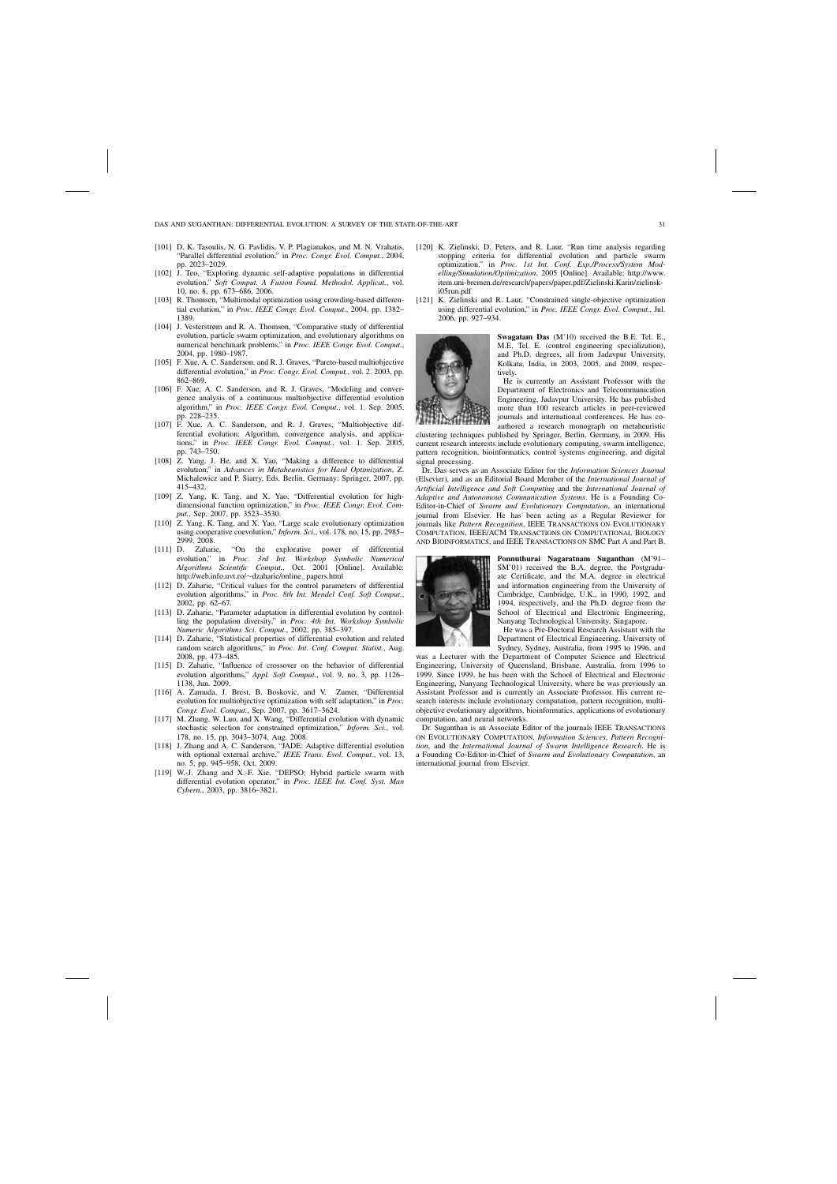[101] D. K. Tasoulis, N. G. Pavlidis, V. P. Plagianakos, and M. N. Vrahatis, "Parallel differential evolution," in *Proc. Congr. Evol. Comput.*, 2004, pp. 2023–2029.

[102] J. Teo, "Exploring dynamic self-adaptive populations in differential evolution," *Soft Comput. A Fusion Found. Methodol. Applicat.*, vol. 10, no. 8, pp. 673–686, 2006.

[103] R. Thomsen, "Multimodal optimization using crowding-based differential evolution," in *Proc. IEEE Congr. Evol. Comput.*, 2004, pp. 1382–1389.

[104] J. Vesterstrøm and R. A. Thomson, "Comparative study of differential evolution, particle swarm optimization, and evolutionary algorithms on numerical benchmark problems," in *Proc. IEEE Congr. Evol. Comput.*, 2004, pp. 1980–1987.

[105] F. Xue, A. C. Sanderson, and R. J. Graves, "Pareto-based multiobjective differential evolution," in *Proc. Congr. Evol. Comput.*, vol. 2. 2003, pp. 862–869.

[106] F. Xue, A. C. Sanderson, and R. J. Graves, "Modeling and convergence analysis of a continuous multiobjective differential evolution algorithm," in *Proc. IEEE Congr. Evol. Comput.*, vol. 1. Sep. 2005, pp. 228–235.

[107] F. Xue, A. C. Sanderson, and R. J. Graves, "Multiobjective differential evolution: Algorithm, convergence analysis, and applications," in *Proc. IEEE Congr. Evol. Comput.*, vol. 1. Sep. 2005, pp. 743–750.

[108] Z. Yang, J. He, and X. Yao, "Making a difference to differential evolution," in *Advances in Metaheuristics for Hard Optimization*, Z. Michalewicz and P. Siarry, Eds. Berlin, Germany: Springer, 2007, pp. 415–432.

[109] Z. Yang, K. Tang, and X. Yao, "Differential evolution for high-dimensional function optimization," in *Proc. IEEE Congr. Evol. Comput.*, Sep. 2007, pp. 3523–3530.

[110] Z. Yang, K. Tang, and X. Yao, "Large scale evolutionary optimization using cooperative coevolution," *Inform. Sci.*, vol. 178, no. 15, pp. 2985–2999, 2008.

[111] D. Zaharie, "On the explorative power of differential evolution," in *Proc. 3rd Int. Workshop Symbolic Numerical Algorithms Scientific Comput.*, Oct. 2001 [Online]. Available: http://web.info.uvt.ro/~dzaharie/online_papers.html

[112] D. Zaharie, "Critical values for the control parameters of differential evolution algorithms," in *Proc. 8th Int. Mendel Conf. Soft Comput.*, 2002, pp. 62–67.

[113] D. Zaharie, "Parameter adaptation in differential evolution by controlling the population diversity," in *Proc. 4th Int. Workshop Symbolic Numeric Algorithms Sci. Comput.*, 2002, pp. 385–397.

[114] D. Zaharie, "Statistical properties of differential evolution and related random search algorithms," in *Proc. Int. Conf. Comput. Statist.*, Aug. 2008, pp. 473–485.

[115] D. Zaharie, "Influence of crossover on the behavior of differential evolution algorithms," *Appl. Soft Comput.*, vol. 9, no. 3, pp. 1126–1138, Jun. 2009.

[116] A. Zamuda, J. Brest, B. Boskovic, and V. Zumer, "Differential evolution for multiobjective optimization with self adaptation," in *Proc. Congr. Evol. Comput.*, Sep. 2007, pp. 3617–3624.

[117] M. Zhang, W. Luo, and X. Wang, "Differential evolution with dynamic stochastic selection for constrained optimization," *Inform. Sci.*, vol. 178, no. 15, pp. 3043–3074, Aug. 2008.

[118] J. Zhang and A. C. Sanderson, "JADE: Adaptive differential evolution with optional external archive," *IEEE Trans. Evol. Comput.*, vol. 13, no. 5, pp. 945–958, Oct. 2009.

[119] W.-J. Zhang and X.-F. Xie, "DEPSO: Hybrid particle swarm with differential evolution operator," in *Proc. IEEE Int. Conf. Syst. Man Cybern.*, 2003, pp. 3816–3821.

[120] K. Zielinski, D. Peters, and R. Laur, "Run time analysis regarding stopping criteria for differential evolution and particle swarm optimization," in *Proc. 1st Int. Conf. Exp./Process/System Modelling/Simulation/Optimization*, 2005 [Online]. Available: http://www.item.uni-bremen.de/research/papers/paper.pdf/Zielinski.Karin/zielinski05run.pdf

[121] K. Zielinski and R. Laur, "Constrained single-objective optimization using differential evolution," in *Proc. IEEE Congr. Evol. Comput.*, Jul. 2006, pp. 927–934.

**Swagatam Das** (M'10) received the B.E. Tel. E., M.E. Tel. E. (control engineering specialization), and Ph.D. degrees, all from Jadavpur University, Kolkata, India, in 2003, 2005, and 2009, respectively.

He is currently an Assistant Professor with the Department of Electronics and Telecommunication Engineering, Jadavpur University. He has published more than 100 research articles in peer-reviewed journals and international conferences. He has co-authored a research monograph on metaheuristic clustering techniques published by Springer, Berlin, Germany, in 2009. His current research interests include evolutionary computing, swarm intelligence, pattern recognition, bioinformatics, control systems engineering, and digital signal processing.

Dr. Das serves as an Associate Editor for the *Information Sciences Journal* (Elsevier), and as an Editorial Board Member of the *International Journal of Artificial Intelligence and Soft Computing* and the *International Journal of Adaptive and Autonomous Communication Systems*. He is a Founding Co-Editor-in-Chief of *Swarm and Evolutionary Computation*, an international journal from Elsevier. He has been acting as a Regular Reviewer for journals like *Pattern Recognition*, IEEE TRANSACTIONS ON EVOLUTIONARY COMPUTATION, IEEE/ACM TRANSACTIONS ON COMPUTATIONAL BIOLOGY AND BIOINFORMATICS, and IEEE TRANSACTIONS ON SMC Part A and Part B.

**Ponnuthurai Nagaratnam Suganthan** (M'91–SM'01) received the B.A. degree, the Postgraduate Certificate, and the M.A. degree in electrical and information engineering from the University of Cambridge, Cambridge, U.K., in 1990, 1992, and 1994, respectively, and the Ph.D. degree from the School of Electrical and Electronic Engineering, Nanyang Technological University, Singapore.

He was a Pre-Doctoral Research Assistant with the Department of Electrical Engineering, University of Sydney, Sydney, Australia, from 1995 to 1996, and was a Lecturer with the Department of Computer Science and Electrical Engineering, University of Queensland, Brisbane, Australia, from 1996 to 1999. Since 1999, he has been with the School of Electrical and Electronic Engineering, Nanyang Technological University, where he was previously an Assistant Professor and is currently an Associate Professor. His current research interests include evolutionary computation, pattern recognition, multiobjective evolutionary algorithms, bioinformatics, applications of evolutionary computation, and neural networks.

Dr. Suganthan is an Associate Editor of the journals IEEE TRANSACTIONS ON EVOLUTIONARY COMPUTATION, *Information Sciences*, *Pattern Recognition*, and the *International Journal of Swarm Intelligence Research*. He is a Founding Co-Editor-in-Chief of *Swarm and Evolutionary Computation*, an international journal from Elsevier.